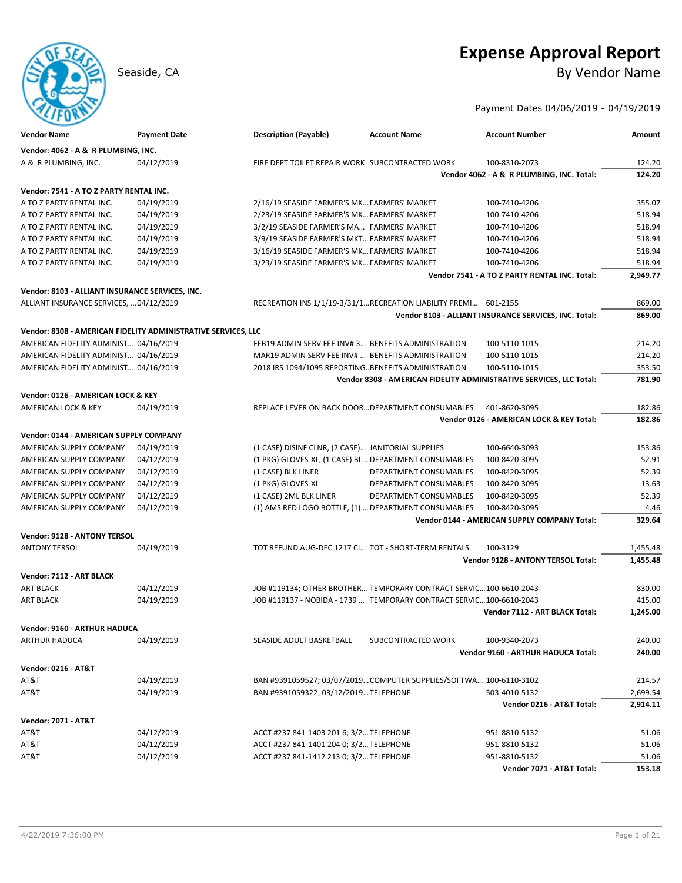# Expense Approval Report

Seaside, CA

By Vendor Name

Payment Dates 04/06/2019 - 04/19/2019

| Vendor Name | Payment Date | Description (Payable) | Account Name | Account Number | Amount |
|---|---|---|---|---|---|
| **Vendor: 4062 - A & R PLUMBING, INC.** | | | | | |
| A & R PLUMBING, INC. | 04/12/2019 | FIRE DEPT TOILET REPAIR WORK | SUBCONTRACTED WORK | 100-8310-2073 | 124.20 |
| | | | | **Vendor 4062 - A & R PLUMBING, INC. Total:** | **124.20** |
| **Vendor: 7541 - A TO Z PARTY RENTAL INC.** | | | | | |
| A TO Z PARTY RENTAL INC. | 04/19/2019 | 2/16/19 SEASIDE FARMER'S MK... | FARMERS' MARKET | 100-7410-4206 | 355.07 |
| A TO Z PARTY RENTAL INC. | 04/19/2019 | 2/23/19 SEASIDE FARMER'S MK... | FARMERS' MARKET | 100-7410-4206 | 518.94 |
| A TO Z PARTY RENTAL INC. | 04/19/2019 | 3/2/19 SEASIDE FARMER'S MA... | FARMERS' MARKET | 100-7410-4206 | 518.94 |
| A TO Z PARTY RENTAL INC. | 04/19/2019 | 3/9/19 SEASIDE FARMER'S MKT... | FARMERS' MARKET | 100-7410-4206 | 518.94 |
| A TO Z PARTY RENTAL INC. | 04/19/2019 | 3/16/19 SEASIDE FARMER'S MK... | FARMERS' MARKET | 100-7410-4206 | 518.94 |
| A TO Z PARTY RENTAL INC. | 04/19/2019 | 3/23/19 SEASIDE FARMER'S MK... | FARMERS' MARKET | 100-7410-4206 | 518.94 |
| | | | | **Vendor 7541 - A TO Z PARTY RENTAL INC. Total:** | **2,949.77** |
| **Vendor: 8103 - ALLIANT INSURANCE SERVICES, INC.** | | | | | |
| ALLIANT INSURANCE SERVICES, ... | 04/12/2019 | RECREATION INS 1/1/19-3/31/1... | RECREATION LIABILITY PREMI... | 601-2155 | 869.00 |
| | | | | **Vendor 8103 - ALLIANT INSURANCE SERVICES, INC. Total:** | **869.00** |
| **Vendor: 8308 - AMERICAN FIDELITY ADMINISTRATIVE SERVICES, LLC** | | | | | |
| AMERICAN FIDELITY ADMINIST... | 04/16/2019 | FEB19 ADMIN SERV FEE INV# 3... | BENEFITS ADMINISTRATION | 100-5110-1015 | 214.20 |
| AMERICAN FIDELITY ADMINIST... | 04/16/2019 | MAR19 ADMIN SERV FEE INV# ... | BENEFITS ADMINISTRATION | 100-5110-1015 | 214.20 |
| AMERICAN FIDELITY ADMINIST... | 04/16/2019 | 2018 IRS 1094/1095 REPORTING... | BENEFITS ADMINISTRATION | 100-5110-1015 | 353.50 |
| | | | | **Vendor 8308 - AMERICAN FIDELITY ADMINISTRATIVE SERVICES, LLC Total:** | **781.90** |
| **Vendor: 0126 - AMERICAN LOCK & KEY** | | | | | |
| AMERICAN LOCK & KEY | 04/19/2019 | REPLACE LEVER ON BACK DOOR... | DEPARTMENT CONSUMABLES | 401-8620-3095 | 182.86 |
| | | | | **Vendor 0126 - AMERICAN LOCK & KEY Total:** | **182.86** |
| **Vendor: 0144 - AMERICAN SUPPLY COMPANY** | | | | | |
| AMERICAN SUPPLY COMPANY | 04/19/2019 | (1 CASE) DISINF CLNR, (2 CASE)... | JANITORIAL SUPPLIES | 100-6640-3093 | 153.86 |
| AMERICAN SUPPLY COMPANY | 04/12/2019 | (1 PKG) GLOVES-XL, (1 CASE) BL... | DEPARTMENT CONSUMABLES | 100-8420-3095 | 52.91 |
| AMERICAN SUPPLY COMPANY | 04/12/2019 | (1 CASE) BLK LINER | DEPARTMENT CONSUMABLES | 100-8420-3095 | 52.39 |
| AMERICAN SUPPLY COMPANY | 04/12/2019 | (1 PKG) GLOVES-XL | DEPARTMENT CONSUMABLES | 100-8420-3095 | 13.63 |
| AMERICAN SUPPLY COMPANY | 04/12/2019 | (1 CASE) 2ML BLK LINER | DEPARTMENT CONSUMABLES | 100-8420-3095 | 52.39 |
| AMERICAN SUPPLY COMPANY | 04/12/2019 | (1) AMS RED LOGO BOTTLE, (1) ... | DEPARTMENT CONSUMABLES | 100-8420-3095 | 4.46 |
| | | | | **Vendor 0144 - AMERICAN SUPPLY COMPANY Total:** | **329.64** |
| **Vendor: 9128 - ANTONY TERSOL** | | | | | |
| ANTONY TERSOL | 04/19/2019 | TOT REFUND AUG-DEC 1217 CI... | TOT - SHORT-TERM RENTALS | 100-3129 | 1,455.48 |
| | | | | **Vendor 9128 - ANTONY TERSOL Total:** | **1,455.48** |
| **Vendor: 7112 - ART BLACK** | | | | | |
| ART BLACK | 04/12/2019 | JOB #119134; OTHER BROTHER... | TEMPORARY CONTRACT SERVIC... | 100-6610-2043 | 830.00 |
| ART BLACK | 04/19/2019 | JOB #119137 - NOBIDA - 1739 ... | TEMPORARY CONTRACT SERVIC... | 100-6610-2043 | 415.00 |
| | | | | **Vendor 7112 - ART BLACK Total:** | **1,245.00** |
| **Vendor: 9160 - ARTHUR HADUCA** | | | | | |
| ARTHUR HADUCA | 04/19/2019 | SEASIDE ADULT BASKETBALL | SUBCONTRACTED WORK | 100-9340-2073 | 240.00 |
| | | | | **Vendor 9160 - ARTHUR HADUCA Total:** | **240.00** |
| **Vendor: 0216 - AT&T** | | | | | |
| AT&T | 04/19/2019 | BAN #9391059527; 03/07/2019... | COMPUTER SUPPLIES/SOFTWA... | 100-6110-3102 | 214.57 |
| AT&T | 04/19/2019 | BAN #9391059322; 03/12/2019... | TELEPHONE | 503-4010-5132 | 2,699.54 |
| | | | | **Vendor 0216 - AT&T Total:** | **2,914.11** |
| **Vendor: 7071 - AT&T** | | | | | |
| AT&T | 04/12/2019 | ACCT #237 841-1403 201 6; 3/2... | TELEPHONE | 951-8810-5132 | 51.06 |
| AT&T | 04/12/2019 | ACCT #237 841-1401 204 0; 3/2... | TELEPHONE | 951-8810-5132 | 51.06 |
| AT&T | 04/12/2019 | ACCT #237 841-1412 213 0; 3/2... | TELEPHONE | 951-8810-5132 | 51.06 |
| | | | | **Vendor 7071 - AT&T Total:** | **153.18** |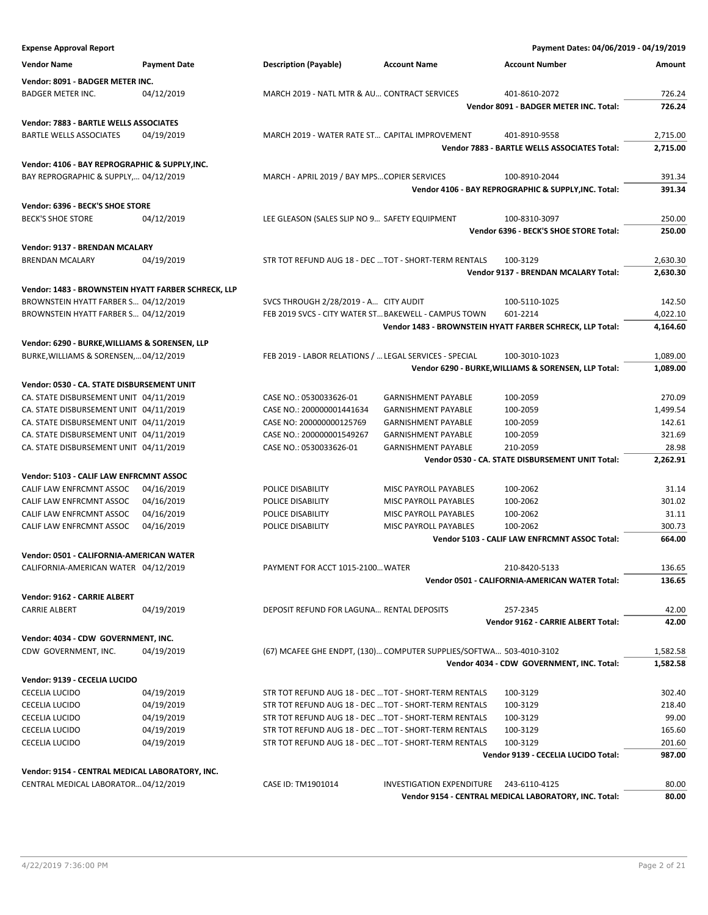**Expense Approval Report** — Payment Dates: 04/06/2019 - 04/19/2019

| Vendor Name | Payment Date | Description (Payable) | Account Name | Account Number | Amount |
|---|---|---|---|---|---|
| **Vendor: 8091 - BADGER METER INC.** | | | | | |
| BADGER METER INC. | 04/12/2019 | MARCH 2019 - NATL MTR & AU… | CONTRACT SERVICES | 401-8610-2072 | 726.24 |
| | | | | **Vendor 8091 - BADGER METER INC. Total:** | **726.24** |
| **Vendor: 7883 - BARTLE WELLS ASSOCIATES** | | | | | |
| BARTLE WELLS ASSOCIATES | 04/19/2019 | MARCH 2019 - WATER RATE ST… | CAPITAL IMPROVEMENT | 401-8910-9558 | 2,715.00 |
| | | | | **Vendor 7883 - BARTLE WELLS ASSOCIATES Total:** | **2,715.00** |
| **Vendor: 4106 - BAY REPROGRAPHIC & SUPPLY,INC.** | | | | | |
| BAY REPROGRAPHIC & SUPPLY,… | 04/12/2019 | MARCH - APRIL 2019 / BAY MPS… | COPIER SERVICES | 100-8910-2044 | 391.34 |
| | | | | **Vendor 4106 - BAY REPROGRAPHIC & SUPPLY,INC. Total:** | **391.34** |
| **Vendor: 6396 - BECK'S SHOE STORE** | | | | | |
| BECK'S SHOE STORE | 04/12/2019 | LEE GLEASON (SALES SLIP NO 9… | SAFETY EQUIPMENT | 100-8310-3097 | 250.00 |
| | | | | **Vendor 6396 - BECK'S SHOE STORE Total:** | **250.00** |
| **Vendor: 9137 - BRENDAN MCALARY** | | | | | |
| BRENDAN MCALARY | 04/19/2019 | STR TOT REFUND AUG 18 - DEC … | TOT - SHORT-TERM RENTALS | 100-3129 | 2,630.30 |
| | | | | **Vendor 9137 - BRENDAN MCALARY Total:** | **2,630.30** |
| **Vendor: 1483 - BROWNSTEIN HYATT FARBER SCHRECK, LLP** | | | | | |
| BROWNSTEIN HYATT FARBER S… | 04/12/2019 | SVCS THROUGH 2/28/2019 - A… | CITY AUDIT | 100-5110-1025 | 142.50 |
| BROWNSTEIN HYATT FARBER S… | 04/12/2019 | FEB 2019 SVCS - CITY WATER ST… | BAKEWELL - CAMPUS TOWN | 601-2214 | 4,022.10 |
| | | | | **Vendor 1483 - BROWNSTEIN HYATT FARBER SCHRECK, LLP Total:** | **4,164.60** |
| **Vendor: 6290 - BURKE,WILLIAMS & SORENSEN, LLP** | | | | | |
| BURKE,WILLIAMS & SORENSEN,… | 04/12/2019 | FEB 2019 - LABOR RELATIONS / … | LEGAL SERVICES - SPECIAL | 100-3010-1023 | 1,089.00 |
| | | | | **Vendor 6290 - BURKE,WILLIAMS & SORENSEN, LLP Total:** | **1,089.00** |
| **Vendor: 0530 - CA. STATE DISBURSEMENT UNIT** | | | | | |
| CA. STATE DISBURSEMENT UNIT | 04/11/2019 | CASE NO.: 0530033626-01 | GARNISHMENT PAYABLE | 100-2059 | 270.09 |
| CA. STATE DISBURSEMENT UNIT | 04/11/2019 | CASE NO.: 200000001441634 | GARNISHMENT PAYABLE | 100-2059 | 1,499.54 |
| CA. STATE DISBURSEMENT UNIT | 04/11/2019 | CASE NO: 200000000125769 | GARNISHMENT PAYABLE | 100-2059 | 142.61 |
| CA. STATE DISBURSEMENT UNIT | 04/11/2019 | CASE NO.: 200000001549267 | GARNISHMENT PAYABLE | 100-2059 | 321.69 |
| CA. STATE DISBURSEMENT UNIT | 04/11/2019 | CASE NO.: 0530033626-01 | GARNISHMENT PAYABLE | 210-2059 | 28.98 |
| | | | | **Vendor 0530 - CA. STATE DISBURSEMENT UNIT Total:** | **2,262.91** |
| **Vendor: 5103 - CALIF LAW ENFRCMNT ASSOC** | | | | | |
| CALIF LAW ENFRCMNT ASSOC | 04/16/2019 | POLICE DISABILITY | MISC PAYROLL PAYABLES | 100-2062 | 31.14 |
| CALIF LAW ENFRCMNT ASSOC | 04/16/2019 | POLICE DISABILITY | MISC PAYROLL PAYABLES | 100-2062 | 301.02 |
| CALIF LAW ENFRCMNT ASSOC | 04/16/2019 | POLICE DISABILITY | MISC PAYROLL PAYABLES | 100-2062 | 31.11 |
| CALIF LAW ENFRCMNT ASSOC | 04/16/2019 | POLICE DISABILITY | MISC PAYROLL PAYABLES | 100-2062 | 300.73 |
| | | | | **Vendor 5103 - CALIF LAW ENFRCMNT ASSOC Total:** | **664.00** |
| **Vendor: 0501 - CALIFORNIA-AMERICAN WATER** | | | | | |
| CALIFORNIA-AMERICAN WATER | 04/12/2019 | PAYMENT FOR ACCT 1015-2100… | WATER | 210-8420-5133 | 136.65 |
| | | | | **Vendor 0501 - CALIFORNIA-AMERICAN WATER Total:** | **136.65** |
| **Vendor: 9162 - CARRIE ALBERT** | | | | | |
| CARRIE ALBERT | 04/19/2019 | DEPOSIT REFUND FOR LAGUNA… | RENTAL DEPOSITS | 257-2345 | 42.00 |
| | | | | **Vendor 9162 - CARRIE ALBERT Total:** | **42.00** |
| **Vendor: 4034 - CDW GOVERNMENT, INC.** | | | | | |
| CDW GOVERNMENT, INC. | 04/19/2019 | (67) MCAFEE GHE ENDPT, (130)… | COMPUTER SUPPLIES/SOFTWA… | 503-4010-3102 | 1,582.58 |
| | | | | **Vendor 4034 - CDW GOVERNMENT, INC. Total:** | **1,582.58** |
| **Vendor: 9139 - CECELIA LUCIDO** | | | | | |
| CECELIA LUCIDO | 04/19/2019 | STR TOT REFUND AUG 18 - DEC … | TOT - SHORT-TERM RENTALS | 100-3129 | 302.40 |
| CECELIA LUCIDO | 04/19/2019 | STR TOT REFUND AUG 18 - DEC … | TOT - SHORT-TERM RENTALS | 100-3129 | 218.40 |
| CECELIA LUCIDO | 04/19/2019 | STR TOT REFUND AUG 18 - DEC … | TOT - SHORT-TERM RENTALS | 100-3129 | 99.00 |
| CECELIA LUCIDO | 04/19/2019 | STR TOT REFUND AUG 18 - DEC … | TOT - SHORT-TERM RENTALS | 100-3129 | 165.60 |
| CECELIA LUCIDO | 04/19/2019 | STR TOT REFUND AUG 18 - DEC … | TOT - SHORT-TERM RENTALS | 100-3129 | 201.60 |
| | | | | **Vendor 9139 - CECELIA LUCIDO Total:** | **987.00** |
| **Vendor: 9154 - CENTRAL MEDICAL LABORATORY, INC.** | | | | | |
| CENTRAL MEDICAL LABORATOR… | 04/12/2019 | CASE ID: TM1901014 | INVESTIGATION EXPENDITURE | 243-6110-4125 | 80.00 |
| | | | | **Vendor 9154 - CENTRAL MEDICAL LABORATORY, INC. Total:** | **80.00** |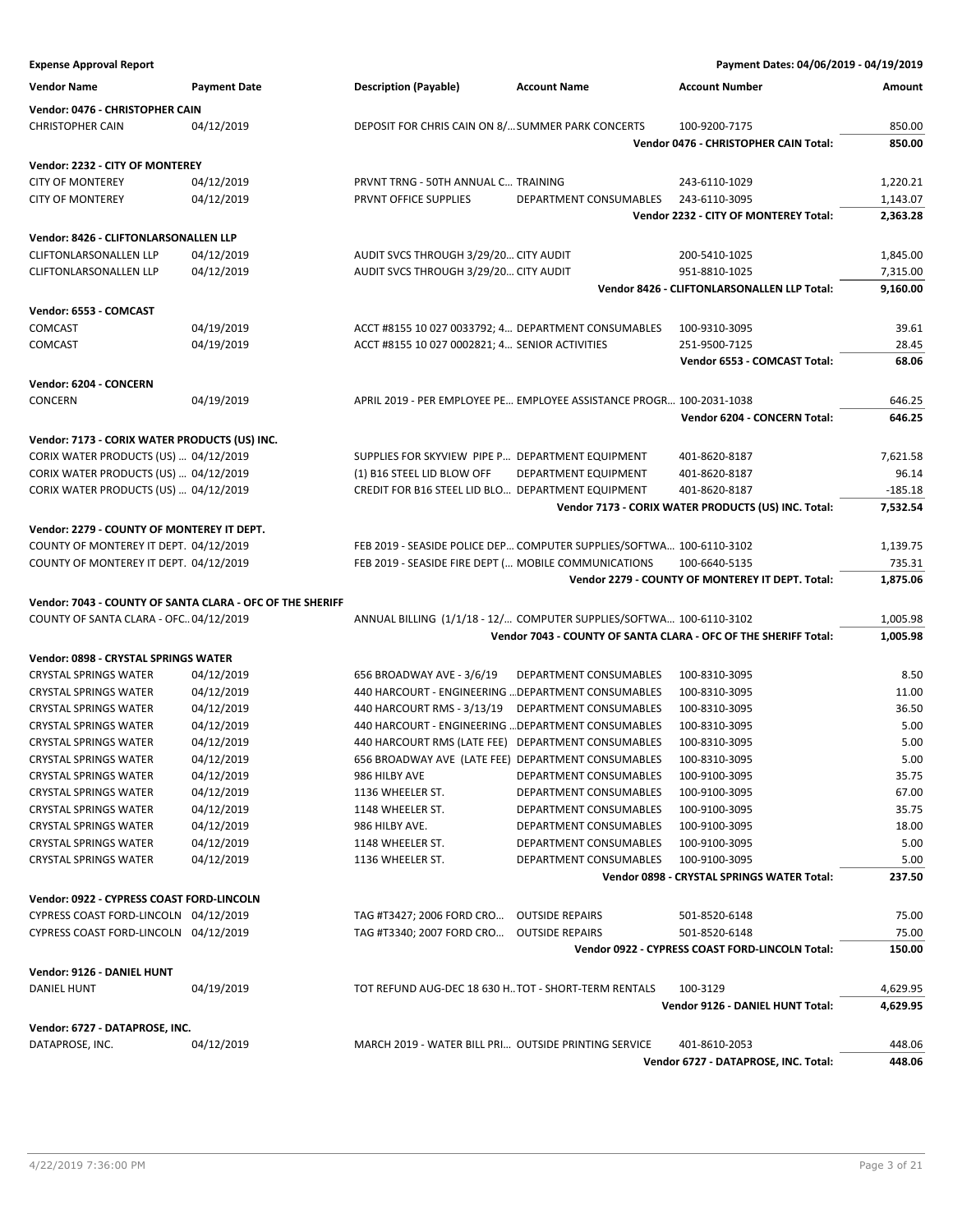**Expense Approval Report** — Payment Dates: 04/06/2019 - 04/19/2019

| Vendor Name | Payment Date | Description (Payable) | Account Name | Account Number | Amount |
|---|---|---|---|---|---|
| **Vendor: 0476 - CHRISTOPHER CAIN** | | | | | |
| CHRISTOPHER CAIN | 04/12/2019 | DEPOSIT FOR CHRIS CAIN ON 8/... | SUMMER PARK CONCERTS | 100-9200-7175 | 850.00 |
| | | | | **Vendor 0476 - CHRISTOPHER CAIN Total:** | **850.00** |
| **Vendor: 2232 - CITY OF MONTEREY** | | | | | |
| CITY OF MONTEREY | 04/12/2019 | PRVNT TRNG - 50TH ANNUAL C... | TRAINING | 243-6110-1029 | 1,220.21 |
| CITY OF MONTEREY | 04/12/2019 | PRVNT OFFICE SUPPLIES | DEPARTMENT CONSUMABLES | 243-6110-3095 | 1,143.07 |
| | | | | **Vendor 2232 - CITY OF MONTEREY Total:** | **2,363.28** |
| **Vendor: 8426 - CLIFTONLARSONALLEN LLP** | | | | | |
| CLIFTONLARSONALLEN LLP | 04/12/2019 | AUDIT SVCS THROUGH 3/29/20... | CITY AUDIT | 200-5410-1025 | 1,845.00 |
| CLIFTONLARSONALLEN LLP | 04/12/2019 | AUDIT SVCS THROUGH 3/29/20... | CITY AUDIT | 951-8810-1025 | 7,315.00 |
| | | | | **Vendor 8426 - CLIFTONLARSONALLEN LLP Total:** | **9,160.00** |
| **Vendor: 6553 - COMCAST** | | | | | |
| COMCAST | 04/19/2019 | ACCT #8155 10 027 0033792; 4... | DEPARTMENT CONSUMABLES | 100-9310-3095 | 39.61 |
| COMCAST | 04/19/2019 | ACCT #8155 10 027 0002821; 4... | SENIOR ACTIVITIES | 251-9500-7125 | 28.45 |
| | | | | **Vendor 6553 - COMCAST Total:** | **68.06** |
| **Vendor: 6204 - CONCERN** | | | | | |
| CONCERN | 04/19/2019 | APRIL 2019 - PER EMPLOYEE PE... | EMPLOYEE ASSISTANCE PROGR... | 100-2031-1038 | 646.25 |
| | | | | **Vendor 6204 - CONCERN Total:** | **646.25** |
| **Vendor: 7173 - CORIX WATER PRODUCTS (US) INC.** | | | | | |
| CORIX WATER PRODUCTS (US) ... | 04/12/2019 | SUPPLIES FOR SKYVIEW PIPE P... | DEPARTMENT EQUIPMENT | 401-8620-8187 | 7,621.58 |
| CORIX WATER PRODUCTS (US) ... | 04/12/2019 | (1) B16 STEEL LID BLOW OFF | DEPARTMENT EQUIPMENT | 401-8620-8187 | 96.14 |
| CORIX WATER PRODUCTS (US) ... | 04/12/2019 | CREDIT FOR B16 STEEL LID BLO... | DEPARTMENT EQUIPMENT | 401-8620-8187 | -185.18 |
| | | | | **Vendor 7173 - CORIX WATER PRODUCTS (US) INC. Total:** | **7,532.54** |
| **Vendor: 2279 - COUNTY OF MONTEREY IT DEPT.** | | | | | |
| COUNTY OF MONTEREY IT DEPT. | 04/12/2019 | FEB 2019 - SEASIDE POLICE DEP... | COMPUTER SUPPLIES/SOFTWA... | 100-6110-3102 | 1,139.75 |
| COUNTY OF MONTEREY IT DEPT. | 04/12/2019 | FEB 2019 - SEASIDE FIRE DEPT (... | MOBILE COMMUNICATIONS | 100-6640-5135 | 735.31 |
| | | | | **Vendor 2279 - COUNTY OF MONTEREY IT DEPT. Total:** | **1,875.06** |
| **Vendor: 7043 - COUNTY OF SANTA CLARA - OFC OF THE SHERIFF** | | | | | |
| COUNTY OF SANTA CLARA - OFC... | 04/12/2019 | ANNUAL BILLING (1/1/18 - 12/... | COMPUTER SUPPLIES/SOFTWA... | 100-6110-3102 | 1,005.98 |
| | | | | **Vendor 7043 - COUNTY OF SANTA CLARA - OFC OF THE SHERIFF Total:** | **1,005.98** |
| **Vendor: 0898 - CRYSTAL SPRINGS WATER** | | | | | |
| CRYSTAL SPRINGS WATER | 04/12/2019 | 656 BROADWAY AVE - 3/6/19 | DEPARTMENT CONSUMABLES | 100-8310-3095 | 8.50 |
| CRYSTAL SPRINGS WATER | 04/12/2019 | 440 HARCOURT - ENGINEERING ... | DEPARTMENT CONSUMABLES | 100-8310-3095 | 11.00 |
| CRYSTAL SPRINGS WATER | 04/12/2019 | 440 HARCOURT RMS - 3/13/19 | DEPARTMENT CONSUMABLES | 100-8310-3095 | 36.50 |
| CRYSTAL SPRINGS WATER | 04/12/2019 | 440 HARCOURT - ENGINEERING ... | DEPARTMENT CONSUMABLES | 100-8310-3095 | 5.00 |
| CRYSTAL SPRINGS WATER | 04/12/2019 | 440 HARCOURT RMS (LATE FEE) | DEPARTMENT CONSUMABLES | 100-8310-3095 | 5.00 |
| CRYSTAL SPRINGS WATER | 04/12/2019 | 656 BROADWAY AVE (LATE FEE) | DEPARTMENT CONSUMABLES | 100-8310-3095 | 5.00 |
| CRYSTAL SPRINGS WATER | 04/12/2019 | 986 HILBY AVE | DEPARTMENT CONSUMABLES | 100-9100-3095 | 35.75 |
| CRYSTAL SPRINGS WATER | 04/12/2019 | 1136 WHEELER ST. | DEPARTMENT CONSUMABLES | 100-9100-3095 | 67.00 |
| CRYSTAL SPRINGS WATER | 04/12/2019 | 1148 WHEELER ST. | DEPARTMENT CONSUMABLES | 100-9100-3095 | 35.75 |
| CRYSTAL SPRINGS WATER | 04/12/2019 | 986 HILBY AVE. | DEPARTMENT CONSUMABLES | 100-9100-3095 | 18.00 |
| CRYSTAL SPRINGS WATER | 04/12/2019 | 1148 WHEELER ST. | DEPARTMENT CONSUMABLES | 100-9100-3095 | 5.00 |
| CRYSTAL SPRINGS WATER | 04/12/2019 | 1136 WHEELER ST. | DEPARTMENT CONSUMABLES | 100-9100-3095 | 5.00 |
| | | | | **Vendor 0898 - CRYSTAL SPRINGS WATER Total:** | **237.50** |
| **Vendor: 0922 - CYPRESS COAST FORD-LINCOLN** | | | | | |
| CYPRESS COAST FORD-LINCOLN | 04/12/2019 | TAG #T3427; 2006 FORD CRO... | OUTSIDE REPAIRS | 501-8520-6148 | 75.00 |
| CYPRESS COAST FORD-LINCOLN | 04/12/2019 | TAG #T3340; 2007 FORD CRO... | OUTSIDE REPAIRS | 501-8520-6148 | 75.00 |
| | | | | **Vendor 0922 - CYPRESS COAST FORD-LINCOLN Total:** | **150.00** |
| **Vendor: 9126 - DANIEL HUNT** | | | | | |
| DANIEL HUNT | 04/19/2019 | TOT REFUND AUG-DEC 18 630 H... | TOT - SHORT-TERM RENTALS | 100-3129 | 4,629.95 |
| | | | | **Vendor 9126 - DANIEL HUNT Total:** | **4,629.95** |
| **Vendor: 6727 - DATAPROSE, INC.** | | | | | |
| DATAPROSE, INC. | 04/12/2019 | MARCH 2019 - WATER BILL PRI... | OUTSIDE PRINTING SERVICE | 401-8610-2053 | 448.06 |
| | | | | **Vendor 6727 - DATAPROSE, INC. Total:** | **448.06** |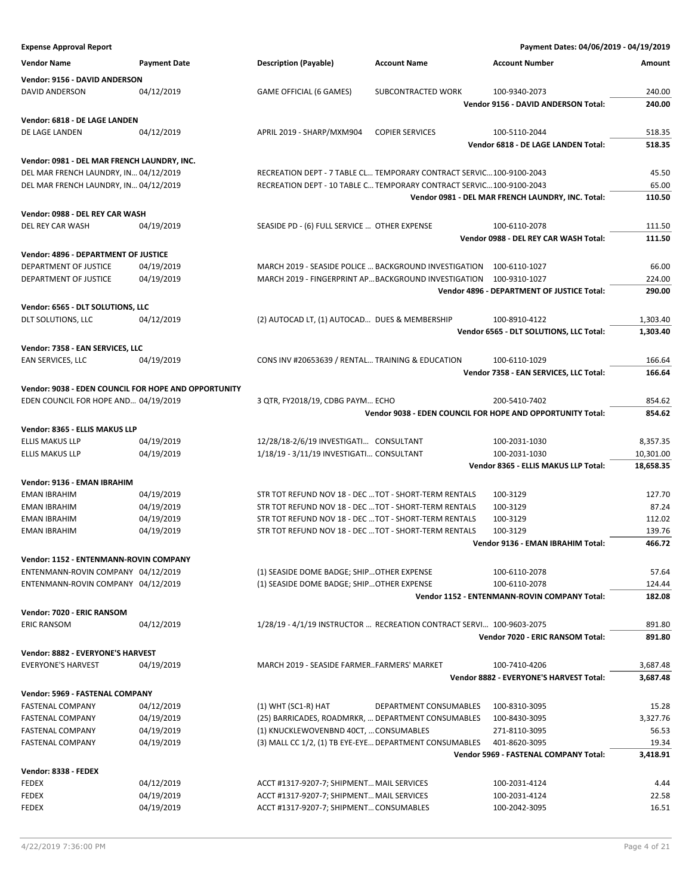**Expense Approval Report** — Payment Dates: 04/06/2019 - 04/19/2019

| Vendor Name | Payment Date | Description (Payable) | Account Name | Account Number | Amount |
|---|---|---|---|---|---|
| **Vendor: 9156 - DAVID ANDERSON** | | | | | |
| DAVID ANDERSON | 04/12/2019 | GAME OFFICIAL (6 GAMES) | SUBCONTRACTED WORK | 100-9340-2073 | 240.00 |
| | | | | **Vendor 9156 - DAVID ANDERSON Total:** | **240.00** |
| **Vendor: 6818 - DE LAGE LANDEN** | | | | | |
| DE LAGE LANDEN | 04/12/2019 | APRIL 2019 - SHARP/MXM904 | COPIER SERVICES | 100-5110-2044 | 518.35 |
| | | | | **Vendor 6818 - DE LAGE LANDEN Total:** | **518.35** |
| **Vendor: 0981 - DEL MAR FRENCH LAUNDRY, INC.** | | | | | |
| DEL MAR FRENCH LAUNDRY, IN… | 04/12/2019 | RECREATION DEPT - 7 TABLE CL… | TEMPORARY CONTRACT SERVIC… | 100-9100-2043 | 45.50 |
| DEL MAR FRENCH LAUNDRY, IN… | 04/12/2019 | RECREATION DEPT - 10 TABLE C… | TEMPORARY CONTRACT SERVIC… | 100-9100-2043 | 65.00 |
| | | | | **Vendor 0981 - DEL MAR FRENCH LAUNDRY, INC. Total:** | **110.50** |
| **Vendor: 0988 - DEL REY CAR WASH** | | | | | |
| DEL REY CAR WASH | 04/19/2019 | SEASIDE PD - (6) FULL SERVICE … | OTHER EXPENSE | 100-6110-2078 | 111.50 |
| | | | | **Vendor 0988 - DEL REY CAR WASH Total:** | **111.50** |
| **Vendor: 4896 - DEPARTMENT OF JUSTICE** | | | | | |
| DEPARTMENT OF JUSTICE | 04/19/2019 | MARCH 2019 - SEASIDE POLICE … | BACKGROUND INVESTIGATION | 100-6110-1027 | 66.00 |
| DEPARTMENT OF JUSTICE | 04/19/2019 | MARCH 2019 - FINGERPRINT AP… | BACKGROUND INVESTIGATION | 100-9310-1027 | 224.00 |
| | | | | **Vendor 4896 - DEPARTMENT OF JUSTICE Total:** | **290.00** |
| **Vendor: 6565 - DLT SOLUTIONS, LLC** | | | | | |
| DLT SOLUTIONS, LLC | 04/12/2019 | (2) AUTOCAD LT, (1) AUTOCAD… | DUES & MEMBERSHIP | 100-8910-4122 | 1,303.40 |
| | | | | **Vendor 6565 - DLT SOLUTIONS, LLC Total:** | **1,303.40** |
| **Vendor: 7358 - EAN SERVICES, LLC** | | | | | |
| EAN SERVICES, LLC | 04/19/2019 | CONS INV #20653639 / RENTAL… | TRAINING & EDUCATION | 100-6110-1029 | 166.64 |
| | | | | **Vendor 7358 - EAN SERVICES, LLC Total:** | **166.64** |
| **Vendor: 9038 - EDEN COUNCIL FOR HOPE AND OPPORTUNITY** | | | | | |
| EDEN COUNCIL FOR HOPE AND… | 04/19/2019 | 3 QTR, FY2018/19, CDBG PAYM… | ECHO | 200-5410-7402 | 854.62 |
| | | | | **Vendor 9038 - EDEN COUNCIL FOR HOPE AND OPPORTUNITY Total:** | **854.62** |
| **Vendor: 8365 - ELLIS MAKUS LLP** | | | | | |
| ELLIS MAKUS LLP | 04/19/2019 | 12/28/18-2/6/19 INVESTIGATI… | CONSULTANT | 100-2031-1030 | 8,357.35 |
| ELLIS MAKUS LLP | 04/19/2019 | 1/18/19 - 3/11/19 INVESTIGATI… | CONSULTANT | 100-2031-1030 | 10,301.00 |
| | | | | **Vendor 8365 - ELLIS MAKUS LLP Total:** | **18,658.35** |
| **Vendor: 9136 - EMAN IBRAHIM** | | | | | |
| EMAN IBRAHIM | 04/19/2019 | STR TOT REFUND NOV 18 - DEC … | TOT - SHORT-TERM RENTALS | 100-3129 | 127.70 |
| EMAN IBRAHIM | 04/19/2019 | STR TOT REFUND NOV 18 - DEC … | TOT - SHORT-TERM RENTALS | 100-3129 | 87.24 |
| EMAN IBRAHIM | 04/19/2019 | STR TOT REFUND NOV 18 - DEC … | TOT - SHORT-TERM RENTALS | 100-3129 | 112.02 |
| EMAN IBRAHIM | 04/19/2019 | STR TOT REFUND NOV 18 - DEC … | TOT - SHORT-TERM RENTALS | 100-3129 | 139.76 |
| | | | | **Vendor 9136 - EMAN IBRAHIM Total:** | **466.72** |
| **Vendor: 1152 - ENTENMANN-ROVIN COMPANY** | | | | | |
| ENTENMANN-ROVIN COMPANY | 04/12/2019 | (1) SEASIDE DOME BADGE; SHIP… | OTHER EXPENSE | 100-6110-2078 | 57.64 |
| ENTENMANN-ROVIN COMPANY | 04/12/2019 | (1) SEASIDE DOME BADGE; SHIP… | OTHER EXPENSE | 100-6110-2078 | 124.44 |
| | | | | **Vendor 1152 - ENTENMANN-ROVIN COMPANY Total:** | **182.08** |
| **Vendor: 7020 - ERIC RANSOM** | | | | | |
| ERIC RANSOM | 04/12/2019 | 1/28/19 - 4/1/19 INSTRUCTOR … | RECREATION CONTRACT SERVI… | 100-9603-2075 | 891.80 |
| | | | | **Vendor 7020 - ERIC RANSOM Total:** | **891.80** |
| **Vendor: 8882 - EVERYONE'S HARVEST** | | | | | |
| EVERYONE'S HARVEST | 04/19/2019 | MARCH 2019 - SEASIDE FARMER… | FARMERS' MARKET | 100-7410-4206 | 3,687.48 |
| | | | | **Vendor 8882 - EVERYONE'S HARVEST Total:** | **3,687.48** |
| **Vendor: 5969 - FASTENAL COMPANY** | | | | | |
| FASTENAL COMPANY | 04/12/2019 | (1) WHT (SC1-R) HAT | DEPARTMENT CONSUMABLES | 100-8310-3095 | 15.28 |
| FASTENAL COMPANY | 04/19/2019 | (25) BARRICADES, ROADMRKR, … | DEPARTMENT CONSUMABLES | 100-8430-3095 | 3,327.76 |
| FASTENAL COMPANY | 04/19/2019 | (1) KNUCKLEWOVENBND 40CT, … | CONSUMABLES | 271-8110-3095 | 56.53 |
| FASTENAL COMPANY | 04/19/2019 | (3) MALL CC 1/2, (1) TB EYE-EYE… | DEPARTMENT CONSUMABLES | 401-8620-3095 | 19.34 |
| | | | | **Vendor 5969 - FASTENAL COMPANY Total:** | **3,418.91** |
| **Vendor: 8338 - FEDEX** | | | | | |
| FEDEX | 04/12/2019 | ACCT #1317-9207-7; SHIPMENT… | MAIL SERVICES | 100-2031-4124 | 4.44 |
| FEDEX | 04/19/2019 | ACCT #1317-9207-7; SHIPMENT… | MAIL SERVICES | 100-2031-4124 | 22.58 |
| FEDEX | 04/19/2019 | ACCT #1317-9207-7; SHIPMENT… | CONSUMABLES | 100-2042-3095 | 16.51 |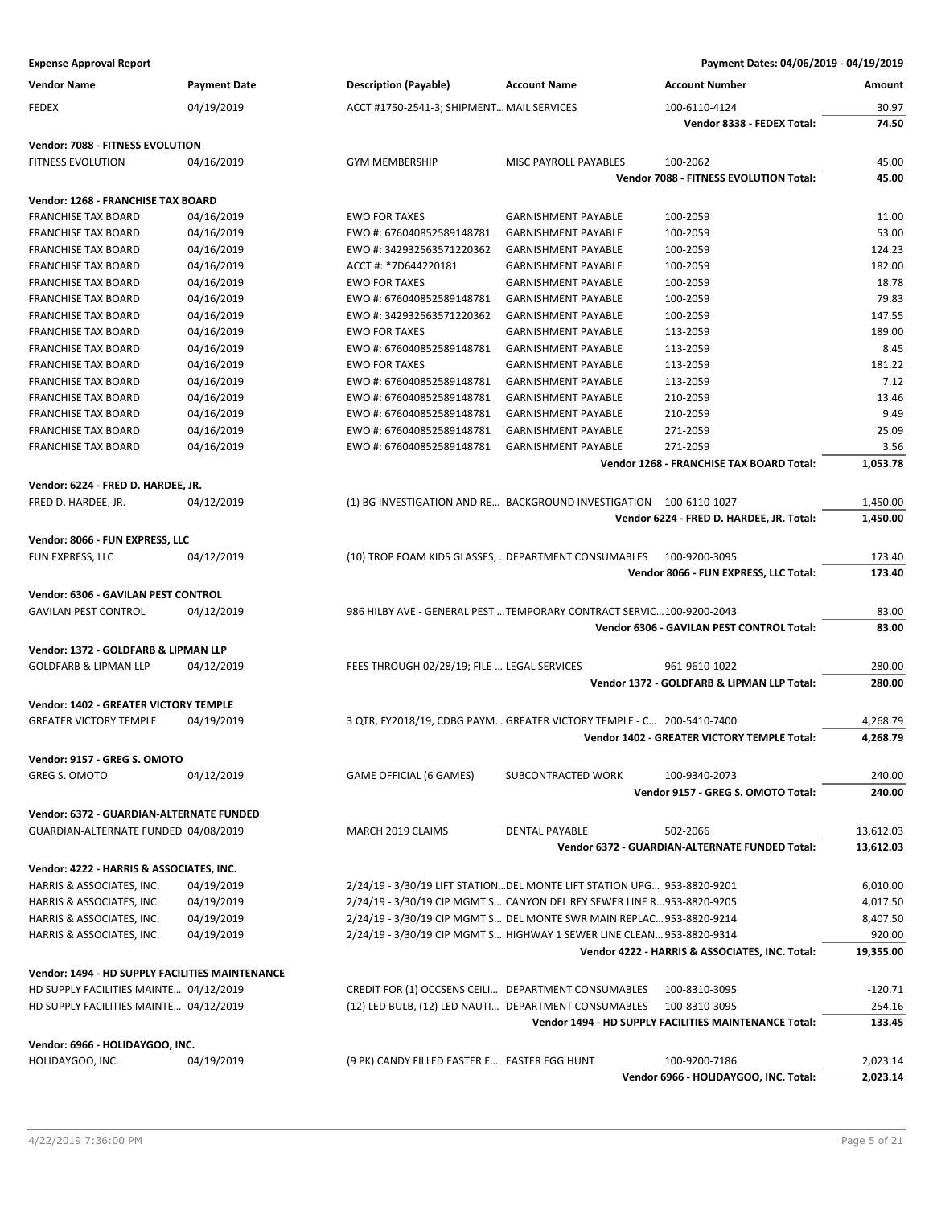**Expense Approval Report** — Payment Dates: 04/06/2019 - 04/19/2019

| Vendor Name | Payment Date | Description (Payable) | Account Name | Account Number | Amount |
|---|---|---|---|---|---|
| FEDEX | 04/19/2019 | ACCT #1750-2541-3; SHIPMENT... | MAIL SERVICES | 100-6110-4124 | 30.97 |
| | | | | **Vendor 8338 - FEDEX Total:** | **74.50** |
| **Vendor: 7088 - FITNESS EVOLUTION** | | | | | |
| FITNESS EVOLUTION | 04/16/2019 | GYM MEMBERSHIP | MISC PAYROLL PAYABLES | 100-2062 | 45.00 |
| | | | | **Vendor 7088 - FITNESS EVOLUTION Total:** | **45.00** |
| **Vendor: 1268 - FRANCHISE TAX BOARD** | | | | | |
| FRANCHISE TAX BOARD | 04/16/2019 | EWO FOR TAXES | GARNISHMENT PAYABLE | 100-2059 | 11.00 |
| FRANCHISE TAX BOARD | 04/16/2019 | EWO #: 676040852589148781 | GARNISHMENT PAYABLE | 100-2059 | 53.00 |
| FRANCHISE TAX BOARD | 04/16/2019 | EWO #: 342932563571220362 | GARNISHMENT PAYABLE | 100-2059 | 124.23 |
| FRANCHISE TAX BOARD | 04/16/2019 | ACCT #: *7D644220181 | GARNISHMENT PAYABLE | 100-2059 | 182.00 |
| FRANCHISE TAX BOARD | 04/16/2019 | EWO FOR TAXES | GARNISHMENT PAYABLE | 100-2059 | 18.78 |
| FRANCHISE TAX BOARD | 04/16/2019 | EWO #: 676040852589148781 | GARNISHMENT PAYABLE | 100-2059 | 79.83 |
| FRANCHISE TAX BOARD | 04/16/2019 | EWO #: 342932563571220362 | GARNISHMENT PAYABLE | 100-2059 | 147.55 |
| FRANCHISE TAX BOARD | 04/16/2019 | EWO FOR TAXES | GARNISHMENT PAYABLE | 113-2059 | 189.00 |
| FRANCHISE TAX BOARD | 04/16/2019 | EWO #: 676040852589148781 | GARNISHMENT PAYABLE | 113-2059 | 8.45 |
| FRANCHISE TAX BOARD | 04/16/2019 | EWO FOR TAXES | GARNISHMENT PAYABLE | 113-2059 | 181.22 |
| FRANCHISE TAX BOARD | 04/16/2019 | EWO #: 676040852589148781 | GARNISHMENT PAYABLE | 113-2059 | 7.12 |
| FRANCHISE TAX BOARD | 04/16/2019 | EWO #: 676040852589148781 | GARNISHMENT PAYABLE | 210-2059 | 13.46 |
| FRANCHISE TAX BOARD | 04/16/2019 | EWO #: 676040852589148781 | GARNISHMENT PAYABLE | 210-2059 | 9.49 |
| FRANCHISE TAX BOARD | 04/16/2019 | EWO #: 676040852589148781 | GARNISHMENT PAYABLE | 271-2059 | 25.09 |
| FRANCHISE TAX BOARD | 04/16/2019 | EWO #: 676040852589148781 | GARNISHMENT PAYABLE | 271-2059 | 3.56 |
| | | | | **Vendor 1268 - FRANCHISE TAX BOARD Total:** | **1,053.78** |
| **Vendor: 6224 - FRED D. HARDEE, JR.** | | | | | |
| FRED D. HARDEE, JR. | 04/12/2019 | (1) BG INVESTIGATION AND RE... | BACKGROUND INVESTIGATION | 100-6110-1027 | 1,450.00 |
| | | | | **Vendor 6224 - FRED D. HARDEE, JR. Total:** | **1,450.00** |
| **Vendor: 8066 - FUN EXPRESS, LLC** | | | | | |
| FUN EXPRESS, LLC | 04/12/2019 | (10) TROP FOAM KIDS GLASSES, ... | DEPARTMENT CONSUMABLES | 100-9200-3095 | 173.40 |
| | | | | **Vendor 8066 - FUN EXPRESS, LLC Total:** | **173.40** |
| **Vendor: 6306 - GAVILAN PEST CONTROL** | | | | | |
| GAVILAN PEST CONTROL | 04/12/2019 | 986 HILBY AVE - GENERAL PEST ... | TEMPORARY CONTRACT SERVIC... | 100-9200-2043 | 83.00 |
| | | | | **Vendor 6306 - GAVILAN PEST CONTROL Total:** | **83.00** |
| **Vendor: 1372 - GOLDFARB & LIPMAN LLP** | | | | | |
| GOLDFARB & LIPMAN LLP | 04/12/2019 | FEES THROUGH 02/28/19; FILE ... | LEGAL SERVICES | 961-9610-1022 | 280.00 |
| | | | | **Vendor 1372 - GOLDFARB & LIPMAN LLP Total:** | **280.00** |
| **Vendor: 1402 - GREATER VICTORY TEMPLE** | | | | | |
| GREATER VICTORY TEMPLE | 04/19/2019 | 3 QTR, FY2018/19, CDBG PAYM... | GREATER VICTORY TEMPLE - C... | 200-5410-7400 | 4,268.79 |
| | | | | **Vendor 1402 - GREATER VICTORY TEMPLE Total:** | **4,268.79** |
| **Vendor: 9157 - GREG S. OMOTO** | | | | | |
| GREG S. OMOTO | 04/12/2019 | GAME OFFICIAL (6 GAMES) | SUBCONTRACTED WORK | 100-9340-2073 | 240.00 |
| | | | | **Vendor 9157 - GREG S. OMOTO Total:** | **240.00** |
| **Vendor: 6372 - GUARDIAN-ALTERNATE FUNDED** | | | | | |
| GUARDIAN-ALTERNATE FUNDED | 04/08/2019 | MARCH 2019 CLAIMS | DENTAL PAYABLE | 502-2066 | 13,612.03 |
| | | | | **Vendor 6372 - GUARDIAN-ALTERNATE FUNDED Total:** | **13,612.03** |
| **Vendor: 4222 - HARRIS & ASSOCIATES, INC.** | | | | | |
| HARRIS & ASSOCIATES, INC. | 04/19/2019 | 2/24/19 - 3/30/19 LIFT STATION... | DEL MONTE LIFT STATION UPG... | 953-8820-9201 | 6,010.00 |
| HARRIS & ASSOCIATES, INC. | 04/19/2019 | 2/24/19 - 3/30/19 CIP MGMT S... | CANYON DEL REY SEWER LINE R... | 953-8820-9205 | 4,017.50 |
| HARRIS & ASSOCIATES, INC. | 04/19/2019 | 2/24/19 - 3/30/19 CIP MGMT S... | DEL MONTE SWR MAIN REPLAC... | 953-8820-9214 | 8,407.50 |
| HARRIS & ASSOCIATES, INC. | 04/19/2019 | 2/24/19 - 3/30/19 CIP MGMT S... | HIGHWAY 1 SEWER LINE CLEAN... | 953-8820-9314 | 920.00 |
| | | | | **Vendor 4222 - HARRIS & ASSOCIATES, INC. Total:** | **19,355.00** |
| **Vendor: 1494 - HD SUPPLY FACILITIES MAINTENANCE** | | | | | |
| HD SUPPLY FACILITIES MAINTE... | 04/12/2019 | CREDIT FOR (1) OCCSENS CEILI... | DEPARTMENT CONSUMABLES | 100-8310-3095 | -120.71 |
| HD SUPPLY FACILITIES MAINTE... | 04/12/2019 | (12) LED BULB, (12) LED NAUTI... | DEPARTMENT CONSUMABLES | 100-8310-3095 | 254.16 |
| | | | | **Vendor 1494 - HD SUPPLY FACILITIES MAINTENANCE Total:** | **133.45** |
| **Vendor: 6966 - HOLIDAYGOO, INC.** | | | | | |
| HOLIDAYGOO, INC. | 04/19/2019 | (9 PK) CANDY FILLED EASTER E... | EASTER EGG HUNT | 100-9200-7186 | 2,023.14 |
| | | | | **Vendor 6966 - HOLIDAYGOO, INC. Total:** | **2,023.14** |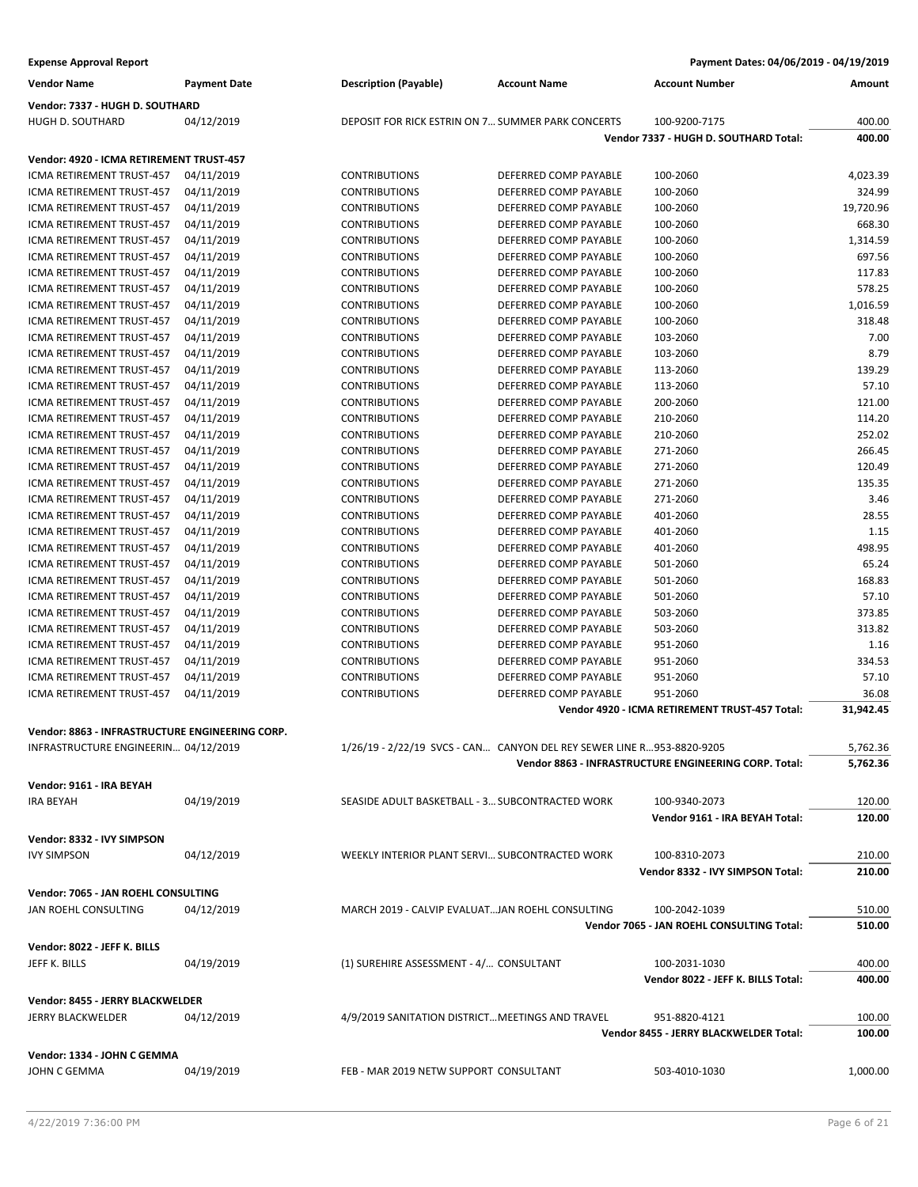**Expense Approval Report** — Payment Dates: 04/06/2019 - 04/19/2019

| Vendor Name | Payment Date | Description (Payable) | Account Name | Account Number | Amount |
|---|---|---|---|---|---|
| **Vendor: 7337 - HUGH D. SOUTHARD** | | | | | |
| HUGH D. SOUTHARD | 04/12/2019 | DEPOSIT FOR RICK ESTRIN ON 7... | SUMMER PARK CONCERTS | 100-9200-7175 | 400.00 |
| | | | | **Vendor 7337 - HUGH D. SOUTHARD Total:** | **400.00** |
| **Vendor: 4920 - ICMA RETIREMENT TRUST-457** | | | | | |
| ICMA RETIREMENT TRUST-457 | 04/11/2019 | CONTRIBUTIONS | DEFERRED COMP PAYABLE | 100-2060 | 4,023.39 |
| ICMA RETIREMENT TRUST-457 | 04/11/2019 | CONTRIBUTIONS | DEFERRED COMP PAYABLE | 100-2060 | 324.99 |
| ICMA RETIREMENT TRUST-457 | 04/11/2019 | CONTRIBUTIONS | DEFERRED COMP PAYABLE | 100-2060 | 19,720.96 |
| ICMA RETIREMENT TRUST-457 | 04/11/2019 | CONTRIBUTIONS | DEFERRED COMP PAYABLE | 100-2060 | 668.30 |
| ICMA RETIREMENT TRUST-457 | 04/11/2019 | CONTRIBUTIONS | DEFERRED COMP PAYABLE | 100-2060 | 1,314.59 |
| ICMA RETIREMENT TRUST-457 | 04/11/2019 | CONTRIBUTIONS | DEFERRED COMP PAYABLE | 100-2060 | 697.56 |
| ICMA RETIREMENT TRUST-457 | 04/11/2019 | CONTRIBUTIONS | DEFERRED COMP PAYABLE | 100-2060 | 117.83 |
| ICMA RETIREMENT TRUST-457 | 04/11/2019 | CONTRIBUTIONS | DEFERRED COMP PAYABLE | 100-2060 | 578.25 |
| ICMA RETIREMENT TRUST-457 | 04/11/2019 | CONTRIBUTIONS | DEFERRED COMP PAYABLE | 100-2060 | 1,016.59 |
| ICMA RETIREMENT TRUST-457 | 04/11/2019 | CONTRIBUTIONS | DEFERRED COMP PAYABLE | 100-2060 | 318.48 |
| ICMA RETIREMENT TRUST-457 | 04/11/2019 | CONTRIBUTIONS | DEFERRED COMP PAYABLE | 103-2060 | 7.00 |
| ICMA RETIREMENT TRUST-457 | 04/11/2019 | CONTRIBUTIONS | DEFERRED COMP PAYABLE | 103-2060 | 8.79 |
| ICMA RETIREMENT TRUST-457 | 04/11/2019 | CONTRIBUTIONS | DEFERRED COMP PAYABLE | 113-2060 | 139.29 |
| ICMA RETIREMENT TRUST-457 | 04/11/2019 | CONTRIBUTIONS | DEFERRED COMP PAYABLE | 113-2060 | 57.10 |
| ICMA RETIREMENT TRUST-457 | 04/11/2019 | CONTRIBUTIONS | DEFERRED COMP PAYABLE | 200-2060 | 121.00 |
| ICMA RETIREMENT TRUST-457 | 04/11/2019 | CONTRIBUTIONS | DEFERRED COMP PAYABLE | 210-2060 | 114.20 |
| ICMA RETIREMENT TRUST-457 | 04/11/2019 | CONTRIBUTIONS | DEFERRED COMP PAYABLE | 210-2060 | 252.02 |
| ICMA RETIREMENT TRUST-457 | 04/11/2019 | CONTRIBUTIONS | DEFERRED COMP PAYABLE | 271-2060 | 266.45 |
| ICMA RETIREMENT TRUST-457 | 04/11/2019 | CONTRIBUTIONS | DEFERRED COMP PAYABLE | 271-2060 | 120.49 |
| ICMA RETIREMENT TRUST-457 | 04/11/2019 | CONTRIBUTIONS | DEFERRED COMP PAYABLE | 271-2060 | 135.35 |
| ICMA RETIREMENT TRUST-457 | 04/11/2019 | CONTRIBUTIONS | DEFERRED COMP PAYABLE | 271-2060 | 3.46 |
| ICMA RETIREMENT TRUST-457 | 04/11/2019 | CONTRIBUTIONS | DEFERRED COMP PAYABLE | 401-2060 | 28.55 |
| ICMA RETIREMENT TRUST-457 | 04/11/2019 | CONTRIBUTIONS | DEFERRED COMP PAYABLE | 401-2060 | 1.15 |
| ICMA RETIREMENT TRUST-457 | 04/11/2019 | CONTRIBUTIONS | DEFERRED COMP PAYABLE | 401-2060 | 498.95 |
| ICMA RETIREMENT TRUST-457 | 04/11/2019 | CONTRIBUTIONS | DEFERRED COMP PAYABLE | 501-2060 | 65.24 |
| ICMA RETIREMENT TRUST-457 | 04/11/2019 | CONTRIBUTIONS | DEFERRED COMP PAYABLE | 501-2060 | 168.83 |
| ICMA RETIREMENT TRUST-457 | 04/11/2019 | CONTRIBUTIONS | DEFERRED COMP PAYABLE | 501-2060 | 57.10 |
| ICMA RETIREMENT TRUST-457 | 04/11/2019 | CONTRIBUTIONS | DEFERRED COMP PAYABLE | 503-2060 | 373.85 |
| ICMA RETIREMENT TRUST-457 | 04/11/2019 | CONTRIBUTIONS | DEFERRED COMP PAYABLE | 503-2060 | 313.82 |
| ICMA RETIREMENT TRUST-457 | 04/11/2019 | CONTRIBUTIONS | DEFERRED COMP PAYABLE | 951-2060 | 1.16 |
| ICMA RETIREMENT TRUST-457 | 04/11/2019 | CONTRIBUTIONS | DEFERRED COMP PAYABLE | 951-2060 | 334.53 |
| ICMA RETIREMENT TRUST-457 | 04/11/2019 | CONTRIBUTIONS | DEFERRED COMP PAYABLE | 951-2060 | 57.10 |
| ICMA RETIREMENT TRUST-457 | 04/11/2019 | CONTRIBUTIONS | DEFERRED COMP PAYABLE | 951-2060 | 36.08 |
| | | | | **Vendor 4920 - ICMA RETIREMENT TRUST-457 Total:** | **31,942.45** |
| **Vendor: 8863 - INFRASTRUCTURE ENGINEERING CORP.** | | | | | |
| INFRASTRUCTURE ENGINEERIN... | 04/12/2019 | 1/26/19 - 2/22/19 SVCS - CAN... | CANYON DEL REY SEWER LINE R... | 953-8820-9205 | 5,762.36 |
| | | | | **Vendor 8863 - INFRASTRUCTURE ENGINEERING CORP. Total:** | **5,762.36** |
| **Vendor: 9161 - IRA BEYAH** | | | | | |
| IRA BEYAH | 04/19/2019 | SEASIDE ADULT BASKETBALL - 3... | SUBCONTRACTED WORK | 100-9340-2073 | 120.00 |
| | | | | **Vendor 9161 - IRA BEYAH Total:** | **120.00** |
| **Vendor: 8332 - IVY SIMPSON** | | | | | |
| IVY SIMPSON | 04/12/2019 | WEEKLY INTERIOR PLANT SERVI... | SUBCONTRACTED WORK | 100-8310-2073 | 210.00 |
| | | | | **Vendor 8332 - IVY SIMPSON Total:** | **210.00** |
| **Vendor: 7065 - JAN ROEHL CONSULTING** | | | | | |
| JAN ROEHL CONSULTING | 04/12/2019 | MARCH 2019 - CALVIP EVALUAT... | JAN ROEHL CONSULTING | 100-2042-1039 | 510.00 |
| | | | | **Vendor 7065 - JAN ROEHL CONSULTING Total:** | **510.00** |
| **Vendor: 8022 - JEFF K. BILLS** | | | | | |
| JEFF K. BILLS | 04/19/2019 | (1) SUREHIRE ASSESSMENT - 4/... | CONSULTANT | 100-2031-1030 | 400.00 |
| | | | | **Vendor 8022 - JEFF K. BILLS Total:** | **400.00** |
| **Vendor: 8455 - JERRY BLACKWELDER** | | | | | |
| JERRY BLACKWELDER | 04/12/2019 | 4/9/2019 SANITATION DISTRICT... | MEETINGS AND TRAVEL | 951-8820-4121 | 100.00 |
| | | | | **Vendor 8455 - JERRY BLACKWELDER Total:** | **100.00** |
| **Vendor: 1334 - JOHN C GEMMA** | | | | | |
| JOHN C GEMMA | 04/19/2019 | FEB - MAR 2019 NETW SUPPORT | CONSULTANT | 503-4010-1030 | 1,000.00 |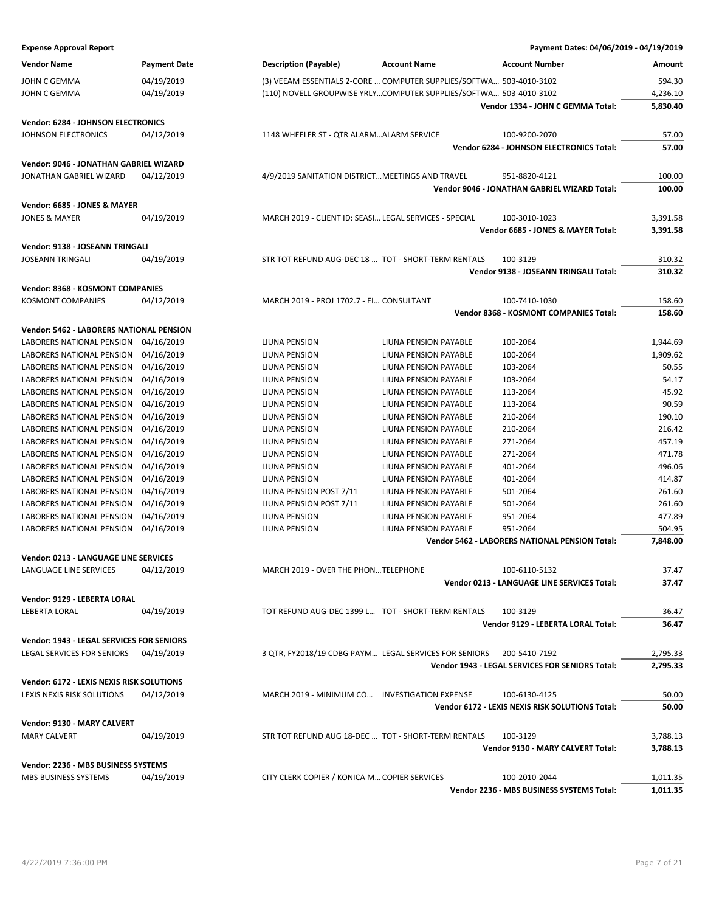**Expense Approval Report** — Payment Dates: 04/06/2019 - 04/19/2019

| Vendor Name | Payment Date | Description (Payable) | Account Name | Account Number | Amount |
|---|---|---|---|---|---|
| JOHN C GEMMA | 04/19/2019 | (3) VEEAM ESSENTIALS 2-CORE ... | COMPUTER SUPPLIES/SOFTWA... | 503-4010-3102 | 594.30 |
| JOHN C GEMMA | 04/19/2019 | (110) NOVELL GROUPWISE YRLY... | COMPUTER SUPPLIES/SOFTWA... | 503-4010-3102 | 4,236.10 |
| | | | | **Vendor 1334 - JOHN C GEMMA Total:** | **5,830.40** |
| **Vendor: 6284 - JOHNSON ELECTRONICS** | | | | | |
| JOHNSON ELECTRONICS | 04/12/2019 | 1148 WHEELER ST - QTR ALARM... | ALARM SERVICE | 100-9200-2070 | 57.00 |
| | | | | **Vendor 6284 - JOHNSON ELECTRONICS Total:** | **57.00** |
| **Vendor: 9046 - JONATHAN GABRIEL WIZARD** | | | | | |
| JONATHAN GABRIEL WIZARD | 04/12/2019 | 4/9/2019 SANITATION DISTRICT... | MEETINGS AND TRAVEL | 951-8820-4121 | 100.00 |
| | | | | **Vendor 9046 - JONATHAN GABRIEL WIZARD Total:** | **100.00** |
| **Vendor: 6685 - JONES & MAYER** | | | | | |
| JONES & MAYER | 04/19/2019 | MARCH 2019 - CLIENT ID: SEASI... | LEGAL SERVICES - SPECIAL | 100-3010-1023 | 3,391.58 |
| | | | | **Vendor 6685 - JONES & MAYER Total:** | **3,391.58** |
| **Vendor: 9138 - JOSEANN TRINGALI** | | | | | |
| JOSEANN TRINGALI | 04/19/2019 | STR TOT REFUND AUG-DEC 18 ... | TOT - SHORT-TERM RENTALS | 100-3129 | 310.32 |
| | | | | **Vendor 9138 - JOSEANN TRINGALI Total:** | **310.32** |
| **Vendor: 8368 - KOSMONT COMPANIES** | | | | | |
| KOSMONT COMPANIES | 04/12/2019 | MARCH 2019 - PROJ 1702.7 - EI... | CONSULTANT | 100-7410-1030 | 158.60 |
| | | | | **Vendor 8368 - KOSMONT COMPANIES Total:** | **158.60** |
| **Vendor: 5462 - LABORERS NATIONAL PENSION** | | | | | |
| LABORERS NATIONAL PENSION | 04/16/2019 | LIUNA PENSION | LIUNA PENSION PAYABLE | 100-2064 | 1,944.69 |
| LABORERS NATIONAL PENSION | 04/16/2019 | LIUNA PENSION | LIUNA PENSION PAYABLE | 100-2064 | 1,909.62 |
| LABORERS NATIONAL PENSION | 04/16/2019 | LIUNA PENSION | LIUNA PENSION PAYABLE | 103-2064 | 50.55 |
| LABORERS NATIONAL PENSION | 04/16/2019 | LIUNA PENSION | LIUNA PENSION PAYABLE | 103-2064 | 54.17 |
| LABORERS NATIONAL PENSION | 04/16/2019 | LIUNA PENSION | LIUNA PENSION PAYABLE | 113-2064 | 45.92 |
| LABORERS NATIONAL PENSION | 04/16/2019 | LIUNA PENSION | LIUNA PENSION PAYABLE | 113-2064 | 90.59 |
| LABORERS NATIONAL PENSION | 04/16/2019 | LIUNA PENSION | LIUNA PENSION PAYABLE | 210-2064 | 190.10 |
| LABORERS NATIONAL PENSION | 04/16/2019 | LIUNA PENSION | LIUNA PENSION PAYABLE | 210-2064 | 216.42 |
| LABORERS NATIONAL PENSION | 04/16/2019 | LIUNA PENSION | LIUNA PENSION PAYABLE | 271-2064 | 457.19 |
| LABORERS NATIONAL PENSION | 04/16/2019 | LIUNA PENSION | LIUNA PENSION PAYABLE | 271-2064 | 471.78 |
| LABORERS NATIONAL PENSION | 04/16/2019 | LIUNA PENSION | LIUNA PENSION PAYABLE | 401-2064 | 496.06 |
| LABORERS NATIONAL PENSION | 04/16/2019 | LIUNA PENSION | LIUNA PENSION PAYABLE | 401-2064 | 414.87 |
| LABORERS NATIONAL PENSION | 04/16/2019 | LIUNA PENSION POST 7/11 | LIUNA PENSION PAYABLE | 501-2064 | 261.60 |
| LABORERS NATIONAL PENSION | 04/16/2019 | LIUNA PENSION POST 7/11 | LIUNA PENSION PAYABLE | 501-2064 | 261.60 |
| LABORERS NATIONAL PENSION | 04/16/2019 | LIUNA PENSION | LIUNA PENSION PAYABLE | 951-2064 | 477.89 |
| LABORERS NATIONAL PENSION | 04/16/2019 | LIUNA PENSION | LIUNA PENSION PAYABLE | 951-2064 | 504.95 |
| | | | | **Vendor 5462 - LABORERS NATIONAL PENSION Total:** | **7,848.00** |
| **Vendor: 0213 - LANGUAGE LINE SERVICES** | | | | | |
| LANGUAGE LINE SERVICES | 04/12/2019 | MARCH 2019 - OVER THE PHON... | TELEPHONE | 100-6110-5132 | 37.47 |
| | | | | **Vendor 0213 - LANGUAGE LINE SERVICES Total:** | **37.47** |
| **Vendor: 9129 - LEBERTA LORAL** | | | | | |
| LEBERTA LORAL | 04/19/2019 | TOT REFUND AUG-DEC 1399 L... | TOT - SHORT-TERM RENTALS | 100-3129 | 36.47 |
| | | | | **Vendor 9129 - LEBERTA LORAL Total:** | **36.47** |
| **Vendor: 1943 - LEGAL SERVICES FOR SENIORS** | | | | | |
| LEGAL SERVICES FOR SENIORS | 04/19/2019 | 3 QTR, FY2018/19 CDBG PAYM... | LEGAL SERVICES FOR SENIORS | 200-5410-7192 | 2,795.33 |
| | | | | **Vendor 1943 - LEGAL SERVICES FOR SENIORS Total:** | **2,795.33** |
| **Vendor: 6172 - LEXIS NEXIS RISK SOLUTIONS** | | | | | |
| LEXIS NEXIS RISK SOLUTIONS | 04/12/2019 | MARCH 2019 - MINIMUM CO... | INVESTIGATION EXPENSE | 100-6130-4125 | 50.00 |
| | | | | **Vendor 6172 - LEXIS NEXIS RISK SOLUTIONS Total:** | **50.00** |
| **Vendor: 9130 - MARY CALVERT** | | | | | |
| MARY CALVERT | 04/19/2019 | STR TOT REFUND AUG 18-DEC ... | TOT - SHORT-TERM RENTALS | 100-3129 | 3,788.13 |
| | | | | **Vendor 9130 - MARY CALVERT Total:** | **3,788.13** |
| **Vendor: 2236 - MBS BUSINESS SYSTEMS** | | | | | |
| MBS BUSINESS SYSTEMS | 04/19/2019 | CITY CLERK COPIER / KONICA M... | COPIER SERVICES | 100-2010-2044 | 1,011.35 |
| | | | | **Vendor 2236 - MBS BUSINESS SYSTEMS Total:** | **1,011.35** |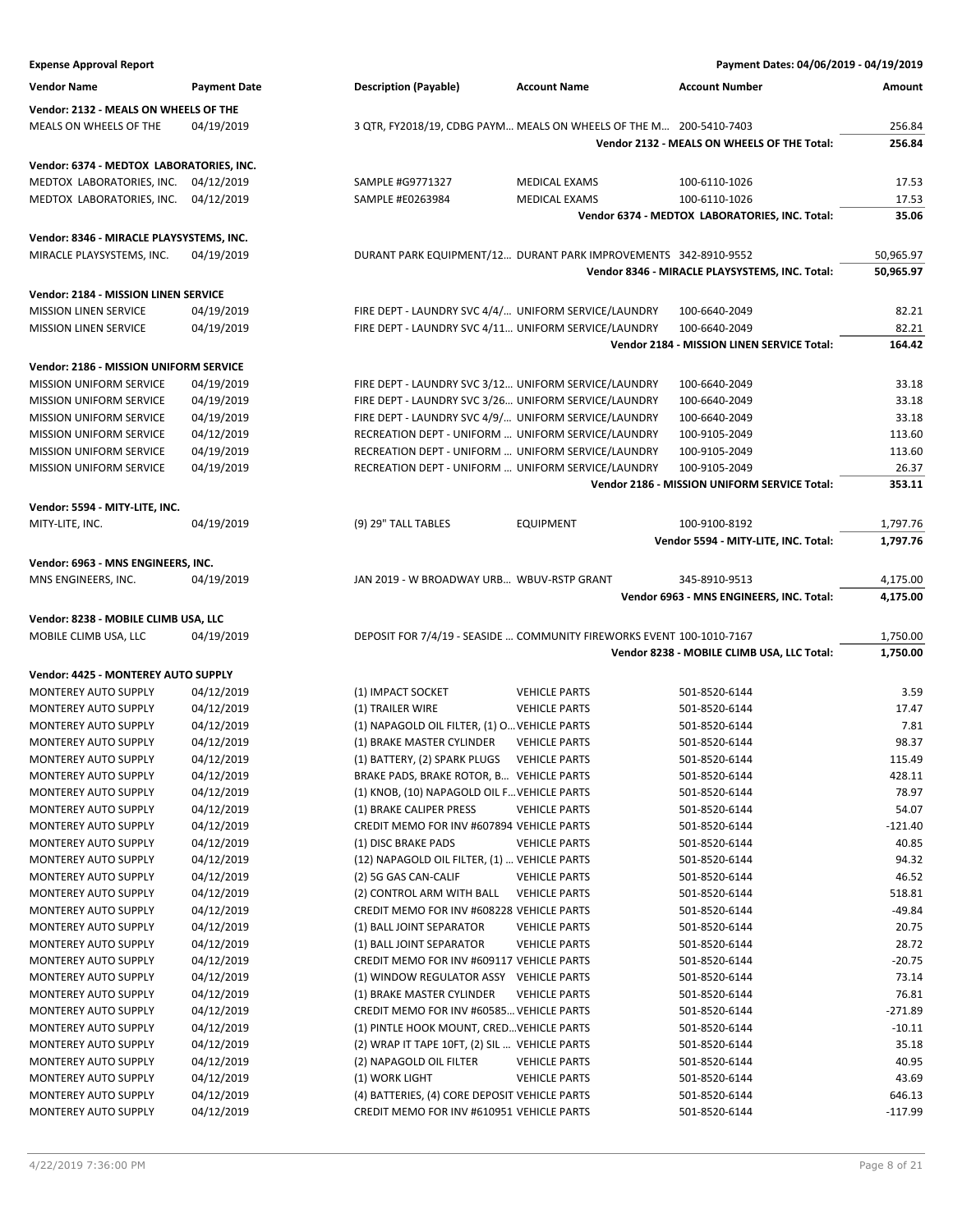**Expense Approval Report** — Payment Dates: 04/06/2019 - 04/19/2019

| Vendor Name | Payment Date | Description (Payable) | Account Name | Account Number | Amount |
|---|---|---|---|---|---|
| **Vendor: 2132 - MEALS ON WHEELS OF THE** | | | | | |
| MEALS ON WHEELS OF THE | 04/19/2019 | 3 QTR, FY2018/19, CDBG PAYM... | MEALS ON WHEELS OF THE M... | 200-5410-7403 | 256.84 |
| | | | | **Vendor 2132 - MEALS ON WHEELS OF THE Total:** | **256.84** |
| **Vendor: 6374 - MEDTOX LABORATORIES, INC.** | | | | | |
| MEDTOX LABORATORIES, INC. | 04/12/2019 | SAMPLE #G9771327 | MEDICAL EXAMS | 100-6110-1026 | 17.53 |
| MEDTOX LABORATORIES, INC. | 04/12/2019 | SAMPLE #E0263984 | MEDICAL EXAMS | 100-6110-1026 | 17.53 |
| | | | | **Vendor 6374 - MEDTOX LABORATORIES, INC. Total:** | **35.06** |
| **Vendor: 8346 - MIRACLE PLAYSYSTEMS, INC.** | | | | | |
| MIRACLE PLAYSYSTEMS, INC. | 04/19/2019 | DURANT PARK EQUIPMENT/12... | DURANT PARK IMPROVEMENTS | 342-8910-9552 | 50,965.97 |
| | | | | **Vendor 8346 - MIRACLE PLAYSYSTEMS, INC. Total:** | **50,965.97** |
| **Vendor: 2184 - MISSION LINEN SERVICE** | | | | | |
| MISSION LINEN SERVICE | 04/19/2019 | FIRE DEPT - LAUNDRY SVC 4/4/... | UNIFORM SERVICE/LAUNDRY | 100-6640-2049 | 82.21 |
| MISSION LINEN SERVICE | 04/19/2019 | FIRE DEPT - LAUNDRY SVC 4/11... | UNIFORM SERVICE/LAUNDRY | 100-6640-2049 | 82.21 |
| | | | | **Vendor 2184 - MISSION LINEN SERVICE Total:** | **164.42** |
| **Vendor: 2186 - MISSION UNIFORM SERVICE** | | | | | |
| MISSION UNIFORM SERVICE | 04/19/2019 | FIRE DEPT - LAUNDRY SVC 3/12... | UNIFORM SERVICE/LAUNDRY | 100-6640-2049 | 33.18 |
| MISSION UNIFORM SERVICE | 04/19/2019 | FIRE DEPT - LAUNDRY SVC 3/26... | UNIFORM SERVICE/LAUNDRY | 100-6640-2049 | 33.18 |
| MISSION UNIFORM SERVICE | 04/19/2019 | FIRE DEPT - LAUNDRY SVC 4/9/... | UNIFORM SERVICE/LAUNDRY | 100-6640-2049 | 33.18 |
| MISSION UNIFORM SERVICE | 04/12/2019 | RECREATION DEPT - UNIFORM ... | UNIFORM SERVICE/LAUNDRY | 100-9105-2049 | 113.60 |
| MISSION UNIFORM SERVICE | 04/19/2019 | RECREATION DEPT - UNIFORM ... | UNIFORM SERVICE/LAUNDRY | 100-9105-2049 | 113.60 |
| MISSION UNIFORM SERVICE | 04/19/2019 | RECREATION DEPT - UNIFORM ... | UNIFORM SERVICE/LAUNDRY | 100-9105-2049 | 26.37 |
| | | | | **Vendor 2186 - MISSION UNIFORM SERVICE Total:** | **353.11** |
| **Vendor: 5594 - MITY-LITE, INC.** | | | | | |
| MITY-LITE, INC. | 04/19/2019 | (9) 29" TALL TABLES | EQUIPMENT | 100-9100-8192 | 1,797.76 |
| | | | | **Vendor 5594 - MITY-LITE, INC. Total:** | **1,797.76** |
| **Vendor: 6963 - MNS ENGINEERS, INC.** | | | | | |
| MNS ENGINEERS, INC. | 04/19/2019 | JAN 2019 - W BROADWAY URB... | WBUV-RSTP GRANT | 345-8910-9513 | 4,175.00 |
| | | | | **Vendor 6963 - MNS ENGINEERS, INC. Total:** | **4,175.00** |
| **Vendor: 8238 - MOBILE CLIMB USA, LLC** | | | | | |
| MOBILE CLIMB USA, LLC | 04/19/2019 | DEPOSIT FOR 7/4/19 - SEASIDE ... | COMMUNITY FIREWORKS EVENT | 100-1010-7167 | 1,750.00 |
| | | | | **Vendor 8238 - MOBILE CLIMB USA, LLC Total:** | **1,750.00** |
| **Vendor: 4425 - MONTEREY AUTO SUPPLY** | | | | | |
| MONTEREY AUTO SUPPLY | 04/12/2019 | (1) IMPACT SOCKET | VEHICLE PARTS | 501-8520-6144 | 3.59 |
| MONTEREY AUTO SUPPLY | 04/12/2019 | (1) TRAILER WIRE | VEHICLE PARTS | 501-8520-6144 | 17.47 |
| MONTEREY AUTO SUPPLY | 04/12/2019 | (1) NAPAGOLD OIL FILTER, (1) O... | VEHICLE PARTS | 501-8520-6144 | 7.81 |
| MONTEREY AUTO SUPPLY | 04/12/2019 | (1) BRAKE MASTER CYLINDER | VEHICLE PARTS | 501-8520-6144 | 98.37 |
| MONTEREY AUTO SUPPLY | 04/12/2019 | (1) BATTERY, (2) SPARK PLUGS | VEHICLE PARTS | 501-8520-6144 | 115.49 |
| MONTEREY AUTO SUPPLY | 04/12/2019 | BRAKE PADS, BRAKE ROTOR, B... | VEHICLE PARTS | 501-8520-6144 | 428.11 |
| MONTEREY AUTO SUPPLY | 04/12/2019 | (1) KNOB, (10) NAPAGOLD OIL F... | VEHICLE PARTS | 501-8520-6144 | 78.97 |
| MONTEREY AUTO SUPPLY | 04/12/2019 | (1) BRAKE CALIPER PRESS | VEHICLE PARTS | 501-8520-6144 | 54.07 |
| MONTEREY AUTO SUPPLY | 04/12/2019 | CREDIT MEMO FOR INV #607894 | VEHICLE PARTS | 501-8520-6144 | -121.40 |
| MONTEREY AUTO SUPPLY | 04/12/2019 | (1) DISC BRAKE PADS | VEHICLE PARTS | 501-8520-6144 | 40.85 |
| MONTEREY AUTO SUPPLY | 04/12/2019 | (12) NAPAGOLD OIL FILTER, (1) ... | VEHICLE PARTS | 501-8520-6144 | 94.32 |
| MONTEREY AUTO SUPPLY | 04/12/2019 | (2) 5G GAS CAN-CALIF | VEHICLE PARTS | 501-8520-6144 | 46.52 |
| MONTEREY AUTO SUPPLY | 04/12/2019 | (2) CONTROL ARM WITH BALL | VEHICLE PARTS | 501-8520-6144 | 518.81 |
| MONTEREY AUTO SUPPLY | 04/12/2019 | CREDIT MEMO FOR INV #608228 | VEHICLE PARTS | 501-8520-6144 | -49.84 |
| MONTEREY AUTO SUPPLY | 04/12/2019 | (1) BALL JOINT SEPARATOR | VEHICLE PARTS | 501-8520-6144 | 20.75 |
| MONTEREY AUTO SUPPLY | 04/12/2019 | (1) BALL JOINT SEPARATOR | VEHICLE PARTS | 501-8520-6144 | 28.72 |
| MONTEREY AUTO SUPPLY | 04/12/2019 | CREDIT MEMO FOR INV #609117 | VEHICLE PARTS | 501-8520-6144 | -20.75 |
| MONTEREY AUTO SUPPLY | 04/12/2019 | (1) WINDOW REGULATOR ASSY | VEHICLE PARTS | 501-8520-6144 | 73.14 |
| MONTEREY AUTO SUPPLY | 04/12/2019 | (1) BRAKE MASTER CYLINDER | VEHICLE PARTS | 501-8520-6144 | 76.81 |
| MONTEREY AUTO SUPPLY | 04/12/2019 | CREDIT MEMO FOR INV #60585... | VEHICLE PARTS | 501-8520-6144 | -271.89 |
| MONTEREY AUTO SUPPLY | 04/12/2019 | (1) PINTLE HOOK MOUNT, CRED... | VEHICLE PARTS | 501-8520-6144 | -10.11 |
| MONTEREY AUTO SUPPLY | 04/12/2019 | (2) WRAP IT TAPE 10FT, (2) SIL ... | VEHICLE PARTS | 501-8520-6144 | 35.18 |
| MONTEREY AUTO SUPPLY | 04/12/2019 | (2) NAPAGOLD OIL FILTER | VEHICLE PARTS | 501-8520-6144 | 40.95 |
| MONTEREY AUTO SUPPLY | 04/12/2019 | (1) WORK LIGHT | VEHICLE PARTS | 501-8520-6144 | 43.69 |
| MONTEREY AUTO SUPPLY | 04/12/2019 | (4) BATTERIES, (4) CORE DEPOSIT | VEHICLE PARTS | 501-8520-6144 | 646.13 |
| MONTEREY AUTO SUPPLY | 04/12/2019 | CREDIT MEMO FOR INV #610951 | VEHICLE PARTS | 501-8520-6144 | -117.99 |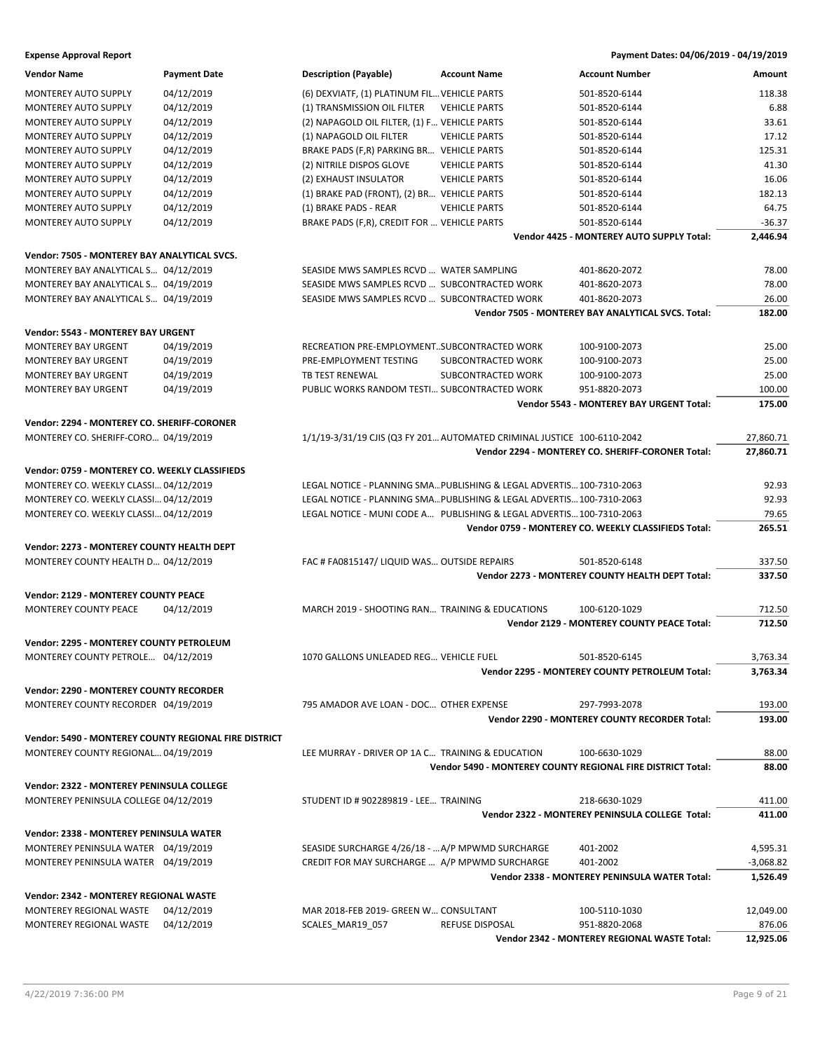**Expense Approval Report** | **Payment Dates: 04/06/2019 - 04/19/2019**

| Vendor Name | Payment Date | Description (Payable) | Account Name | Account Number | Amount |
|---|---|---|---|---|---|
| MONTEREY AUTO SUPPLY | 04/12/2019 | (6) DEXVIATF, (1) PLATINUM FIL... | VEHICLE PARTS | 501-8520-6144 | 118.38 |
| MONTEREY AUTO SUPPLY | 04/12/2019 | (1) TRANSMISSION OIL FILTER | VEHICLE PARTS | 501-8520-6144 | 6.88 |
| MONTEREY AUTO SUPPLY | 04/12/2019 | (2) NAPAGOLD OIL FILTER, (1) F... | VEHICLE PARTS | 501-8520-6144 | 33.61 |
| MONTEREY AUTO SUPPLY | 04/12/2019 | (1) NAPAGOLD OIL FILTER | VEHICLE PARTS | 501-8520-6144 | 17.12 |
| MONTEREY AUTO SUPPLY | 04/12/2019 | BRAKE PADS (F,R) PARKING BR... | VEHICLE PARTS | 501-8520-6144 | 125.31 |
| MONTEREY AUTO SUPPLY | 04/12/2019 | (2) NITRILE DISPOS GLOVE | VEHICLE PARTS | 501-8520-6144 | 41.30 |
| MONTEREY AUTO SUPPLY | 04/12/2019 | (2) EXHAUST INSULATOR | VEHICLE PARTS | 501-8520-6144 | 16.06 |
| MONTEREY AUTO SUPPLY | 04/12/2019 | (1) BRAKE PAD (FRONT), (2) BR... | VEHICLE PARTS | 501-8520-6144 | 182.13 |
| MONTEREY AUTO SUPPLY | 04/12/2019 | (1) BRAKE PADS - REAR | VEHICLE PARTS | 501-8520-6144 | 64.75 |
| MONTEREY AUTO SUPPLY | 04/12/2019 | BRAKE PADS (F,R), CREDIT FOR ... | VEHICLE PARTS | 501-8520-6144 | -36.37 |
| | | | | **Vendor 4425 - MONTEREY AUTO SUPPLY Total:** | **2,446.94** |
| **Vendor: 7505 - MONTEREY BAY ANALYTICAL SVCS.** | | | | | |
| MONTEREY BAY ANALYTICAL S... | 04/12/2019 | SEASIDE MWS SAMPLES RCVD ... | WATER SAMPLING | 401-8620-2072 | 78.00 |
| MONTEREY BAY ANALYTICAL S... | 04/19/2019 | SEASIDE MWS SAMPLES RCVD ... | SUBCONTRACTED WORK | 401-8620-2073 | 78.00 |
| MONTEREY BAY ANALYTICAL S... | 04/19/2019 | SEASIDE MWS SAMPLES RCVD ... | SUBCONTRACTED WORK | 401-8620-2073 | 26.00 |
| | | | | **Vendor 7505 - MONTEREY BAY ANALYTICAL SVCS. Total:** | **182.00** |
| **Vendor: 5543 - MONTEREY BAY URGENT** | | | | | |
| MONTEREY BAY URGENT | 04/19/2019 | RECREATION PRE-EMPLOYMENT... | SUBCONTRACTED WORK | 100-9100-2073 | 25.00 |
| MONTEREY BAY URGENT | 04/19/2019 | PRE-EMPLOYMENT TESTING | SUBCONTRACTED WORK | 100-9100-2073 | 25.00 |
| MONTEREY BAY URGENT | 04/19/2019 | TB TEST RENEWAL | SUBCONTRACTED WORK | 100-9100-2073 | 25.00 |
| MONTEREY BAY URGENT | 04/19/2019 | PUBLIC WORKS RANDOM TESTI... | SUBCONTRACTED WORK | 951-8820-2073 | 100.00 |
| | | | | **Vendor 5543 - MONTEREY BAY URGENT Total:** | **175.00** |
| **Vendor: 2294 - MONTEREY CO. SHERIFF-CORONER** | | | | | |
| MONTEREY CO. SHERIFF-CORO... | 04/19/2019 | 1/1/19-3/31/19 CJIS (Q3 FY 201... | AUTOMATED CRIMINAL JUSTICE | 100-6110-2042 | 27,860.71 |
| | | | | **Vendor 2294 - MONTEREY CO. SHERIFF-CORONER Total:** | **27,860.71** |
| **Vendor: 0759 - MONTEREY CO. WEEKLY CLASSIFIEDS** | | | | | |
| MONTEREY CO. WEEKLY CLASSI... | 04/12/2019 | LEGAL NOTICE - PLANNING SMA... | PUBLISHING & LEGAL ADVERTIS... | 100-7310-2063 | 92.93 |
| MONTEREY CO. WEEKLY CLASSI... | 04/12/2019 | LEGAL NOTICE - PLANNING SMA... | PUBLISHING & LEGAL ADVERTIS... | 100-7310-2063 | 92.93 |
| MONTEREY CO. WEEKLY CLASSI... | 04/12/2019 | LEGAL NOTICE - MUNI CODE A... | PUBLISHING & LEGAL ADVERTIS... | 100-7310-2063 | 79.65 |
| | | | | **Vendor 0759 - MONTEREY CO. WEEKLY CLASSIFIEDS Total:** | **265.51** |
| **Vendor: 2273 - MONTEREY COUNTY HEALTH DEPT** | | | | | |
| MONTEREY COUNTY HEALTH D... | 04/12/2019 | FAC # FA0815147/ LIQUID WAS... | OUTSIDE REPAIRS | 501-8520-6148 | 337.50 |
| | | | | **Vendor 2273 - MONTEREY COUNTY HEALTH DEPT Total:** | **337.50** |
| **Vendor: 2129 - MONTEREY COUNTY PEACE** | | | | | |
| MONTEREY COUNTY PEACE | 04/12/2019 | MARCH 2019 - SHOOTING RAN... | TRAINING & EDUCATIONS | 100-6120-1029 | 712.50 |
| | | | | **Vendor 2129 - MONTEREY COUNTY PEACE Total:** | **712.50** |
| **Vendor: 2295 - MONTEREY COUNTY PETROLEUM** | | | | | |
| MONTEREY COUNTY PETROLE... | 04/12/2019 | 1070 GALLONS UNLEADED REG... | VEHICLE FUEL | 501-8520-6145 | 3,763.34 |
| | | | | **Vendor 2295 - MONTEREY COUNTY PETROLEUM Total:** | **3,763.34** |
| **Vendor: 2290 - MONTEREY COUNTY RECORDER** | | | | | |
| MONTEREY COUNTY RECORDER | 04/19/2019 | 795 AMADOR AVE LOAN - DOC... | OTHER EXPENSE | 297-7993-2078 | 193.00 |
| | | | | **Vendor 2290 - MONTEREY COUNTY RECORDER Total:** | **193.00** |
| **Vendor: 5490 - MONTEREY COUNTY REGIONAL FIRE DISTRICT** | | | | | |
| MONTEREY COUNTY REGIONAL... | 04/19/2019 | LEE MURRAY - DRIVER OP 1A C... | TRAINING & EDUCATION | 100-6630-1029 | 88.00 |
| | | | | **Vendor 5490 - MONTEREY COUNTY REGIONAL FIRE DISTRICT Total:** | **88.00** |
| **Vendor: 2322 - MONTEREY PENINSULA COLLEGE** | | | | | |
| MONTEREY PENINSULA COLLEGE | 04/12/2019 | STUDENT ID # 902289819 - LEE... | TRAINING | 218-6630-1029 | 411.00 |
| | | | | **Vendor 2322 - MONTEREY PENINSULA COLLEGE Total:** | **411.00** |
| **Vendor: 2338 - MONTEREY PENINSULA WATER** | | | | | |
| MONTEREY PENINSULA WATER | 04/19/2019 | SEASIDE SURCHARGE 4/26/18 - ... | A/P MPWMD SURCHARGE | 401-2002 | 4,595.31 |
| MONTEREY PENINSULA WATER | 04/19/2019 | CREDIT FOR MAY SURCHARGE ... | A/P MPWMD SURCHARGE | 401-2002 | -3,068.82 |
| | | | | **Vendor 2338 - MONTEREY PENINSULA WATER Total:** | **1,526.49** |
| **Vendor: 2342 - MONTEREY REGIONAL WASTE** | | | | | |
| MONTEREY REGIONAL WASTE | 04/12/2019 | MAR 2018-FEB 2019- GREEN W... | CONSULTANT | 100-5110-1030 | 12,049.00 |
| MONTEREY REGIONAL WASTE | 04/12/2019 | SCALES_MAR19_057 | REFUSE DISPOSAL | 951-8820-2068 | 876.06 |
| | | | | **Vendor 2342 - MONTEREY REGIONAL WASTE Total:** | **12,925.06** |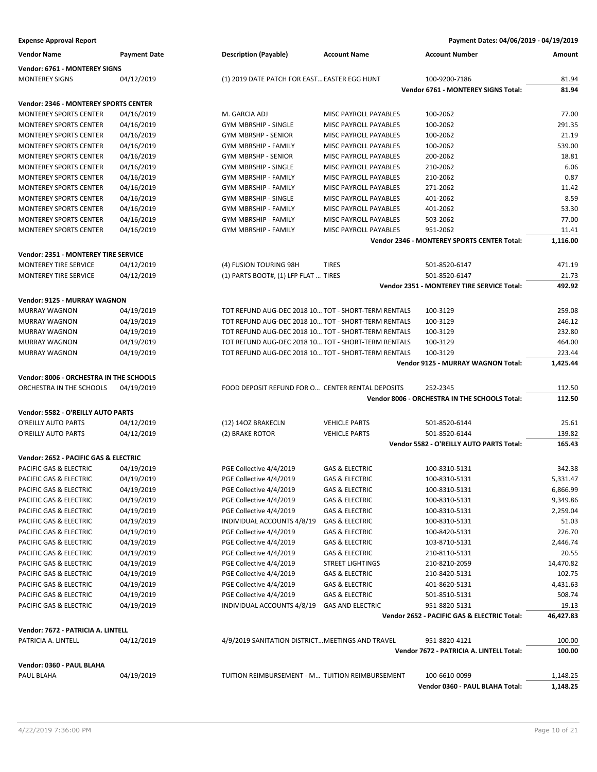**Expense Approval Report** — Payment Dates: 04/06/2019 - 04/19/2019

| Vendor Name | Payment Date | Description (Payable) | Account Name | Account Number | Amount |
|---|---|---|---|---|---|
| **Vendor: 6761 - MONTEREY SIGNS** | | | | | |
| MONTEREY SIGNS | 04/12/2019 | (1) 2019 DATE PATCH FOR EAST... | EASTER EGG HUNT | 100-9200-7186 | 81.94 |
| | | | | **Vendor 6761 - MONTEREY SIGNS Total:** | **81.94** |
| **Vendor: 2346 - MONTEREY SPORTS CENTER** | | | | | |
| MONTEREY SPORTS CENTER | 04/16/2019 | M. GARCIA ADJ | MISC PAYROLL PAYABLES | 100-2062 | 77.00 |
| MONTEREY SPORTS CENTER | 04/16/2019 | GYM MBRSHIP - SINGLE | MISC PAYROLL PAYABLES | 100-2062 | 291.35 |
| MONTEREY SPORTS CENTER | 04/16/2019 | GYM MBRSHP - SENIOR | MISC PAYROLL PAYABLES | 100-2062 | 21.19 |
| MONTEREY SPORTS CENTER | 04/16/2019 | GYM MBRSHIP - FAMILY | MISC PAYROLL PAYABLES | 100-2062 | 539.00 |
| MONTEREY SPORTS CENTER | 04/16/2019 | GYM MBRSHP - SENIOR | MISC PAYROLL PAYABLES | 200-2062 | 18.81 |
| MONTEREY SPORTS CENTER | 04/16/2019 | GYM MBRSHIP - SINGLE | MISC PAYROLL PAYABLES | 210-2062 | 6.06 |
| MONTEREY SPORTS CENTER | 04/16/2019 | GYM MBRSHIP - FAMILY | MISC PAYROLL PAYABLES | 210-2062 | 0.87 |
| MONTEREY SPORTS CENTER | 04/16/2019 | GYM MBRSHIP - FAMILY | MISC PAYROLL PAYABLES | 271-2062 | 11.42 |
| MONTEREY SPORTS CENTER | 04/16/2019 | GYM MBRSHIP - SINGLE | MISC PAYROLL PAYABLES | 401-2062 | 8.59 |
| MONTEREY SPORTS CENTER | 04/16/2019 | GYM MBRSHIP - FAMILY | MISC PAYROLL PAYABLES | 401-2062 | 53.30 |
| MONTEREY SPORTS CENTER | 04/16/2019 | GYM MBRSHIP - FAMILY | MISC PAYROLL PAYABLES | 503-2062 | 77.00 |
| MONTEREY SPORTS CENTER | 04/16/2019 | GYM MBRSHIP - FAMILY | MISC PAYROLL PAYABLES | 951-2062 | 11.41 |
| | | | | **Vendor 2346 - MONTEREY SPORTS CENTER Total:** | **1,116.00** |
| **Vendor: 2351 - MONTEREY TIRE SERVICE** | | | | | |
| MONTEREY TIRE SERVICE | 04/12/2019 | (4) FUSION TOURING 98H | TIRES | 501-8520-6147 | 471.19 |
| MONTEREY TIRE SERVICE | 04/12/2019 | (1) PARTS BOOT#, (1) LFP FLAT ... | TIRES | 501-8520-6147 | 21.73 |
| | | | | **Vendor 2351 - MONTEREY TIRE SERVICE Total:** | **492.92** |
| **Vendor: 9125 - MURRAY WAGNON** | | | | | |
| MURRAY WAGNON | 04/19/2019 | TOT REFUND AUG-DEC 2018 10... | TOT - SHORT-TERM RENTALS | 100-3129 | 259.08 |
| MURRAY WAGNON | 04/19/2019 | TOT REFUND AUG-DEC 2018 10... | TOT - SHORT-TERM RENTALS | 100-3129 | 246.12 |
| MURRAY WAGNON | 04/19/2019 | TOT REFUND AUG-DEC 2018 10... | TOT - SHORT-TERM RENTALS | 100-3129 | 232.80 |
| MURRAY WAGNON | 04/19/2019 | TOT REFUND AUG-DEC 2018 10... | TOT - SHORT-TERM RENTALS | 100-3129 | 464.00 |
| MURRAY WAGNON | 04/19/2019 | TOT REFUND AUG-DEC 2018 10... | TOT - SHORT-TERM RENTALS | 100-3129 | 223.44 |
| | | | | **Vendor 9125 - MURRAY WAGNON Total:** | **1,425.44** |
| **Vendor: 8006 - ORCHESTRA IN THE SCHOOLS** | | | | | |
| ORCHESTRA IN THE SCHOOLS | 04/19/2019 | FOOD DEPOSIT REFUND FOR O... | CENTER RENTAL DEPOSITS | 252-2345 | 112.50 |
| | | | | **Vendor 8006 - ORCHESTRA IN THE SCHOOLS Total:** | **112.50** |
| **Vendor: 5582 - O'REILLY AUTO PARTS** | | | | | |
| O'REILLY AUTO PARTS | 04/12/2019 | (12) 14OZ BRAKECLN | VEHICLE PARTS | 501-8520-6144 | 25.61 |
| O'REILLY AUTO PARTS | 04/12/2019 | (2) BRAKE ROTOR | VEHICLE PARTS | 501-8520-6144 | 139.82 |
| | | | | **Vendor 5582 - O'REILLY AUTO PARTS Total:** | **165.43** |
| **Vendor: 2652 - PACIFIC GAS & ELECTRIC** | | | | | |
| PACIFIC GAS & ELECTRIC | 04/19/2019 | PGE Collective 4/4/2019 | GAS & ELECTRIC | 100-8310-5131 | 342.38 |
| PACIFIC GAS & ELECTRIC | 04/19/2019 | PGE Collective 4/4/2019 | GAS & ELECTRIC | 100-8310-5131 | 5,331.47 |
| PACIFIC GAS & ELECTRIC | 04/19/2019 | PGE Collective 4/4/2019 | GAS & ELECTRIC | 100-8310-5131 | 6,866.99 |
| PACIFIC GAS & ELECTRIC | 04/19/2019 | PGE Collective 4/4/2019 | GAS & ELECTRIC | 100-8310-5131 | 9,349.86 |
| PACIFIC GAS & ELECTRIC | 04/19/2019 | PGE Collective 4/4/2019 | GAS & ELECTRIC | 100-8310-5131 | 2,259.04 |
| PACIFIC GAS & ELECTRIC | 04/19/2019 | INDIVIDUAL ACCOUNTS 4/8/19 | GAS & ELECTRIC | 100-8310-5131 | 51.03 |
| PACIFIC GAS & ELECTRIC | 04/19/2019 | PGE Collective 4/4/2019 | GAS & ELECTRIC | 100-8420-5131 | 226.70 |
| PACIFIC GAS & ELECTRIC | 04/19/2019 | PGE Collective 4/4/2019 | GAS & ELECTRIC | 103-8710-5131 | 2,446.74 |
| PACIFIC GAS & ELECTRIC | 04/19/2019 | PGE Collective 4/4/2019 | GAS & ELECTRIC | 210-8110-5131 | 20.55 |
| PACIFIC GAS & ELECTRIC | 04/19/2019 | PGE Collective 4/4/2019 | STREET LIGHTINGS | 210-8210-2059 | 14,470.82 |
| PACIFIC GAS & ELECTRIC | 04/19/2019 | PGE Collective 4/4/2019 | GAS & ELECTRIC | 210-8420-5131 | 102.75 |
| PACIFIC GAS & ELECTRIC | 04/19/2019 | PGE Collective 4/4/2019 | GAS & ELECTRIC | 401-8620-5131 | 4,431.63 |
| PACIFIC GAS & ELECTRIC | 04/19/2019 | PGE Collective 4/4/2019 | GAS & ELECTRIC | 501-8510-5131 | 508.74 |
| PACIFIC GAS & ELECTRIC | 04/19/2019 | INDIVIDUAL ACCOUNTS 4/8/19 | GAS AND ELECTRIC | 951-8820-5131 | 19.13 |
| | | | | **Vendor 2652 - PACIFIC GAS & ELECTRIC Total:** | **46,427.83** |
| **Vendor: 7672 - PATRICIA A. LINTELL** | | | | | |
| PATRICIA A. LINTELL | 04/12/2019 | 4/9/2019 SANITATION DISTRICT... | MEETINGS AND TRAVEL | 951-8820-4121 | 100.00 |
| | | | | **Vendor 7672 - PATRICIA A. LINTELL Total:** | **100.00** |
| **Vendor: 0360 - PAUL BLAHA** | | | | | |
| PAUL BLAHA | 04/19/2019 | TUITION REIMBURSEMENT - M... | TUITION REIMBURSEMENT | 100-6610-0099 | 1,148.25 |
| | | | | **Vendor 0360 - PAUL BLAHA Total:** | **1,148.25** |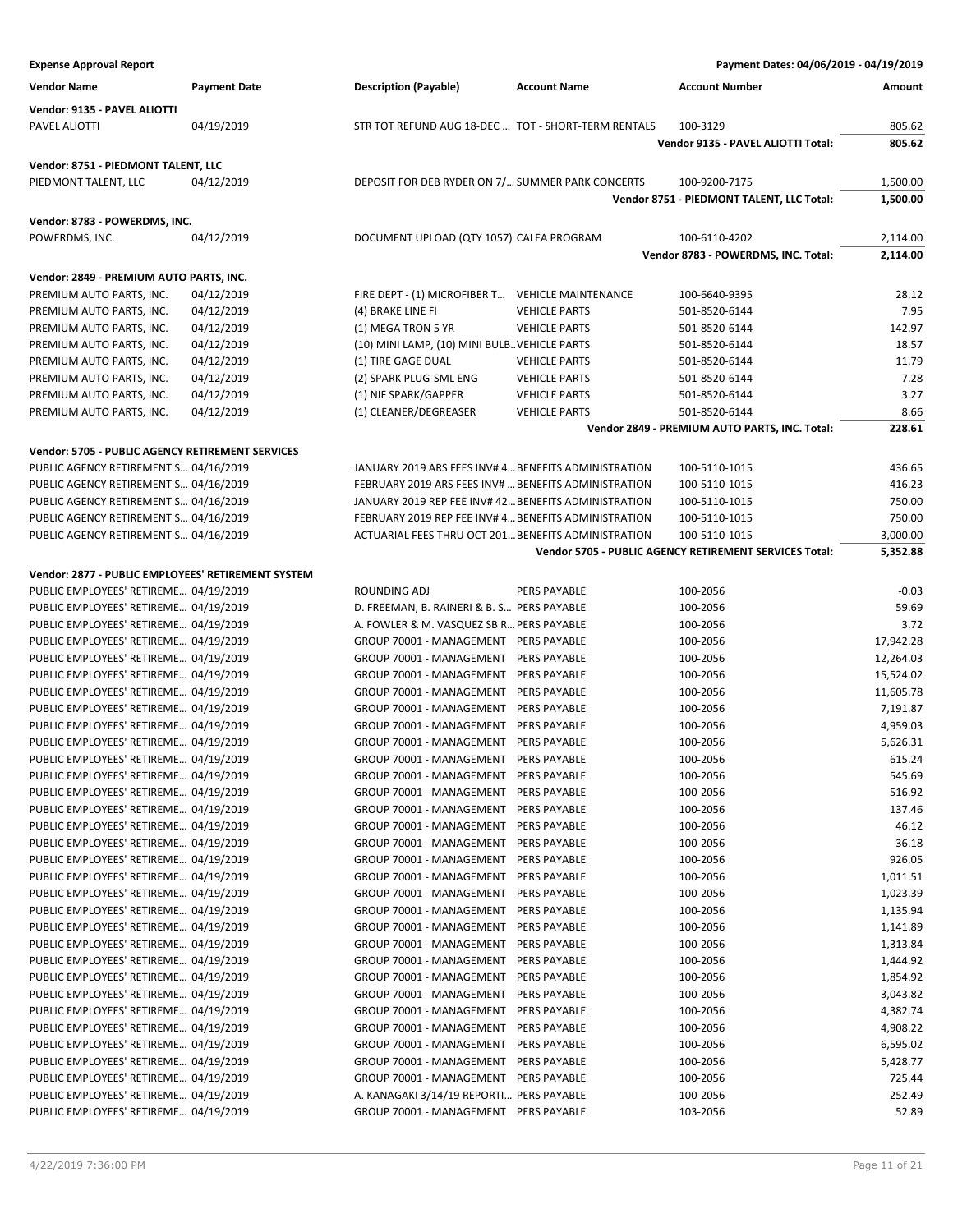**Expense Approval Report** Payment Dates: 04/06/2019 - 04/19/2019

| Vendor Name | Payment Date | Description (Payable) | Account Name | Account Number | Amount |
|---|---|---|---|---|---|
| **Vendor: 9135 - PAVEL ALIOTTI** | | | | | |
| PAVEL ALIOTTI | 04/19/2019 | STR TOT REFUND AUG 18-DEC ... | TOT - SHORT-TERM RENTALS | 100-3129 | 805.62 |
| | | | | **Vendor 9135 - PAVEL ALIOTTI Total:** | **805.62** |
| **Vendor: 8751 - PIEDMONT TALENT, LLC** | | | | | |
| PIEDMONT TALENT, LLC | 04/12/2019 | DEPOSIT FOR DEB RYDER ON 7/... | SUMMER PARK CONCERTS | 100-9200-7175 | 1,500.00 |
| | | | | **Vendor 8751 - PIEDMONT TALENT, LLC Total:** | **1,500.00** |
| **Vendor: 8783 - POWERDMS, INC.** | | | | | |
| POWERDMS, INC. | 04/12/2019 | DOCUMENT UPLOAD (QTY 1057) | CALEA PROGRAM | 100-6110-4202 | 2,114.00 |
| | | | | **Vendor 8783 - POWERDMS, INC. Total:** | **2,114.00** |
| **Vendor: 2849 - PREMIUM AUTO PARTS, INC.** | | | | | |
| PREMIUM AUTO PARTS, INC. | 04/12/2019 | FIRE DEPT - (1) MICROFIBER T... | VEHICLE MAINTENANCE | 100-6640-9395 | 28.12 |
| PREMIUM AUTO PARTS, INC. | 04/12/2019 | (4) BRAKE LINE FI | VEHICLE PARTS | 501-8520-6144 | 7.95 |
| PREMIUM AUTO PARTS, INC. | 04/12/2019 | (1) MEGA TRON 5 YR | VEHICLE PARTS | 501-8520-6144 | 142.97 |
| PREMIUM AUTO PARTS, INC. | 04/12/2019 | (10) MINI LAMP, (10) MINI BULB... | VEHICLE PARTS | 501-8520-6144 | 18.57 |
| PREMIUM AUTO PARTS, INC. | 04/12/2019 | (1) TIRE GAGE DUAL | VEHICLE PARTS | 501-8520-6144 | 11.79 |
| PREMIUM AUTO PARTS, INC. | 04/12/2019 | (2) SPARK PLUG-SML ENG | VEHICLE PARTS | 501-8520-6144 | 7.28 |
| PREMIUM AUTO PARTS, INC. | 04/12/2019 | (1) NIF SPARK/GAPPER | VEHICLE PARTS | 501-8520-6144 | 3.27 |
| PREMIUM AUTO PARTS, INC. | 04/12/2019 | (1) CLEANER/DEGREASER | VEHICLE PARTS | 501-8520-6144 | 8.66 |
| | | | | **Vendor 2849 - PREMIUM AUTO PARTS, INC. Total:** | **228.61** |
| **Vendor: 5705 - PUBLIC AGENCY RETIREMENT SERVICES** | | | | | |
| PUBLIC AGENCY RETIREMENT S... | 04/16/2019 | JANUARY 2019 ARS FEES INV# 4... | BENEFITS ADMINISTRATION | 100-5110-1015 | 436.65 |
| PUBLIC AGENCY RETIREMENT S... | 04/16/2019 | FEBRUARY 2019 ARS FEES INV# ... | BENEFITS ADMINISTRATION | 100-5110-1015 | 416.23 |
| PUBLIC AGENCY RETIREMENT S... | 04/16/2019 | JANUARY 2019 REP FEE INV# 42... | BENEFITS ADMINISTRATION | 100-5110-1015 | 750.00 |
| PUBLIC AGENCY RETIREMENT S... | 04/16/2019 | FEBRUARY 2019 REP FEE INV# 4... | BENEFITS ADMINISTRATION | 100-5110-1015 | 750.00 |
| PUBLIC AGENCY RETIREMENT S... | 04/16/2019 | ACTUARIAL FEES THRU OCT 201... | BENEFITS ADMINISTRATION | 100-5110-1015 | 3,000.00 |
| | | | | **Vendor 5705 - PUBLIC AGENCY RETIREMENT SERVICES Total:** | **5,352.88** |
| **Vendor: 2877 - PUBLIC EMPLOYEES' RETIREMENT SYSTEM** | | | | | |
| PUBLIC EMPLOYEES' RETIREME... | 04/19/2019 | ROUNDING ADJ | PERS PAYABLE | 100-2056 | -0.03 |
| PUBLIC EMPLOYEES' RETIREME... | 04/19/2019 | D. FREEMAN, B. RAINERI & B. S... | PERS PAYABLE | 100-2056 | 59.69 |
| PUBLIC EMPLOYEES' RETIREME... | 04/19/2019 | A. FOWLER & M. VASQUEZ SB R... | PERS PAYABLE | 100-2056 | 3.72 |
| PUBLIC EMPLOYEES' RETIREME... | 04/19/2019 | GROUP 70001 - MANAGEMENT | PERS PAYABLE | 100-2056 | 17,942.28 |
| PUBLIC EMPLOYEES' RETIREME... | 04/19/2019 | GROUP 70001 - MANAGEMENT | PERS PAYABLE | 100-2056 | 12,264.03 |
| PUBLIC EMPLOYEES' RETIREME... | 04/19/2019 | GROUP 70001 - MANAGEMENT | PERS PAYABLE | 100-2056 | 15,524.02 |
| PUBLIC EMPLOYEES' RETIREME... | 04/19/2019 | GROUP 70001 - MANAGEMENT | PERS PAYABLE | 100-2056 | 11,605.78 |
| PUBLIC EMPLOYEES' RETIREME... | 04/19/2019 | GROUP 70001 - MANAGEMENT | PERS PAYABLE | 100-2056 | 7,191.87 |
| PUBLIC EMPLOYEES' RETIREME... | 04/19/2019 | GROUP 70001 - MANAGEMENT | PERS PAYABLE | 100-2056 | 4,959.03 |
| PUBLIC EMPLOYEES' RETIREME... | 04/19/2019 | GROUP 70001 - MANAGEMENT | PERS PAYABLE | 100-2056 | 5,626.31 |
| PUBLIC EMPLOYEES' RETIREME... | 04/19/2019 | GROUP 70001 - MANAGEMENT | PERS PAYABLE | 100-2056 | 615.24 |
| PUBLIC EMPLOYEES' RETIREME... | 04/19/2019 | GROUP 70001 - MANAGEMENT | PERS PAYABLE | 100-2056 | 545.69 |
| PUBLIC EMPLOYEES' RETIREME... | 04/19/2019 | GROUP 70001 - MANAGEMENT | PERS PAYABLE | 100-2056 | 516.92 |
| PUBLIC EMPLOYEES' RETIREME... | 04/19/2019 | GROUP 70001 - MANAGEMENT | PERS PAYABLE | 100-2056 | 137.46 |
| PUBLIC EMPLOYEES' RETIREME... | 04/19/2019 | GROUP 70001 - MANAGEMENT | PERS PAYABLE | 100-2056 | 46.12 |
| PUBLIC EMPLOYEES' RETIREME... | 04/19/2019 | GROUP 70001 - MANAGEMENT | PERS PAYABLE | 100-2056 | 36.18 |
| PUBLIC EMPLOYEES' RETIREME... | 04/19/2019 | GROUP 70001 - MANAGEMENT | PERS PAYABLE | 100-2056 | 926.05 |
| PUBLIC EMPLOYEES' RETIREME... | 04/19/2019 | GROUP 70001 - MANAGEMENT | PERS PAYABLE | 100-2056 | 1,011.51 |
| PUBLIC EMPLOYEES' RETIREME... | 04/19/2019 | GROUP 70001 - MANAGEMENT | PERS PAYABLE | 100-2056 | 1,023.39 |
| PUBLIC EMPLOYEES' RETIREME... | 04/19/2019 | GROUP 70001 - MANAGEMENT | PERS PAYABLE | 100-2056 | 1,135.94 |
| PUBLIC EMPLOYEES' RETIREME... | 04/19/2019 | GROUP 70001 - MANAGEMENT | PERS PAYABLE | 100-2056 | 1,141.89 |
| PUBLIC EMPLOYEES' RETIREME... | 04/19/2019 | GROUP 70001 - MANAGEMENT | PERS PAYABLE | 100-2056 | 1,313.84 |
| PUBLIC EMPLOYEES' RETIREME... | 04/19/2019 | GROUP 70001 - MANAGEMENT | PERS PAYABLE | 100-2056 | 1,444.92 |
| PUBLIC EMPLOYEES' RETIREME... | 04/19/2019 | GROUP 70001 - MANAGEMENT | PERS PAYABLE | 100-2056 | 1,854.92 |
| PUBLIC EMPLOYEES' RETIREME... | 04/19/2019 | GROUP 70001 - MANAGEMENT | PERS PAYABLE | 100-2056 | 3,043.82 |
| PUBLIC EMPLOYEES' RETIREME... | 04/19/2019 | GROUP 70001 - MANAGEMENT | PERS PAYABLE | 100-2056 | 4,382.74 |
| PUBLIC EMPLOYEES' RETIREME... | 04/19/2019 | GROUP 70001 - MANAGEMENT | PERS PAYABLE | 100-2056 | 4,908.22 |
| PUBLIC EMPLOYEES' RETIREME... | 04/19/2019 | GROUP 70001 - MANAGEMENT | PERS PAYABLE | 100-2056 | 6,595.02 |
| PUBLIC EMPLOYEES' RETIREME... | 04/19/2019 | GROUP 70001 - MANAGEMENT | PERS PAYABLE | 100-2056 | 5,428.77 |
| PUBLIC EMPLOYEES' RETIREME... | 04/19/2019 | GROUP 70001 - MANAGEMENT | PERS PAYABLE | 100-2056 | 725.44 |
| PUBLIC EMPLOYEES' RETIREME... | 04/19/2019 | A. KANAGAKI 3/14/19 REPORTI... | PERS PAYABLE | 100-2056 | 252.49 |
| PUBLIC EMPLOYEES' RETIREME... | 04/19/2019 | GROUP 70001 - MANAGEMENT | PERS PAYABLE | 103-2056 | 52.89 |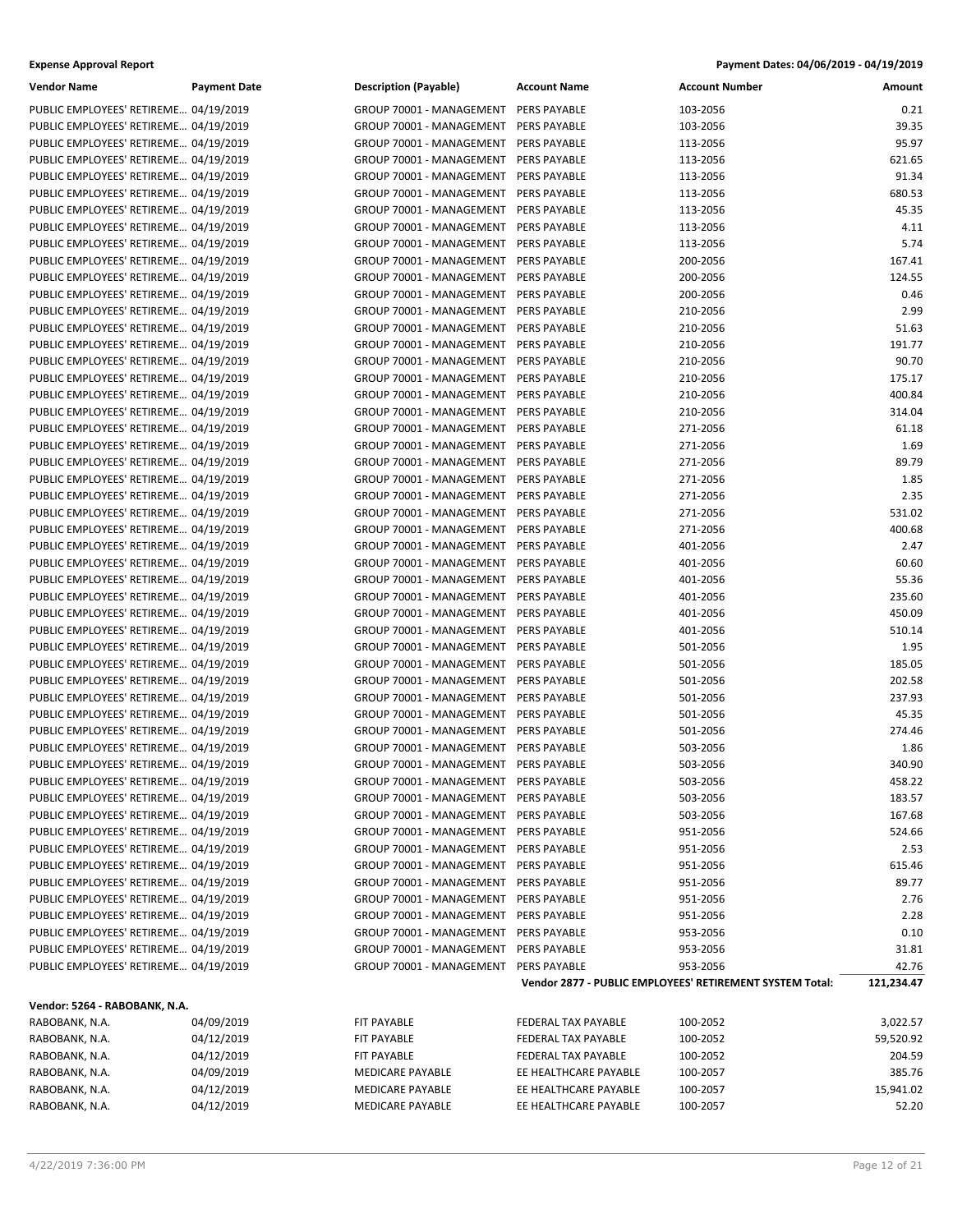**Expense Approval Report** | **Payment Dates: 04/06/2019 - 04/19/2019**

| Vendor Name | Payment Date | Description (Payable) | Account Name | Account Number | Amount |
|---|---|---|---|---|---|
| PUBLIC EMPLOYEES' RETIREME… | 04/19/2019 | GROUP 70001 - MANAGEMENT | PERS PAYABLE | 103-2056 | 0.21 |
| PUBLIC EMPLOYEES' RETIREME… | 04/19/2019 | GROUP 70001 - MANAGEMENT | PERS PAYABLE | 103-2056 | 39.35 |
| PUBLIC EMPLOYEES' RETIREME… | 04/19/2019 | GROUP 70001 - MANAGEMENT | PERS PAYABLE | 113-2056 | 95.97 |
| PUBLIC EMPLOYEES' RETIREME… | 04/19/2019 | GROUP 70001 - MANAGEMENT | PERS PAYABLE | 113-2056 | 621.65 |
| PUBLIC EMPLOYEES' RETIREME… | 04/19/2019 | GROUP 70001 - MANAGEMENT | PERS PAYABLE | 113-2056 | 91.34 |
| PUBLIC EMPLOYEES' RETIREME… | 04/19/2019 | GROUP 70001 - MANAGEMENT | PERS PAYABLE | 113-2056 | 680.53 |
| PUBLIC EMPLOYEES' RETIREME… | 04/19/2019 | GROUP 70001 - MANAGEMENT | PERS PAYABLE | 113-2056 | 45.35 |
| PUBLIC EMPLOYEES' RETIREME… | 04/19/2019 | GROUP 70001 - MANAGEMENT | PERS PAYABLE | 113-2056 | 4.11 |
| PUBLIC EMPLOYEES' RETIREME… | 04/19/2019 | GROUP 70001 - MANAGEMENT | PERS PAYABLE | 113-2056 | 5.74 |
| PUBLIC EMPLOYEES' RETIREME… | 04/19/2019 | GROUP 70001 - MANAGEMENT | PERS PAYABLE | 200-2056 | 167.41 |
| PUBLIC EMPLOYEES' RETIREME… | 04/19/2019 | GROUP 70001 - MANAGEMENT | PERS PAYABLE | 200-2056 | 124.55 |
| PUBLIC EMPLOYEES' RETIREME… | 04/19/2019 | GROUP 70001 - MANAGEMENT | PERS PAYABLE | 200-2056 | 0.46 |
| PUBLIC EMPLOYEES' RETIREME… | 04/19/2019 | GROUP 70001 - MANAGEMENT | PERS PAYABLE | 210-2056 | 2.99 |
| PUBLIC EMPLOYEES' RETIREME… | 04/19/2019 | GROUP 70001 - MANAGEMENT | PERS PAYABLE | 210-2056 | 51.63 |
| PUBLIC EMPLOYEES' RETIREME… | 04/19/2019 | GROUP 70001 - MANAGEMENT | PERS PAYABLE | 210-2056 | 191.77 |
| PUBLIC EMPLOYEES' RETIREME… | 04/19/2019 | GROUP 70001 - MANAGEMENT | PERS PAYABLE | 210-2056 | 90.70 |
| PUBLIC EMPLOYEES' RETIREME… | 04/19/2019 | GROUP 70001 - MANAGEMENT | PERS PAYABLE | 210-2056 | 175.17 |
| PUBLIC EMPLOYEES' RETIREME… | 04/19/2019 | GROUP 70001 - MANAGEMENT | PERS PAYABLE | 210-2056 | 400.84 |
| PUBLIC EMPLOYEES' RETIREME… | 04/19/2019 | GROUP 70001 - MANAGEMENT | PERS PAYABLE | 210-2056 | 314.04 |
| PUBLIC EMPLOYEES' RETIREME… | 04/19/2019 | GROUP 70001 - MANAGEMENT | PERS PAYABLE | 271-2056 | 61.18 |
| PUBLIC EMPLOYEES' RETIREME… | 04/19/2019 | GROUP 70001 - MANAGEMENT | PERS PAYABLE | 271-2056 | 1.69 |
| PUBLIC EMPLOYEES' RETIREME… | 04/19/2019 | GROUP 70001 - MANAGEMENT | PERS PAYABLE | 271-2056 | 89.79 |
| PUBLIC EMPLOYEES' RETIREME… | 04/19/2019 | GROUP 70001 - MANAGEMENT | PERS PAYABLE | 271-2056 | 1.85 |
| PUBLIC EMPLOYEES' RETIREME… | 04/19/2019 | GROUP 70001 - MANAGEMENT | PERS PAYABLE | 271-2056 | 2.35 |
| PUBLIC EMPLOYEES' RETIREME… | 04/19/2019 | GROUP 70001 - MANAGEMENT | PERS PAYABLE | 271-2056 | 531.02 |
| PUBLIC EMPLOYEES' RETIREME… | 04/19/2019 | GROUP 70001 - MANAGEMENT | PERS PAYABLE | 271-2056 | 400.68 |
| PUBLIC EMPLOYEES' RETIREME… | 04/19/2019 | GROUP 70001 - MANAGEMENT | PERS PAYABLE | 401-2056 | 2.47 |
| PUBLIC EMPLOYEES' RETIREME… | 04/19/2019 | GROUP 70001 - MANAGEMENT | PERS PAYABLE | 401-2056 | 60.60 |
| PUBLIC EMPLOYEES' RETIREME… | 04/19/2019 | GROUP 70001 - MANAGEMENT | PERS PAYABLE | 401-2056 | 55.36 |
| PUBLIC EMPLOYEES' RETIREME… | 04/19/2019 | GROUP 70001 - MANAGEMENT | PERS PAYABLE | 401-2056 | 235.60 |
| PUBLIC EMPLOYEES' RETIREME… | 04/19/2019 | GROUP 70001 - MANAGEMENT | PERS PAYABLE | 401-2056 | 450.09 |
| PUBLIC EMPLOYEES' RETIREME… | 04/19/2019 | GROUP 70001 - MANAGEMENT | PERS PAYABLE | 401-2056 | 510.14 |
| PUBLIC EMPLOYEES' RETIREME… | 04/19/2019 | GROUP 70001 - MANAGEMENT | PERS PAYABLE | 501-2056 | 1.95 |
| PUBLIC EMPLOYEES' RETIREME… | 04/19/2019 | GROUP 70001 - MANAGEMENT | PERS PAYABLE | 501-2056 | 185.05 |
| PUBLIC EMPLOYEES' RETIREME… | 04/19/2019 | GROUP 70001 - MANAGEMENT | PERS PAYABLE | 501-2056 | 202.58 |
| PUBLIC EMPLOYEES' RETIREME… | 04/19/2019 | GROUP 70001 - MANAGEMENT | PERS PAYABLE | 501-2056 | 237.93 |
| PUBLIC EMPLOYEES' RETIREME… | 04/19/2019 | GROUP 70001 - MANAGEMENT | PERS PAYABLE | 501-2056 | 45.35 |
| PUBLIC EMPLOYEES' RETIREME… | 04/19/2019 | GROUP 70001 - MANAGEMENT | PERS PAYABLE | 501-2056 | 274.46 |
| PUBLIC EMPLOYEES' RETIREME… | 04/19/2019 | GROUP 70001 - MANAGEMENT | PERS PAYABLE | 503-2056 | 1.86 |
| PUBLIC EMPLOYEES' RETIREME… | 04/19/2019 | GROUP 70001 - MANAGEMENT | PERS PAYABLE | 503-2056 | 340.90 |
| PUBLIC EMPLOYEES' RETIREME… | 04/19/2019 | GROUP 70001 - MANAGEMENT | PERS PAYABLE | 503-2056 | 458.22 |
| PUBLIC EMPLOYEES' RETIREME… | 04/19/2019 | GROUP 70001 - MANAGEMENT | PERS PAYABLE | 503-2056 | 183.57 |
| PUBLIC EMPLOYEES' RETIREME… | 04/19/2019 | GROUP 70001 - MANAGEMENT | PERS PAYABLE | 503-2056 | 167.68 |
| PUBLIC EMPLOYEES' RETIREME… | 04/19/2019 | GROUP 70001 - MANAGEMENT | PERS PAYABLE | 951-2056 | 524.66 |
| PUBLIC EMPLOYEES' RETIREME… | 04/19/2019 | GROUP 70001 - MANAGEMENT | PERS PAYABLE | 951-2056 | 2.53 |
| PUBLIC EMPLOYEES' RETIREME… | 04/19/2019 | GROUP 70001 - MANAGEMENT | PERS PAYABLE | 951-2056 | 615.46 |
| PUBLIC EMPLOYEES' RETIREME… | 04/19/2019 | GROUP 70001 - MANAGEMENT | PERS PAYABLE | 951-2056 | 89.77 |
| PUBLIC EMPLOYEES' RETIREME… | 04/19/2019 | GROUP 70001 - MANAGEMENT | PERS PAYABLE | 951-2056 | 2.76 |
| PUBLIC EMPLOYEES' RETIREME… | 04/19/2019 | GROUP 70001 - MANAGEMENT | PERS PAYABLE | 951-2056 | 2.28 |
| PUBLIC EMPLOYEES' RETIREME… | 04/19/2019 | GROUP 70001 - MANAGEMENT | PERS PAYABLE | 953-2056 | 0.10 |
| PUBLIC EMPLOYEES' RETIREME… | 04/19/2019 | GROUP 70001 - MANAGEMENT | PERS PAYABLE | 953-2056 | 31.81 |
| PUBLIC EMPLOYEES' RETIREME… | 04/19/2019 | GROUP 70001 - MANAGEMENT | PERS PAYABLE | 953-2056 | 42.76 |
| | | | **Vendor 2877 - PUBLIC EMPLOYEES' RETIREMENT SYSTEM Total:** | | **121,234.47** |

**Vendor: 5264 - RABOBANK, N.A.**

| Vendor Name | Payment Date | Description (Payable) | Account Name | Account Number | Amount |
|---|---|---|---|---|---|
| RABOBANK, N.A. | 04/09/2019 | FIT PAYABLE | FEDERAL TAX PAYABLE | 100-2052 | 3,022.57 |
| RABOBANK, N.A. | 04/12/2019 | FIT PAYABLE | FEDERAL TAX PAYABLE | 100-2052 | 59,520.92 |
| RABOBANK, N.A. | 04/12/2019 | FIT PAYABLE | FEDERAL TAX PAYABLE | 100-2052 | 204.59 |
| RABOBANK, N.A. | 04/09/2019 | MEDICARE PAYABLE | EE HEALTHCARE PAYABLE | 100-2057 | 385.76 |
| RABOBANK, N.A. | 04/12/2019 | MEDICARE PAYABLE | EE HEALTHCARE PAYABLE | 100-2057 | 15,941.02 |
| RABOBANK, N.A. | 04/12/2019 | MEDICARE PAYABLE | EE HEALTHCARE PAYABLE | 100-2057 | 52.20 |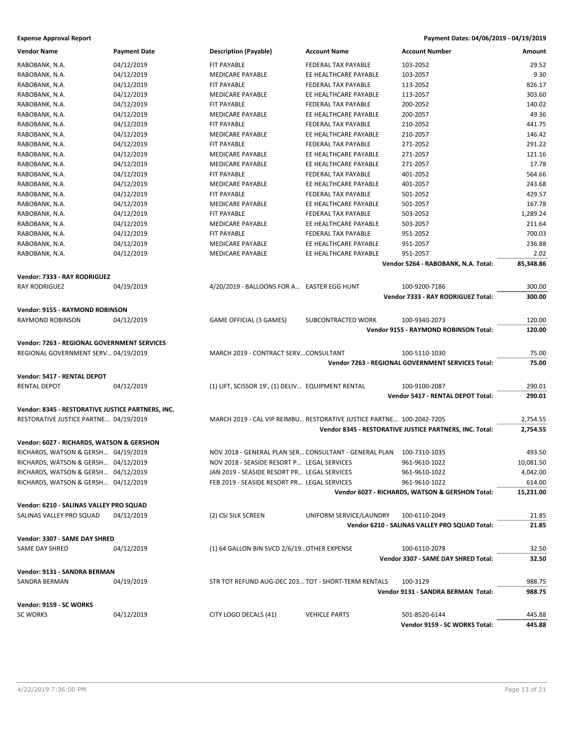**Expense Approval Report** — Payment Dates: 04/06/2019 - 04/19/2019

| Vendor Name | Payment Date | Description (Payable) | Account Name | Account Number | Amount |
|---|---|---|---|---|---|
| RABOBANK, N.A. | 04/12/2019 | FIT PAYABLE | FEDERAL TAX PAYABLE | 103-2052 | 29.52 |
| RABOBANK, N.A. | 04/12/2019 | MEDICARE PAYABLE | EE HEALTHCARE PAYABLE | 103-2057 | 9.30 |
| RABOBANK, N.A. | 04/12/2019 | FIT PAYABLE | FEDERAL TAX PAYABLE | 113-2052 | 826.17 |
| RABOBANK, N.A. | 04/12/2019 | MEDICARE PAYABLE | EE HEALTHCARE PAYABLE | 113-2057 | 303.60 |
| RABOBANK, N.A. | 04/12/2019 | FIT PAYABLE | FEDERAL TAX PAYABLE | 200-2052 | 140.02 |
| RABOBANK, N.A. | 04/12/2019 | MEDICARE PAYABLE | EE HEALTHCARE PAYABLE | 200-2057 | 49.36 |
| RABOBANK, N.A. | 04/12/2019 | FIT PAYABLE | FEDERAL TAX PAYABLE | 210-2052 | 441.75 |
| RABOBANK, N.A. | 04/12/2019 | MEDICARE PAYABLE | EE HEALTHCARE PAYABLE | 210-2057 | 146.42 |
| RABOBANK, N.A. | 04/12/2019 | FIT PAYABLE | FEDERAL TAX PAYABLE | 271-2052 | 291.22 |
| RABOBANK, N.A. | 04/12/2019 | MEDICARE PAYABLE | EE HEALTHCARE PAYABLE | 271-2057 | 121.16 |
| RABOBANK, N.A. | 04/12/2019 | MEDICARE PAYABLE | EE HEALTHCARE PAYABLE | 271-2057 | 17.78 |
| RABOBANK, N.A. | 04/12/2019 | FIT PAYABLE | FEDERAL TAX PAYABLE | 401-2052 | 564.66 |
| RABOBANK, N.A. | 04/12/2019 | MEDICARE PAYABLE | EE HEALTHCARE PAYABLE | 401-2057 | 243.68 |
| RABOBANK, N.A. | 04/12/2019 | FIT PAYABLE | FEDERAL TAX PAYABLE | 501-2052 | 429.57 |
| RABOBANK, N.A. | 04/12/2019 | MEDICARE PAYABLE | EE HEALTHCARE PAYABLE | 501-2057 | 167.78 |
| RABOBANK, N.A. | 04/12/2019 | FIT PAYABLE | FEDERAL TAX PAYABLE | 503-2052 | 1,289.24 |
| RABOBANK, N.A. | 04/12/2019 | MEDICARE PAYABLE | EE HEALTHCARE PAYABLE | 503-2057 | 211.64 |
| RABOBANK, N.A. | 04/12/2019 | FIT PAYABLE | FEDERAL TAX PAYABLE | 951-2052 | 700.03 |
| RABOBANK, N.A. | 04/12/2019 | MEDICARE PAYABLE | EE HEALTHCARE PAYABLE | 951-2057 | 236.88 |
| RABOBANK, N.A. | 04/12/2019 | MEDICARE PAYABLE | EE HEALTHCARE PAYABLE | 951-2057 | 2.02 |
| | | | | **Vendor 5264 - RABOBANK, N.A. Total:** | **85,348.86** |
| **Vendor: 7333 - RAY RODRIGUEZ** | | | | | |
| RAY RODRIGUEZ | 04/19/2019 | 4/20/2019 - BALLOONS FOR A… | EASTER EGG HUNT | 100-9200-7186 | 300.00 |
| | | | | **Vendor 7333 - RAY RODRIGUEZ Total:** | **300.00** |
| **Vendor: 9155 - RAYMOND ROBINSON** | | | | | |
| RAYMOND ROBINSON | 04/12/2019 | GAME OFFICIAL (3 GAMES) | SUBCONTRACTED WORK | 100-9340-2073 | 120.00 |
| | | | | **Vendor 9155 - RAYMOND ROBINSON Total:** | **120.00** |
| **Vendor: 7263 - REGIONAL GOVERNMENT SERVICES** | | | | | |
| REGIONAL GOVERNMENT SERV… | 04/19/2019 | MARCH 2019 - CONTRACT SERV… | CONSULTANT | 100-5110-1030 | 75.00 |
| | | | | **Vendor 7263 - REGIONAL GOVERNMENT SERVICES Total:** | **75.00** |
| **Vendor: 5417 - RENTAL DEPOT** | | | | | |
| RENTAL DEPOT | 04/12/2019 | (1) LIFT, SCISSOR 19', (1) DELIV… | EQUIPMENT RENTAL | 100-9100-2087 | 290.01 |
| | | | | **Vendor 5417 - RENTAL DEPOT Total:** | **290.01** |
| **Vendor: 8345 - RESTORATIVE JUSTICE PARTNERS, INC.** | | | | | |
| RESTORATIVE JUSTICE PARTNE… | 04/19/2019 | MARCH 2019 - CAL VIP REIMBU… | RESTORATIVE JUSTICE PARTNE… | 100-2042-7205 | 2,754.55 |
| | | | | **Vendor 8345 - RESTORATIVE JUSTICE PARTNERS, INC. Total:** | **2,754.55** |
| **Vendor: 6027 - RICHARDS, WATSON & GERSHON** | | | | | |
| RICHARDS, WATSON & GERSH… | 04/19/2019 | NOV 2018 - GENERAL PLAN SER… | CONSULTANT - GENERAL PLAN | 100-7310-1035 | 493.50 |
| RICHARDS, WATSON & GERSH… | 04/12/2019 | NOV 2018 - SEASIDE RESORT P… | LEGAL SERVICES | 961-9610-1022 | 10,081.50 |
| RICHARDS, WATSON & GERSH… | 04/12/2019 | JAN 2019 - SEASIDE RESORT PR… | LEGAL SERVICES | 961-9610-1022 | 4,042.00 |
| RICHARDS, WATSON & GERSH… | 04/12/2019 | FEB 2019 - SEASIDE RESORT PR… | LEGAL SERVICES | 961-9610-1022 | 614.00 |
| | | | | **Vendor 6027 - RICHARDS, WATSON & GERSHON Total:** | **15,231.00** |
| **Vendor: 6210 - SALINAS VALLEY PRO SQUAD** | | | | | |
| SALINAS VALLEY PRO SQUAD | 04/12/2019 | (2) CSI SILK SCREEN | UNIFORM SERVICE/LAUNDRY | 100-6110-2049 | 21.85 |
| | | | | **Vendor 6210 - SALINAS VALLEY PRO SQUAD Total:** | **21.85** |
| **Vendor: 3307 - SAME DAY SHRED** | | | | | |
| SAME DAY SHRED | 04/12/2019 | (1) 64 GALLON BIN SVCD 2/6/19… | OTHER EXPENSE | 100-6110-2078 | 32.50 |
| | | | | **Vendor 3307 - SAME DAY SHRED Total:** | **32.50** |
| **Vendor: 9131 - SANDRA BERMAN** | | | | | |
| SANDRA BERMAN | 04/19/2019 | STR TOT REFUND AUG-DEC 203… | TOT - SHORT-TERM RENTALS | 100-3129 | 988.75 |
| | | | | **Vendor 9131 - SANDRA BERMAN Total:** | **988.75** |
| **Vendor: 9159 - SC WORKS** | | | | | |
| SC WORKS | 04/12/2019 | CITY LOGO DECALS (41) | VEHICLE PARTS | 501-8520-6144 | 445.88 |
| | | | | **Vendor 9159 - SC WORKS Total:** | **445.88** |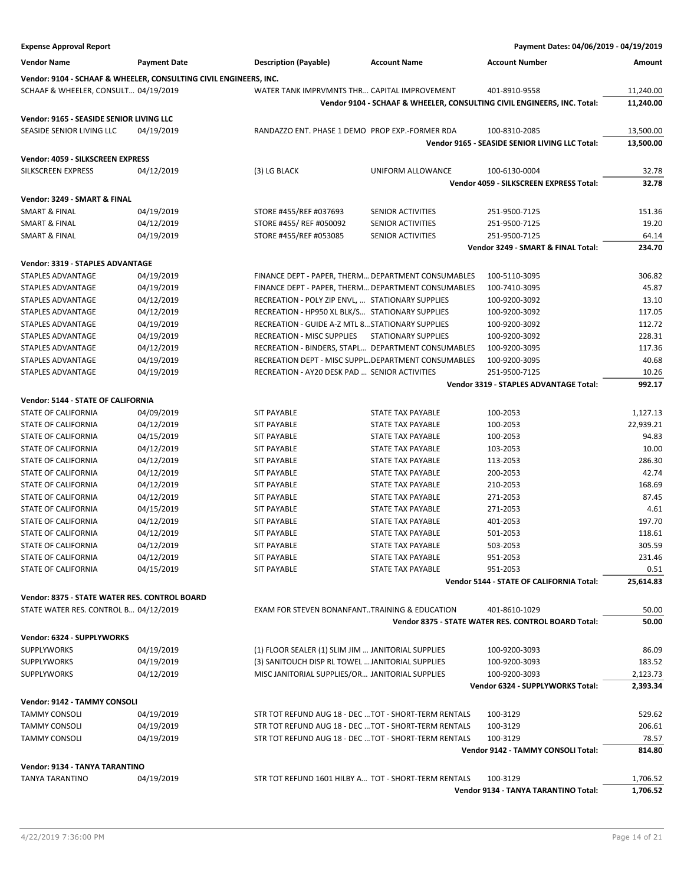**Expense Approval Report** — Payment Dates: 04/06/2019 - 04/19/2019

| Vendor Name | Payment Date | Description (Payable) | Account Name | Account Number | Amount |
|---|---|---|---|---|---|
| **Vendor: 9104 - SCHAAF & WHEELER, CONSULTING CIVIL ENGINEERS, INC.** | | | | | |
| SCHAAF & WHEELER, CONSULT... | 04/19/2019 | WATER TANK IMPRVMNTS THR... | CAPITAL IMPROVEMENT | 401-8910-9558 | 11,240.00 |
| | | | | **Vendor 9104 - SCHAAF & WHEELER, CONSULTING CIVIL ENGINEERS, INC. Total:** | **11,240.00** |
| **Vendor: 9165 - SEASIDE SENIOR LIVING LLC** | | | | | |
| SEASIDE SENIOR LIVING LLC | 04/19/2019 | RANDAZZO ENT. PHASE 1 DEMO | PROP EXP.-FORMER RDA | 100-8310-2085 | 13,500.00 |
| | | | | **Vendor 9165 - SEASIDE SENIOR LIVING LLC Total:** | **13,500.00** |
| **Vendor: 4059 - SILKSCREEN EXPRESS** | | | | | |
| SILKSCREEN EXPRESS | 04/12/2019 | (3) LG BLACK | UNIFORM ALLOWANCE | 100-6130-0004 | 32.78 |
| | | | | **Vendor 4059 - SILKSCREEN EXPRESS Total:** | **32.78** |
| **Vendor: 3249 - SMART & FINAL** | | | | | |
| SMART & FINAL | 04/19/2019 | STORE #455/REF #037693 | SENIOR ACTIVITIES | 251-9500-7125 | 151.36 |
| SMART & FINAL | 04/12/2019 | STORE #455/ REF #050092 | SENIOR ACTIVITIES | 251-9500-7125 | 19.20 |
| SMART & FINAL | 04/19/2019 | STORE #455/REF #053085 | SENIOR ACTIVITIES | 251-9500-7125 | 64.14 |
| | | | | **Vendor 3249 - SMART & FINAL Total:** | **234.70** |
| **Vendor: 3319 - STAPLES ADVANTAGE** | | | | | |
| STAPLES ADVANTAGE | 04/19/2019 | FINANCE DEPT - PAPER, THERM... | DEPARTMENT CONSUMABLES | 100-5110-3095 | 306.82 |
| STAPLES ADVANTAGE | 04/19/2019 | FINANCE DEPT - PAPER, THERM... | DEPARTMENT CONSUMABLES | 100-7410-3095 | 45.87 |
| STAPLES ADVANTAGE | 04/12/2019 | RECREATION - POLY ZIP ENVL, ... | STATIONARY SUPPLIES | 100-9200-3092 | 13.10 |
| STAPLES ADVANTAGE | 04/12/2019 | RECREATION - HP950 XL BLK/S... | STATIONARY SUPPLIES | 100-9200-3092 | 117.05 |
| STAPLES ADVANTAGE | 04/19/2019 | RECREATION - GUIDE A-Z MTL 8... | STATIONARY SUPPLIES | 100-9200-3092 | 112.72 |
| STAPLES ADVANTAGE | 04/19/2019 | RECREATION - MISC SUPPLIES | STATIONARY SUPPLIES | 100-9200-3092 | 228.31 |
| STAPLES ADVANTAGE | 04/12/2019 | RECREATION - BINDERS, STAPL... | DEPARTMENT CONSUMABLES | 100-9200-3095 | 117.36 |
| STAPLES ADVANTAGE | 04/19/2019 | RECREATION DEPT - MISC SUPPL... | DEPARTMENT CONSUMABLES | 100-9200-3095 | 40.68 |
| STAPLES ADVANTAGE | 04/19/2019 | RECREATION - AY20 DESK PAD ... | SENIOR ACTIVITIES | 251-9500-7125 | 10.26 |
| | | | | **Vendor 3319 - STAPLES ADVANTAGE Total:** | **992.17** |
| **Vendor: 5144 - STATE OF CALIFORNIA** | | | | | |
| STATE OF CALIFORNIA | 04/09/2019 | SIT PAYABLE | STATE TAX PAYABLE | 100-2053 | 1,127.13 |
| STATE OF CALIFORNIA | 04/12/2019 | SIT PAYABLE | STATE TAX PAYABLE | 100-2053 | 22,939.21 |
| STATE OF CALIFORNIA | 04/15/2019 | SIT PAYABLE | STATE TAX PAYABLE | 100-2053 | 94.83 |
| STATE OF CALIFORNIA | 04/12/2019 | SIT PAYABLE | STATE TAX PAYABLE | 103-2053 | 10.00 |
| STATE OF CALIFORNIA | 04/12/2019 | SIT PAYABLE | STATE TAX PAYABLE | 113-2053 | 286.30 |
| STATE OF CALIFORNIA | 04/12/2019 | SIT PAYABLE | STATE TAX PAYABLE | 200-2053 | 42.74 |
| STATE OF CALIFORNIA | 04/12/2019 | SIT PAYABLE | STATE TAX PAYABLE | 210-2053 | 168.69 |
| STATE OF CALIFORNIA | 04/12/2019 | SIT PAYABLE | STATE TAX PAYABLE | 271-2053 | 87.45 |
| STATE OF CALIFORNIA | 04/15/2019 | SIT PAYABLE | STATE TAX PAYABLE | 271-2053 | 4.61 |
| STATE OF CALIFORNIA | 04/12/2019 | SIT PAYABLE | STATE TAX PAYABLE | 401-2053 | 197.70 |
| STATE OF CALIFORNIA | 04/12/2019 | SIT PAYABLE | STATE TAX PAYABLE | 501-2053 | 118.61 |
| STATE OF CALIFORNIA | 04/12/2019 | SIT PAYABLE | STATE TAX PAYABLE | 503-2053 | 305.59 |
| STATE OF CALIFORNIA | 04/12/2019 | SIT PAYABLE | STATE TAX PAYABLE | 951-2053 | 231.46 |
| STATE OF CALIFORNIA | 04/15/2019 | SIT PAYABLE | STATE TAX PAYABLE | 951-2053 | 0.51 |
| | | | | **Vendor 5144 - STATE OF CALIFORNIA Total:** | **25,614.83** |
| **Vendor: 8375 - STATE WATER RES. CONTROL BOARD** | | | | | |
| STATE WATER RES. CONTROL B... | 04/12/2019 | EXAM FOR STEVEN BONANFANT... | TRAINING & EDUCATION | 401-8610-1029 | 50.00 |
| | | | | **Vendor 8375 - STATE WATER RES. CONTROL BOARD Total:** | **50.00** |
| **Vendor: 6324 - SUPPLYWORKS** | | | | | |
| SUPPLYWORKS | 04/19/2019 | (1) FLOOR SEALER (1) SLIM JIM ... | JANITORIAL SUPPLIES | 100-9200-3093 | 86.09 |
| SUPPLYWORKS | 04/19/2019 | (3) SANITOUCH DISP RL TOWEL ... | JANITORIAL SUPPLIES | 100-9200-3093 | 183.52 |
| SUPPLYWORKS | 04/12/2019 | MISC JANITORIAL SUPPLIES/OR... | JANITORIAL SUPPLIES | 100-9200-3093 | 2,123.73 |
| | | | | **Vendor 6324 - SUPPLYWORKS Total:** | **2,393.34** |
| **Vendor: 9142 - TAMMY CONSOLI** | | | | | |
| TAMMY CONSOLI | 04/19/2019 | STR TOT REFUND AUG 18 - DEC ... | TOT - SHORT-TERM RENTALS | 100-3129 | 529.62 |
| TAMMY CONSOLI | 04/19/2019 | STR TOT REFUND AUG 18 - DEC ... | TOT - SHORT-TERM RENTALS | 100-3129 | 206.61 |
| TAMMY CONSOLI | 04/19/2019 | STR TOT REFUND AUG 18 - DEC ... | TOT - SHORT-TERM RENTALS | 100-3129 | 78.57 |
| | | | | **Vendor 9142 - TAMMY CONSOLI Total:** | **814.80** |
| **Vendor: 9134 - TANYA TARANTINO** | | | | | |
| TANYA TARANTINO | 04/19/2019 | STR TOT REFUND 1601 HILBY A... | TOT - SHORT-TERM RENTALS | 100-3129 | 1,706.52 |
| | | | | **Vendor 9134 - TANYA TARANTINO Total:** | **1,706.52** |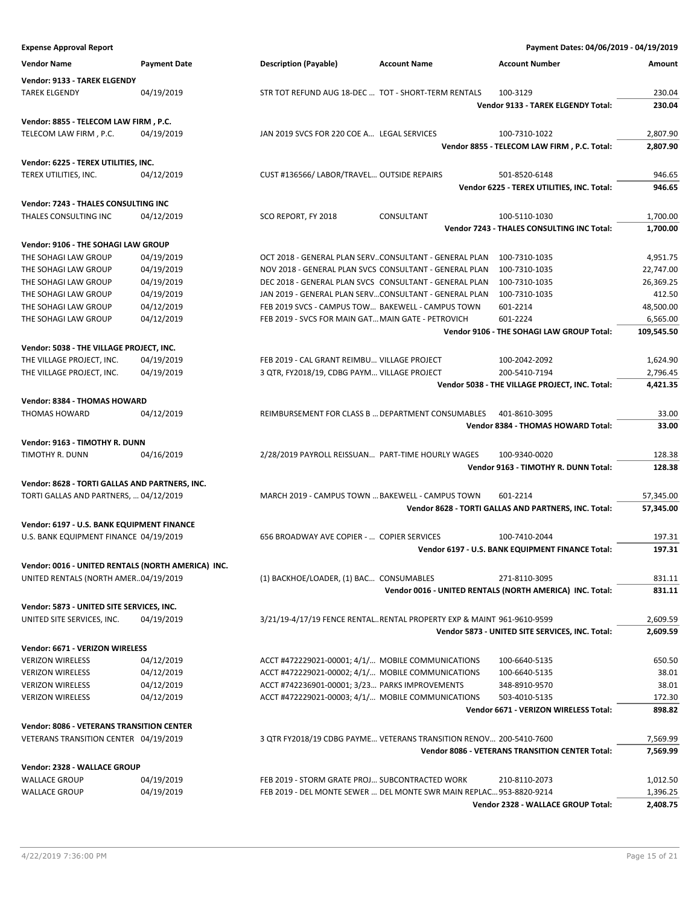**Expense Approval Report** — Payment Dates: 04/06/2019 - 04/19/2019

| Vendor Name | Payment Date | Description (Payable) | Account Name | Account Number | Amount |
|---|---|---|---|---|---|
| **Vendor: 9133 - TAREK ELGENDY** | | | | | |
| TAREK ELGENDY | 04/19/2019 | STR TOT REFUND AUG 18-DEC ... | TOT - SHORT-TERM RENTALS | 100-3129 | 230.04 |
| | | | | **Vendor 9133 - TAREK ELGENDY Total:** | **230.04** |
| **Vendor: 8855 - TELECOM LAW FIRM , P.C.** | | | | | |
| TELECOM LAW FIRM , P.C. | 04/19/2019 | JAN 2019 SVCS FOR 220 COE A... | LEGAL SERVICES | 100-7310-1022 | 2,807.90 |
| | | | | **Vendor 8855 - TELECOM LAW FIRM , P.C. Total:** | **2,807.90** |
| **Vendor: 6225 - TEREX UTILITIES, INC.** | | | | | |
| TEREX UTILITIES, INC. | 04/12/2019 | CUST #136566/ LABOR/TRAVEL... | OUTSIDE REPAIRS | 501-8520-6148 | 946.65 |
| | | | | **Vendor 6225 - TEREX UTILITIES, INC. Total:** | **946.65** |
| **Vendor: 7243 - THALES CONSULTING INC** | | | | | |
| THALES CONSULTING INC | 04/12/2019 | SCO REPORT, FY 2018 | CONSULTANT | 100-5110-1030 | 1,700.00 |
| | | | | **Vendor 7243 - THALES CONSULTING INC Total:** | **1,700.00** |
| **Vendor: 9106 - THE SOHAGI LAW GROUP** | | | | | |
| THE SOHAGI LAW GROUP | 04/19/2019 | OCT 2018 - GENERAL PLAN SERV... | CONSULTANT - GENERAL PLAN | 100-7310-1035 | 4,951.75 |
| THE SOHAGI LAW GROUP | 04/19/2019 | NOV 2018 - GENERAL PLAN SVCS | CONSULTANT - GENERAL PLAN | 100-7310-1035 | 22,747.00 |
| THE SOHAGI LAW GROUP | 04/19/2019 | DEC 2018 - GENERAL PLAN SVCS | CONSULTANT - GENERAL PLAN | 100-7310-1035 | 26,369.25 |
| THE SOHAGI LAW GROUP | 04/19/2019 | JAN 2019 - GENERAL PLAN SERV... | CONSULTANT - GENERAL PLAN | 100-7310-1035 | 412.50 |
| THE SOHAGI LAW GROUP | 04/12/2019 | FEB 2019 SVCS - CAMPUS TOW... | BAKEWELL - CAMPUS TOWN | 601-2214 | 48,500.00 |
| THE SOHAGI LAW GROUP | 04/12/2019 | FEB 2019 - SVCS FOR MAIN GAT... | MAIN GATE - PETROVICH | 601-2224 | 6,565.00 |
| | | | | **Vendor 9106 - THE SOHAGI LAW GROUP Total:** | **109,545.50** |
| **Vendor: 5038 - THE VILLAGE PROJECT, INC.** | | | | | |
| THE VILLAGE PROJECT, INC. | 04/19/2019 | FEB 2019 - CAL GRANT REIMBU... | VILLAGE PROJECT | 100-2042-2092 | 1,624.90 |
| THE VILLAGE PROJECT, INC. | 04/19/2019 | 3 QTR, FY2018/19, CDBG PAYM... | VILLAGE PROJECT | 200-5410-7194 | 2,796.45 |
| | | | | **Vendor 5038 - THE VILLAGE PROJECT, INC. Total:** | **4,421.35** |
| **Vendor: 8384 - THOMAS HOWARD** | | | | | |
| THOMAS HOWARD | 04/12/2019 | REIMBURSEMENT FOR CLASS B ... | DEPARTMENT CONSUMABLES | 401-8610-3095 | 33.00 |
| | | | | **Vendor 8384 - THOMAS HOWARD Total:** | **33.00** |
| **Vendor: 9163 - TIMOTHY R. DUNN** | | | | | |
| TIMOTHY R. DUNN | 04/16/2019 | 2/28/2019 PAYROLL REISSUAN... | PART-TIME HOURLY WAGES | 100-9340-0020 | 128.38 |
| | | | | **Vendor 9163 - TIMOTHY R. DUNN Total:** | **128.38** |
| **Vendor: 8628 - TORTI GALLAS AND PARTNERS, INC.** | | | | | |
| TORTI GALLAS AND PARTNERS, ... | 04/12/2019 | MARCH 2019 - CAMPUS TOWN ... | BAKEWELL - CAMPUS TOWN | 601-2214 | 57,345.00 |
| | | | | **Vendor 8628 - TORTI GALLAS AND PARTNERS, INC. Total:** | **57,345.00** |
| **Vendor: 6197 - U.S. BANK EQUIPMENT FINANCE** | | | | | |
| U.S. BANK EQUIPMENT FINANCE | 04/19/2019 | 656 BROADWAY AVE COPIER - ... | COPIER SERVICES | 100-7410-2044 | 197.31 |
| | | | | **Vendor 6197 - U.S. BANK EQUIPMENT FINANCE Total:** | **197.31** |
| **Vendor: 0016 - UNITED RENTALS (NORTH AMERICA) INC.** | | | | | |
| UNITED RENTALS (NORTH AMER... | 04/19/2019 | (1) BACKHOE/LOADER, (1) BAC... | CONSUMABLES | 271-8110-3095 | 831.11 |
| | | | | **Vendor 0016 - UNITED RENTALS (NORTH AMERICA) INC. Total:** | **831.11** |
| **Vendor: 5873 - UNITED SITE SERVICES, INC.** | | | | | |
| UNITED SITE SERVICES, INC. | 04/19/2019 | 3/21/19-4/17/19 FENCE RENTAL... | RENTAL PROPERTY EXP & MAINT | 961-9610-9599 | 2,609.59 |
| | | | | **Vendor 5873 - UNITED SITE SERVICES, INC. Total:** | **2,609.59** |
| **Vendor: 6671 - VERIZON WIRELESS** | | | | | |
| VERIZON WIRELESS | 04/12/2019 | ACCT #472229021-00001; 4/1/... | MOBILE COMMUNICATIONS | 100-6640-5135 | 650.50 |
| VERIZON WIRELESS | 04/12/2019 | ACCT #472229021-00002; 4/1/... | MOBILE COMMUNICATIONS | 100-6640-5135 | 38.01 |
| VERIZON WIRELESS | 04/12/2019 | ACCT #742236901-00001; 3/23... | PARKS IMPROVEMENTS | 348-8910-9570 | 38.01 |
| VERIZON WIRELESS | 04/12/2019 | ACCT #472229021-00003; 4/1/... | MOBILE COMMUNICATIONS | 503-4010-5135 | 172.30 |
| | | | | **Vendor 6671 - VERIZON WIRELESS Total:** | **898.82** |
| **Vendor: 8086 - VETERANS TRANSITION CENTER** | | | | | |
| VETERANS TRANSITION CENTER | 04/19/2019 | 3 QTR FY2018/19 CDBG PAYME... | VETERANS TRANSITION RENOV... | 200-5410-7600 | 7,569.99 |
| | | | | **Vendor 8086 - VETERANS TRANSITION CENTER Total:** | **7,569.99** |
| **Vendor: 2328 - WALLACE GROUP** | | | | | |
| WALLACE GROUP | 04/19/2019 | FEB 2019 - STORM GRATE PROJ... | SUBCONTRACTED WORK | 210-8110-2073 | 1,012.50 |
| WALLACE GROUP | 04/19/2019 | FEB 2019 - DEL MONTE SEWER ... | DEL MONTE SWR MAIN REPLAC... | 953-8820-9214 | 1,396.25 |
| | | | | **Vendor 2328 - WALLACE GROUP Total:** | **2,408.75** |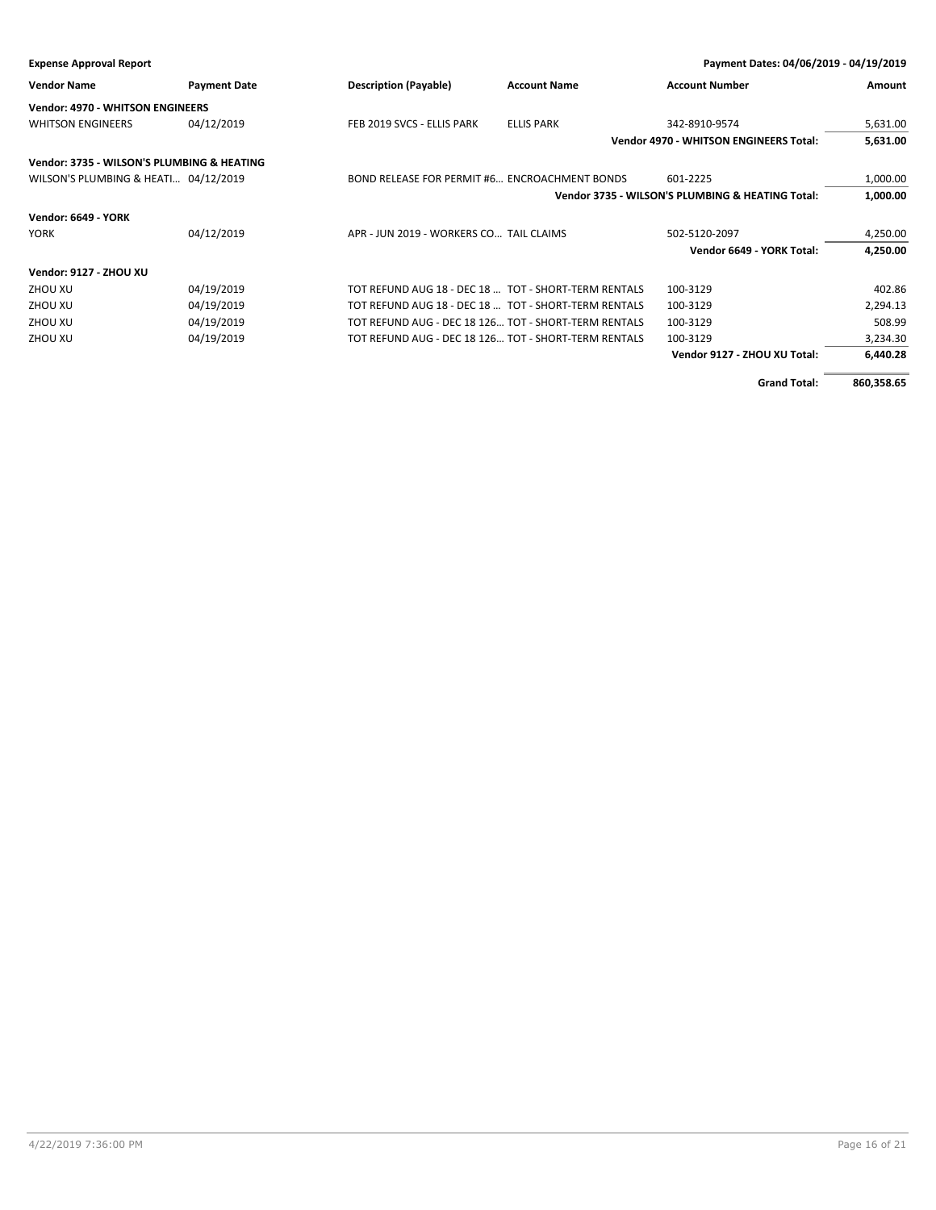**Expense Approval Report** — Payment Dates: 04/06/2019 - 04/19/2019

| Vendor Name | Payment Date | Description (Payable) | Account Name | Account Number | Amount |
|---|---|---|---|---|---|
| **Vendor: 4970 - WHITSON ENGINEERS** | | | | | |
| WHITSON ENGINEERS | 04/12/2019 | FEB 2019 SVCS - ELLIS PARK | ELLIS PARK | 342-8910-9574 | 5,631.00 |
| | | | | **Vendor 4970 - WHITSON ENGINEERS Total:** | **5,631.00** |
| **Vendor: 3735 - WILSON'S PLUMBING & HEATING** | | | | | |
| WILSON'S PLUMBING & HEATI… | 04/12/2019 | BOND RELEASE FOR PERMIT #6… | ENCROACHMENT BONDS | 601-2225 | 1,000.00 |
| | | | | **Vendor 3735 - WILSON'S PLUMBING & HEATING Total:** | **1,000.00** |
| **Vendor: 6649 - YORK** | | | | | |
| YORK | 04/12/2019 | APR - JUN 2019 - WORKERS CO… | TAIL CLAIMS | 502-5120-2097 | 4,250.00 |
| | | | | **Vendor 6649 - YORK Total:** | **4,250.00** |
| **Vendor: 9127 - ZHOU XU** | | | | | |
| ZHOU XU | 04/19/2019 | TOT REFUND AUG 18 - DEC 18 … | TOT - SHORT-TERM RENTALS | 100-3129 | 402.86 |
| ZHOU XU | 04/19/2019 | TOT REFUND AUG 18 - DEC 18 … | TOT - SHORT-TERM RENTALS | 100-3129 | 2,294.13 |
| ZHOU XU | 04/19/2019 | TOT REFUND AUG - DEC 18 126… | TOT - SHORT-TERM RENTALS | 100-3129 | 508.99 |
| ZHOU XU | 04/19/2019 | TOT REFUND AUG - DEC 18 126… | TOT - SHORT-TERM RENTALS | 100-3129 | 3,234.30 |
| | | | | **Vendor 9127 - ZHOU XU Total:** | **6,440.28** |
| | | | | **Grand Total:** | **860,358.65** |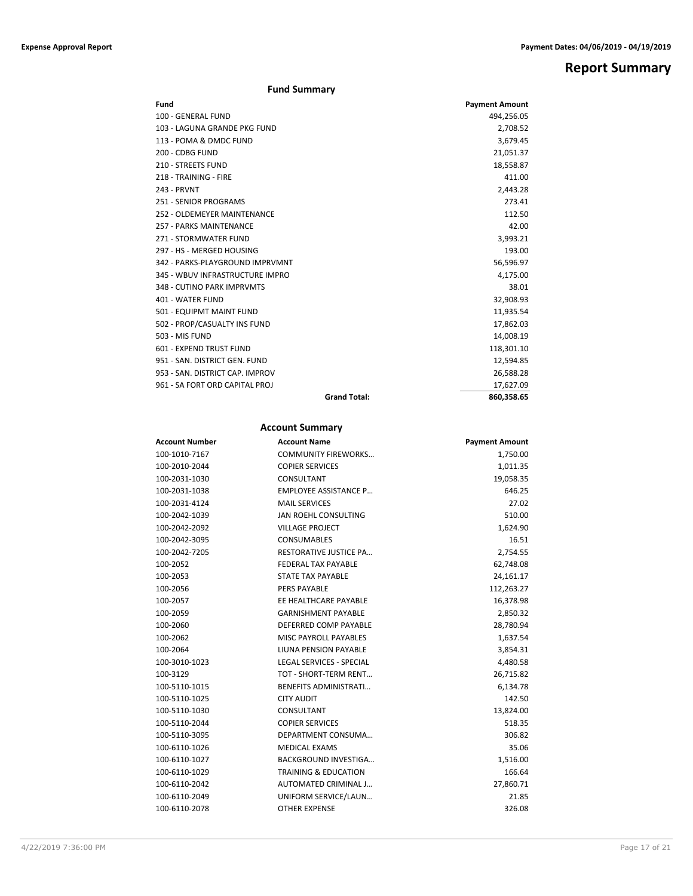# Report Summary

## Fund Summary

| Fund | Payment Amount |
|---|---|
| 100 - GENERAL FUND | 494,256.05 |
| 103 - LAGUNA GRANDE PKG FUND | 2,708.52 |
| 113 - POMA & DMDC FUND | 3,679.45 |
| 200 - CDBG FUND | 21,051.37 |
| 210 - STREETS FUND | 18,558.87 |
| 218 - TRAINING - FIRE | 411.00 |
| 243 - PRVNT | 2,443.28 |
| 251 - SENIOR PROGRAMS | 273.41 |
| 252 - OLDEMEYER MAINTENANCE | 112.50 |
| 257 - PARKS MAINTENANCE | 42.00 |
| 271 - STORMWATER FUND | 3,993.21 |
| 297 - HS - MERGED HOUSING | 193.00 |
| 342 - PARKS-PLAYGROUND IMPRVMNT | 56,596.97 |
| 345 - WBUV INFRASTRUCTURE IMPRO | 4,175.00 |
| 348 - CUTINO PARK IMPRVMTS | 38.01 |
| 401 - WATER FUND | 32,908.93 |
| 501 - EQUIPMT MAINT FUND | 11,935.54 |
| 502 - PROP/CASUALTY INS FUND | 17,862.03 |
| 503 - MIS FUND | 14,008.19 |
| 601 - EXPEND TRUST FUND | 118,301.10 |
| 951 - SAN. DISTRICT GEN. FUND | 12,594.85 |
| 953 - SAN. DISTRICT CAP. IMPROV | 26,588.28 |
| 961 - SA FORT ORD CAPITAL PROJ | 17,627.09 |
| **Grand Total:** | **860,358.65** |

## Account Summary

| Account Number | Account Name | Payment Amount |
|---|---|---|
| 100-1010-7167 | COMMUNITY FIREWORKS… | 1,750.00 |
| 100-2010-2044 | COPIER SERVICES | 1,011.35 |
| 100-2031-1030 | CONSULTANT | 19,058.35 |
| 100-2031-1038 | EMPLOYEE ASSISTANCE P… | 646.25 |
| 100-2031-4124 | MAIL SERVICES | 27.02 |
| 100-2042-1039 | JAN ROEHL CONSULTING | 510.00 |
| 100-2042-2092 | VILLAGE PROJECT | 1,624.90 |
| 100-2042-3095 | CONSUMABLES | 16.51 |
| 100-2042-7205 | RESTORATIVE JUSTICE PA… | 2,754.55 |
| 100-2052 | FEDERAL TAX PAYABLE | 62,748.08 |
| 100-2053 | STATE TAX PAYABLE | 24,161.17 |
| 100-2056 | PERS PAYABLE | 112,263.27 |
| 100-2057 | EE HEALTHCARE PAYABLE | 16,378.98 |
| 100-2059 | GARNISHMENT PAYABLE | 2,850.32 |
| 100-2060 | DEFERRED COMP PAYABLE | 28,780.94 |
| 100-2062 | MISC PAYROLL PAYABLES | 1,637.54 |
| 100-2064 | LIUNA PENSION PAYABLE | 3,854.31 |
| 100-3010-1023 | LEGAL SERVICES - SPECIAL | 4,480.58 |
| 100-3129 | TOT - SHORT-TERM RENT… | 26,715.82 |
| 100-5110-1015 | BENEFITS ADMINISTRATI… | 6,134.78 |
| 100-5110-1025 | CITY AUDIT | 142.50 |
| 100-5110-1030 | CONSULTANT | 13,824.00 |
| 100-5110-2044 | COPIER SERVICES | 518.35 |
| 100-5110-3095 | DEPARTMENT CONSUMA… | 306.82 |
| 100-6110-1026 | MEDICAL EXAMS | 35.06 |
| 100-6110-1027 | BACKGROUND INVESTIGA… | 1,516.00 |
| 100-6110-1029 | TRAINING & EDUCATION | 166.64 |
| 100-6110-2042 | AUTOMATED CRIMINAL J… | 27,860.71 |
| 100-6110-2049 | UNIFORM SERVICE/LAUN… | 21.85 |
| 100-6110-2078 | OTHER EXPENSE | 326.08 |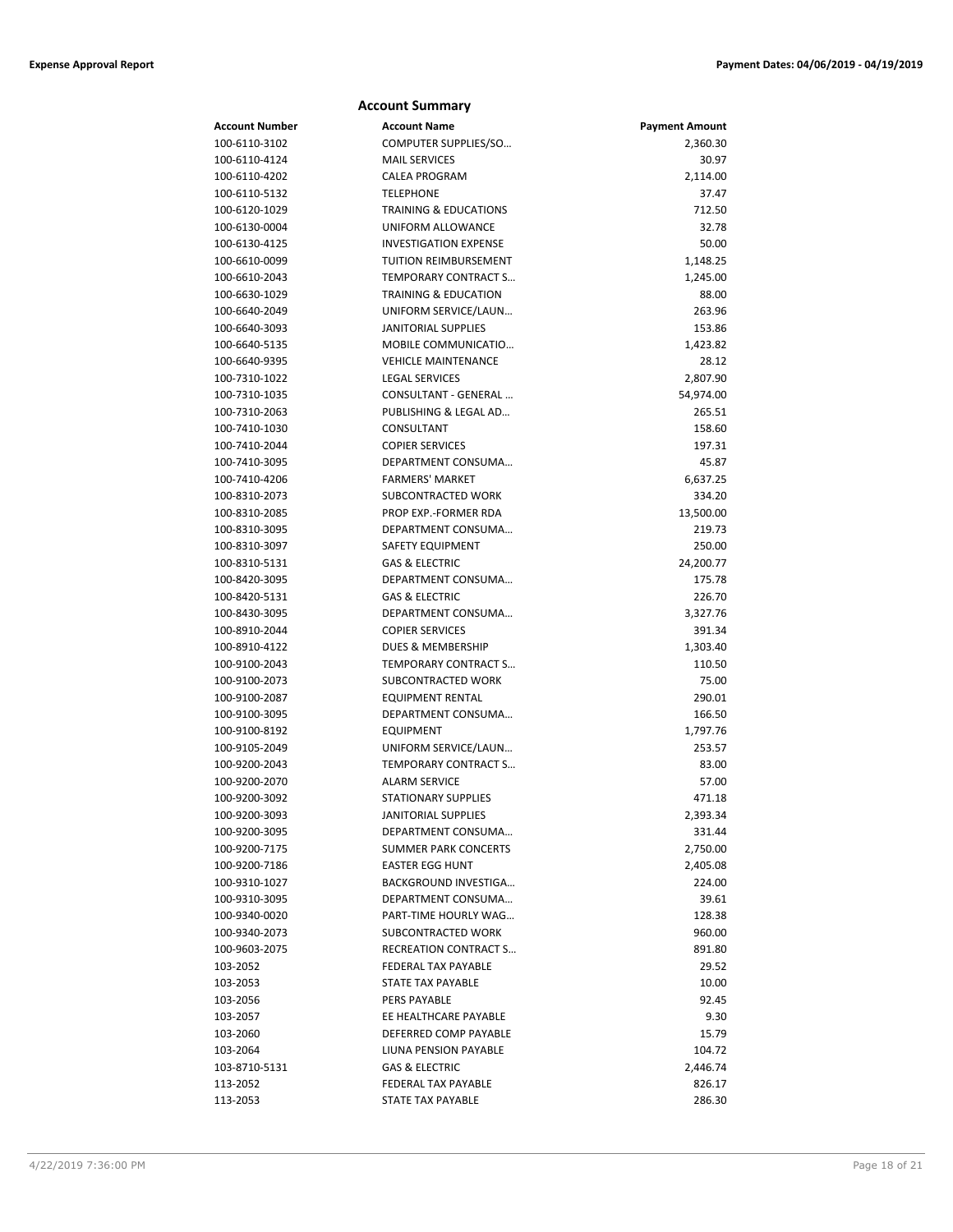## Account Summary

| Account Number | Account Name | Payment Amount |
|---|---|---|
| 100-6110-3102 | COMPUTER SUPPLIES/SO… | 2,360.30 |
| 100-6110-4124 | MAIL SERVICES | 30.97 |
| 100-6110-4202 | CALEA PROGRAM | 2,114.00 |
| 100-6110-5132 | TELEPHONE | 37.47 |
| 100-6120-1029 | TRAINING & EDUCATIONS | 712.50 |
| 100-6130-0004 | UNIFORM ALLOWANCE | 32.78 |
| 100-6130-4125 | INVESTIGATION EXPENSE | 50.00 |
| 100-6610-0099 | TUITION REIMBURSEMENT | 1,148.25 |
| 100-6610-2043 | TEMPORARY CONTRACT S… | 1,245.00 |
| 100-6630-1029 | TRAINING & EDUCATION | 88.00 |
| 100-6640-2049 | UNIFORM SERVICE/LAUN… | 263.96 |
| 100-6640-3093 | JANITORIAL SUPPLIES | 153.86 |
| 100-6640-5135 | MOBILE COMMUNICATIO… | 1,423.82 |
| 100-6640-9395 | VEHICLE MAINTENANCE | 28.12 |
| 100-7310-1022 | LEGAL SERVICES | 2,807.90 |
| 100-7310-1035 | CONSULTANT - GENERAL … | 54,974.00 |
| 100-7310-2063 | PUBLISHING & LEGAL AD… | 265.51 |
| 100-7410-1030 | CONSULTANT | 158.60 |
| 100-7410-2044 | COPIER SERVICES | 197.31 |
| 100-7410-3095 | DEPARTMENT CONSUMA… | 45.87 |
| 100-7410-4206 | FARMERS' MARKET | 6,637.25 |
| 100-8310-2073 | SUBCONTRACTED WORK | 334.20 |
| 100-8310-2085 | PROP EXP.-FORMER RDA | 13,500.00 |
| 100-8310-3095 | DEPARTMENT CONSUMA… | 219.73 |
| 100-8310-3097 | SAFETY EQUIPMENT | 250.00 |
| 100-8310-5131 | GAS & ELECTRIC | 24,200.77 |
| 100-8420-3095 | DEPARTMENT CONSUMA… | 175.78 |
| 100-8420-5131 | GAS & ELECTRIC | 226.70 |
| 100-8430-3095 | DEPARTMENT CONSUMA… | 3,327.76 |
| 100-8910-2044 | COPIER SERVICES | 391.34 |
| 100-8910-4122 | DUES & MEMBERSHIP | 1,303.40 |
| 100-9100-2043 | TEMPORARY CONTRACT S… | 110.50 |
| 100-9100-2073 | SUBCONTRACTED WORK | 75.00 |
| 100-9100-2087 | EQUIPMENT RENTAL | 290.01 |
| 100-9100-3095 | DEPARTMENT CONSUMA… | 166.50 |
| 100-9100-8192 | EQUIPMENT | 1,797.76 |
| 100-9105-2049 | UNIFORM SERVICE/LAUN… | 253.57 |
| 100-9200-2043 | TEMPORARY CONTRACT S… | 83.00 |
| 100-9200-2070 | ALARM SERVICE | 57.00 |
| 100-9200-3092 | STATIONARY SUPPLIES | 471.18 |
| 100-9200-3093 | JANITORIAL SUPPLIES | 2,393.34 |
| 100-9200-3095 | DEPARTMENT CONSUMA… | 331.44 |
| 100-9200-7175 | SUMMER PARK CONCERTS | 2,750.00 |
| 100-9200-7186 | EASTER EGG HUNT | 2,405.08 |
| 100-9310-1027 | BACKGROUND INVESTIGA… | 224.00 |
| 100-9310-3095 | DEPARTMENT CONSUMA… | 39.61 |
| 100-9340-0020 | PART-TIME HOURLY WAG… | 128.38 |
| 100-9340-2073 | SUBCONTRACTED WORK | 960.00 |
| 100-9603-2075 | RECREATION CONTRACT S… | 891.80 |
| 103-2052 | FEDERAL TAX PAYABLE | 29.52 |
| 103-2053 | STATE TAX PAYABLE | 10.00 |
| 103-2056 | PERS PAYABLE | 92.45 |
| 103-2057 | EE HEALTHCARE PAYABLE | 9.30 |
| 103-2060 | DEFERRED COMP PAYABLE | 15.79 |
| 103-2064 | LIUNA PENSION PAYABLE | 104.72 |
| 103-8710-5131 | GAS & ELECTRIC | 2,446.74 |
| 113-2052 | FEDERAL TAX PAYABLE | 826.17 |
| 113-2053 | STATE TAX PAYABLE | 286.30 |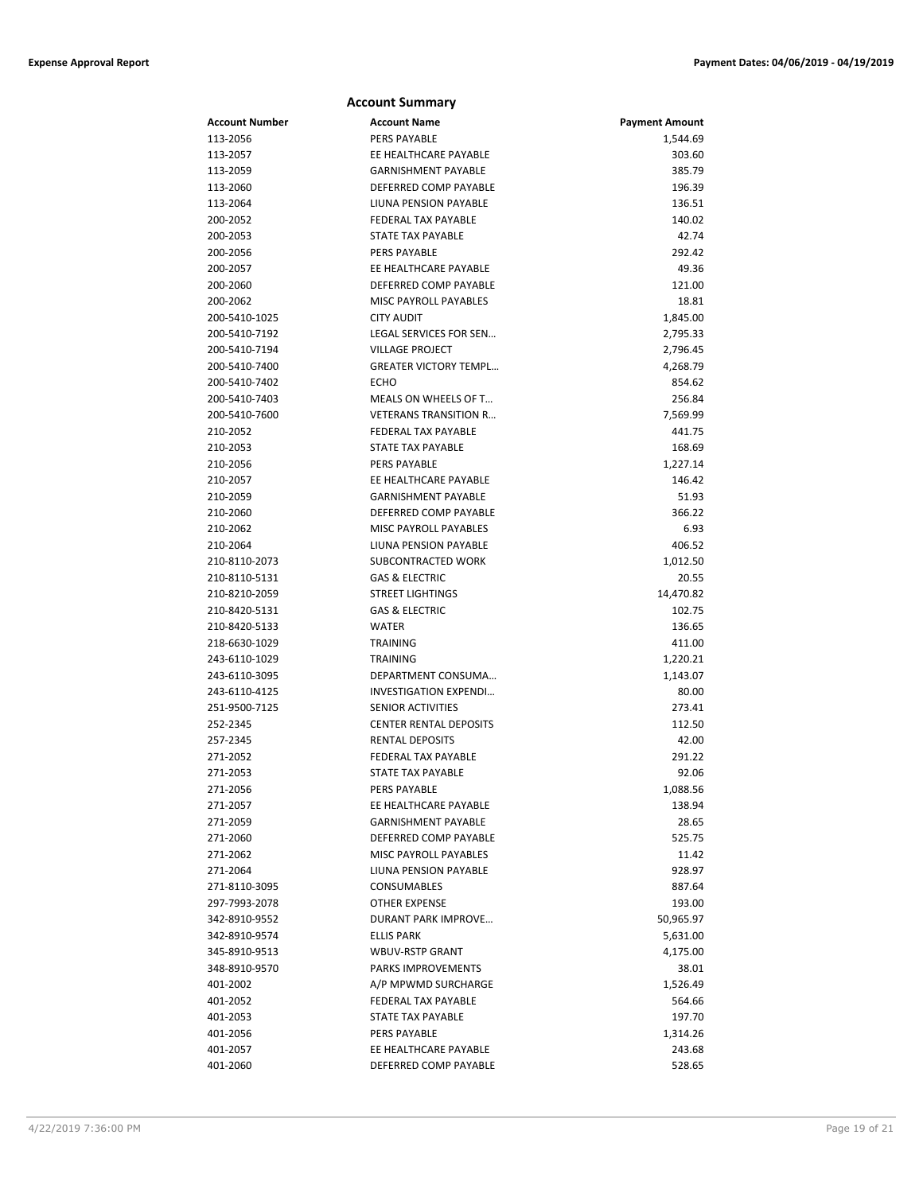## Account Summary

| Account Number | Account Name | Payment Amount |
|---|---|---|
| 113-2056 | PERS PAYABLE | 1,544.69 |
| 113-2057 | EE HEALTHCARE PAYABLE | 303.60 |
| 113-2059 | GARNISHMENT PAYABLE | 385.79 |
| 113-2060 | DEFERRED COMP PAYABLE | 196.39 |
| 113-2064 | LIUNA PENSION PAYABLE | 136.51 |
| 200-2052 | FEDERAL TAX PAYABLE | 140.02 |
| 200-2053 | STATE TAX PAYABLE | 42.74 |
| 200-2056 | PERS PAYABLE | 292.42 |
| 200-2057 | EE HEALTHCARE PAYABLE | 49.36 |
| 200-2060 | DEFERRED COMP PAYABLE | 121.00 |
| 200-2062 | MISC PAYROLL PAYABLES | 18.81 |
| 200-5410-1025 | CITY AUDIT | 1,845.00 |
| 200-5410-7192 | LEGAL SERVICES FOR SEN… | 2,795.33 |
| 200-5410-7194 | VILLAGE PROJECT | 2,796.45 |
| 200-5410-7400 | GREATER VICTORY TEMPL… | 4,268.79 |
| 200-5410-7402 | ECHO | 854.62 |
| 200-5410-7403 | MEALS ON WHEELS OF T… | 256.84 |
| 200-5410-7600 | VETERANS TRANSITION R… | 7,569.99 |
| 210-2052 | FEDERAL TAX PAYABLE | 441.75 |
| 210-2053 | STATE TAX PAYABLE | 168.69 |
| 210-2056 | PERS PAYABLE | 1,227.14 |
| 210-2057 | EE HEALTHCARE PAYABLE | 146.42 |
| 210-2059 | GARNISHMENT PAYABLE | 51.93 |
| 210-2060 | DEFERRED COMP PAYABLE | 366.22 |
| 210-2062 | MISC PAYROLL PAYABLES | 6.93 |
| 210-2064 | LIUNA PENSION PAYABLE | 406.52 |
| 210-8110-2073 | SUBCONTRACTED WORK | 1,012.50 |
| 210-8110-5131 | GAS & ELECTRIC | 20.55 |
| 210-8210-2059 | STREET LIGHTINGS | 14,470.82 |
| 210-8420-5131 | GAS & ELECTRIC | 102.75 |
| 210-8420-5133 | WATER | 136.65 |
| 218-6630-1029 | TRAINING | 411.00 |
| 243-6110-1029 | TRAINING | 1,220.21 |
| 243-6110-3095 | DEPARTMENT CONSUMA… | 1,143.07 |
| 243-6110-4125 | INVESTIGATION EXPENDI… | 80.00 |
| 251-9500-7125 | SENIOR ACTIVITIES | 273.41 |
| 252-2345 | CENTER RENTAL DEPOSITS | 112.50 |
| 257-2345 | RENTAL DEPOSITS | 42.00 |
| 271-2052 | FEDERAL TAX PAYABLE | 291.22 |
| 271-2053 | STATE TAX PAYABLE | 92.06 |
| 271-2056 | PERS PAYABLE | 1,088.56 |
| 271-2057 | EE HEALTHCARE PAYABLE | 138.94 |
| 271-2059 | GARNISHMENT PAYABLE | 28.65 |
| 271-2060 | DEFERRED COMP PAYABLE | 525.75 |
| 271-2062 | MISC PAYROLL PAYABLES | 11.42 |
| 271-2064 | LIUNA PENSION PAYABLE | 928.97 |
| 271-8110-3095 | CONSUMABLES | 887.64 |
| 297-7993-2078 | OTHER EXPENSE | 193.00 |
| 342-8910-9552 | DURANT PARK IMPROVE… | 50,965.97 |
| 342-8910-9574 | ELLIS PARK | 5,631.00 |
| 345-8910-9513 | WBUV-RSTP GRANT | 4,175.00 |
| 348-8910-9570 | PARKS IMPROVEMENTS | 38.01 |
| 401-2002 | A/P MPWMD SURCHARGE | 1,526.49 |
| 401-2052 | FEDERAL TAX PAYABLE | 564.66 |
| 401-2053 | STATE TAX PAYABLE | 197.70 |
| 401-2056 | PERS PAYABLE | 1,314.26 |
| 401-2057 | EE HEALTHCARE PAYABLE | 243.68 |
| 401-2060 | DEFERRED COMP PAYABLE | 528.65 |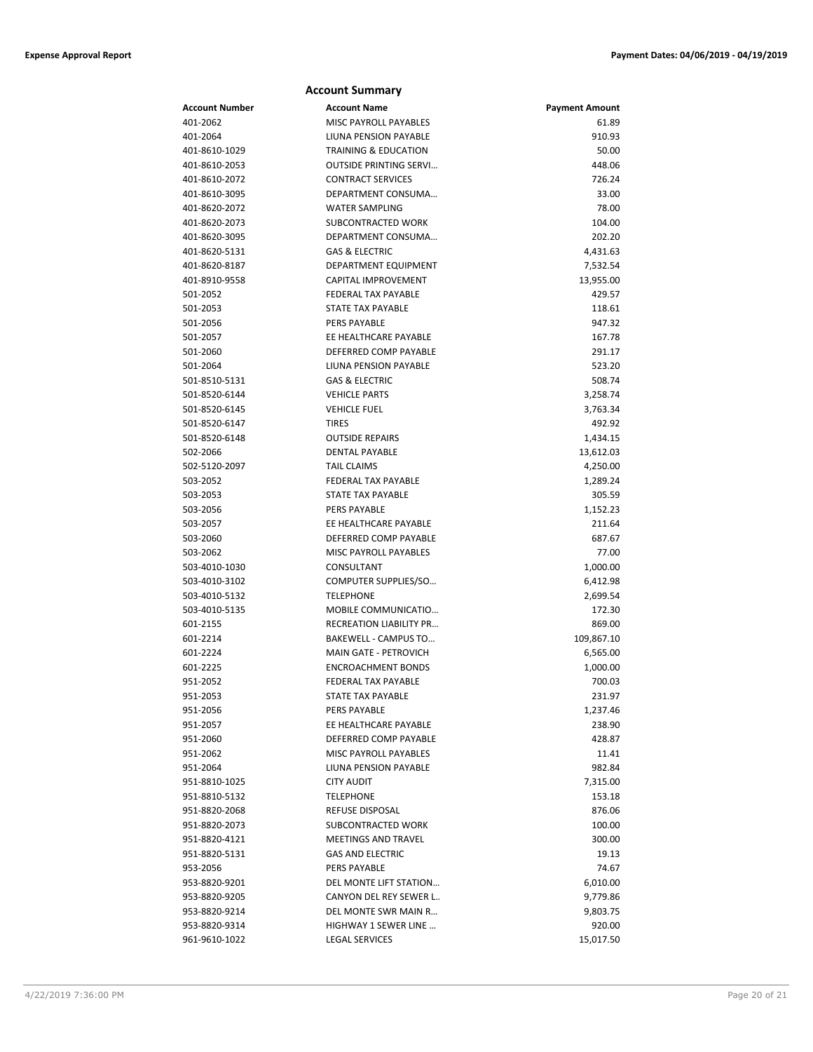## Account Summary

| Account Number | Account Name | Payment Amount |
|---|---|---|
| 401-2062 | MISC PAYROLL PAYABLES | 61.89 |
| 401-2064 | LIUNA PENSION PAYABLE | 910.93 |
| 401-8610-1029 | TRAINING & EDUCATION | 50.00 |
| 401-8610-2053 | OUTSIDE PRINTING SERVI... | 448.06 |
| 401-8610-2072 | CONTRACT SERVICES | 726.24 |
| 401-8610-3095 | DEPARTMENT CONSUMA... | 33.00 |
| 401-8620-2072 | WATER SAMPLING | 78.00 |
| 401-8620-2073 | SUBCONTRACTED WORK | 104.00 |
| 401-8620-3095 | DEPARTMENT CONSUMA... | 202.20 |
| 401-8620-5131 | GAS & ELECTRIC | 4,431.63 |
| 401-8620-8187 | DEPARTMENT EQUIPMENT | 7,532.54 |
| 401-8910-9558 | CAPITAL IMPROVEMENT | 13,955.00 |
| 501-2052 | FEDERAL TAX PAYABLE | 429.57 |
| 501-2053 | STATE TAX PAYABLE | 118.61 |
| 501-2056 | PERS PAYABLE | 947.32 |
| 501-2057 | EE HEALTHCARE PAYABLE | 167.78 |
| 501-2060 | DEFERRED COMP PAYABLE | 291.17 |
| 501-2064 | LIUNA PENSION PAYABLE | 523.20 |
| 501-8510-5131 | GAS & ELECTRIC | 508.74 |
| 501-8520-6144 | VEHICLE PARTS | 3,258.74 |
| 501-8520-6145 | VEHICLE FUEL | 3,763.34 |
| 501-8520-6147 | TIRES | 492.92 |
| 501-8520-6148 | OUTSIDE REPAIRS | 1,434.15 |
| 502-2066 | DENTAL PAYABLE | 13,612.03 |
| 502-5120-2097 | TAIL CLAIMS | 4,250.00 |
| 503-2052 | FEDERAL TAX PAYABLE | 1,289.24 |
| 503-2053 | STATE TAX PAYABLE | 305.59 |
| 503-2056 | PERS PAYABLE | 1,152.23 |
| 503-2057 | EE HEALTHCARE PAYABLE | 211.64 |
| 503-2060 | DEFERRED COMP PAYABLE | 687.67 |
| 503-2062 | MISC PAYROLL PAYABLES | 77.00 |
| 503-4010-1030 | CONSULTANT | 1,000.00 |
| 503-4010-3102 | COMPUTER SUPPLIES/SO... | 6,412.98 |
| 503-4010-5132 | TELEPHONE | 2,699.54 |
| 503-4010-5135 | MOBILE COMMUNICATIO... | 172.30 |
| 601-2155 | RECREATION LIABILITY PR... | 869.00 |
| 601-2214 | BAKEWELL - CAMPUS TO... | 109,867.10 |
| 601-2224 | MAIN GATE - PETROVICH | 6,565.00 |
| 601-2225 | ENCROACHMENT BONDS | 1,000.00 |
| 951-2052 | FEDERAL TAX PAYABLE | 700.03 |
| 951-2053 | STATE TAX PAYABLE | 231.97 |
| 951-2056 | PERS PAYABLE | 1,237.46 |
| 951-2057 | EE HEALTHCARE PAYABLE | 238.90 |
| 951-2060 | DEFERRED COMP PAYABLE | 428.87 |
| 951-2062 | MISC PAYROLL PAYABLES | 11.41 |
| 951-2064 | LIUNA PENSION PAYABLE | 982.84 |
| 951-8810-1025 | CITY AUDIT | 7,315.00 |
| 951-8810-5132 | TELEPHONE | 153.18 |
| 951-8820-2068 | REFUSE DISPOSAL | 876.06 |
| 951-8820-2073 | SUBCONTRACTED WORK | 100.00 |
| 951-8820-4121 | MEETINGS AND TRAVEL | 300.00 |
| 951-8820-5131 | GAS AND ELECTRIC | 19.13 |
| 953-2056 | PERS PAYABLE | 74.67 |
| 953-8820-9201 | DEL MONTE LIFT STATION... | 6,010.00 |
| 953-8820-9205 | CANYON DEL REY SEWER L.. | 9,779.86 |
| 953-8820-9214 | DEL MONTE SWR MAIN R... | 9,803.75 |
| 953-8820-9314 | HIGHWAY 1 SEWER LINE ... | 920.00 |
| 961-9610-1022 | LEGAL SERVICES | 15,017.50 |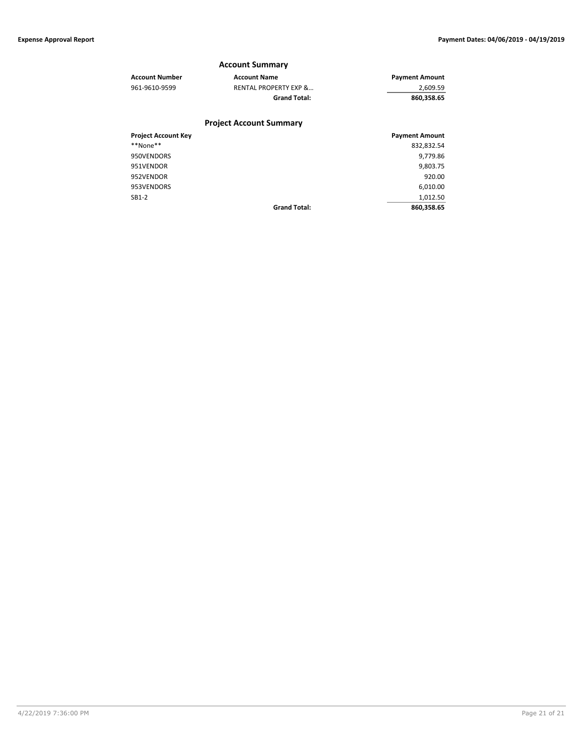## Account Summary

| Account Number | Account Name | Payment Amount |
| --- | --- | --- |
| 961-9610-9599 | RENTAL PROPERTY EXP &... | 2,609.59 |
| | **Grand Total:** | **860,358.65** |

## Project Account Summary

| Project Account Key | | Payment Amount |
| --- | --- | --- |
| **None** | | 832,832.54 |
| 950VENDORS | | 9,779.86 |
| 951VENDOR | | 9,803.75 |
| 952VENDOR | | 920.00 |
| 953VENDORS | | 6,010.00 |
| SB1-2 | | 1,012.50 |
| | **Grand Total:** | **860,358.65** |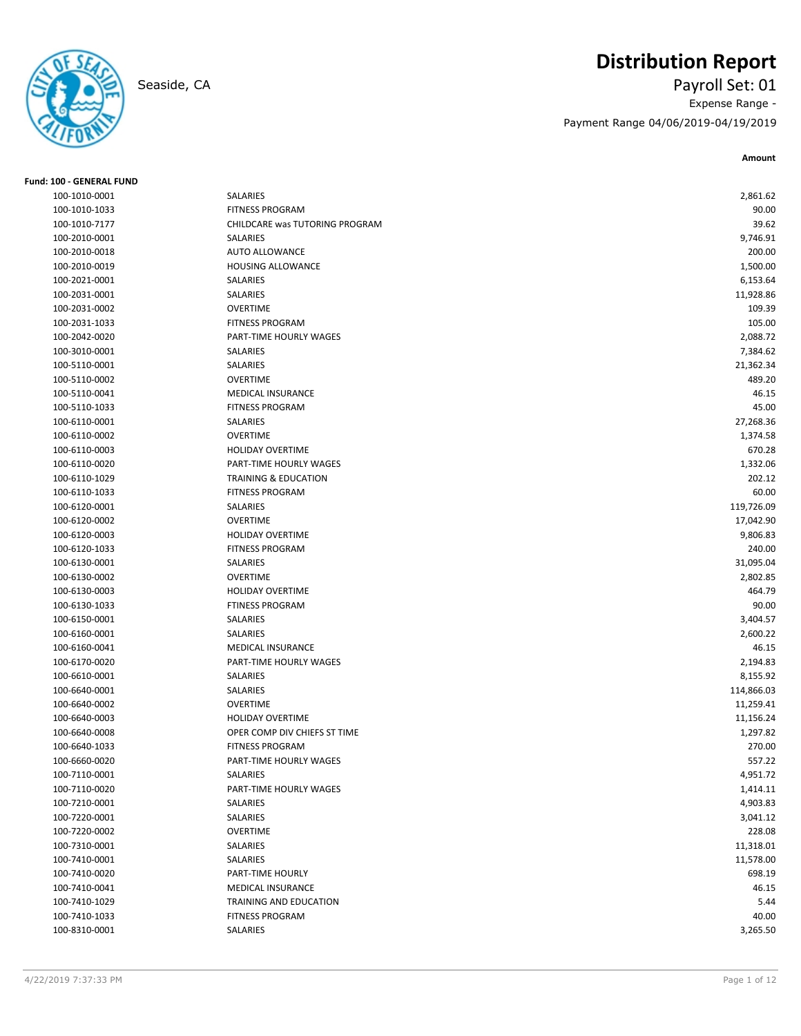# Distribution Report

Seaside, CA

Payroll Set: 01

Expense Range -

Payment Range 04/06/2019-04/19/2019

**Fund: 100 - GENERAL FUND**

| Account | Description | Amount |
|---|---|---|
| 100-1010-0001 | SALARIES | 2,861.62 |
| 100-1010-1033 | FITNESS PROGRAM | 90.00 |
| 100-1010-7177 | CHILDCARE was TUTORING PROGRAM | 39.62 |
| 100-2010-0001 | SALARIES | 9,746.91 |
| 100-2010-0018 | AUTO ALLOWANCE | 200.00 |
| 100-2010-0019 | HOUSING ALLOWANCE | 1,500.00 |
| 100-2021-0001 | SALARIES | 6,153.64 |
| 100-2031-0001 | SALARIES | 11,928.86 |
| 100-2031-0002 | OVERTIME | 109.39 |
| 100-2031-1033 | FITNESS PROGRAM | 105.00 |
| 100-2042-0020 | PART-TIME HOURLY WAGES | 2,088.72 |
| 100-3010-0001 | SALARIES | 7,384.62 |
| 100-5110-0001 | SALARIES | 21,362.34 |
| 100-5110-0002 | OVERTIME | 489.20 |
| 100-5110-0041 | MEDICAL INSURANCE | 46.15 |
| 100-5110-1033 | FITNESS PROGRAM | 45.00 |
| 100-6110-0001 | SALARIES | 27,268.36 |
| 100-6110-0002 | OVERTIME | 1,374.58 |
| 100-6110-0003 | HOLIDAY OVERTIME | 670.28 |
| 100-6110-0020 | PART-TIME HOURLY WAGES | 1,332.06 |
| 100-6110-1029 | TRAINING & EDUCATION | 202.12 |
| 100-6110-1033 | FITNESS PROGRAM | 60.00 |
| 100-6120-0001 | SALARIES | 119,726.09 |
| 100-6120-0002 | OVERTIME | 17,042.90 |
| 100-6120-0003 | HOLIDAY OVERTIME | 9,806.83 |
| 100-6120-1033 | FITNESS PROGRAM | 240.00 |
| 100-6130-0001 | SALARIES | 31,095.04 |
| 100-6130-0002 | OVERTIME | 2,802.85 |
| 100-6130-0003 | HOLIDAY OVERTIME | 464.79 |
| 100-6130-1033 | FTINESS PROGRAM | 90.00 |
| 100-6150-0001 | SALARIES | 3,404.57 |
| 100-6160-0001 | SALARIES | 2,600.22 |
| 100-6160-0041 | MEDICAL INSURANCE | 46.15 |
| 100-6170-0020 | PART-TIME HOURLY WAGES | 2,194.83 |
| 100-6610-0001 | SALARIES | 8,155.92 |
| 100-6640-0001 | SALARIES | 114,866.03 |
| 100-6640-0002 | OVERTIME | 11,259.41 |
| 100-6640-0003 | HOLIDAY OVERTIME | 11,156.24 |
| 100-6640-0008 | OPER COMP DIV CHIEFS ST TIME | 1,297.82 |
| 100-6640-1033 | FITNESS PROGRAM | 270.00 |
| 100-6660-0020 | PART-TIME HOURLY WAGES | 557.22 |
| 100-7110-0001 | SALARIES | 4,951.72 |
| 100-7110-0020 | PART-TIME HOURLY WAGES | 1,414.11 |
| 100-7210-0001 | SALARIES | 4,903.83 |
| 100-7220-0001 | SALARIES | 3,041.12 |
| 100-7220-0002 | OVERTIME | 228.08 |
| 100-7310-0001 | SALARIES | 11,318.01 |
| 100-7410-0001 | SALARIES | 11,578.00 |
| 100-7410-0020 | PART-TIME HOURLY | 698.19 |
| 100-7410-0041 | MEDICAL INSURANCE | 46.15 |
| 100-7410-1029 | TRAINING AND EDUCATION | 5.44 |
| 100-7410-1033 | FITNESS PROGRAM | 40.00 |
| 100-8310-0001 | SALARIES | 3,265.50 |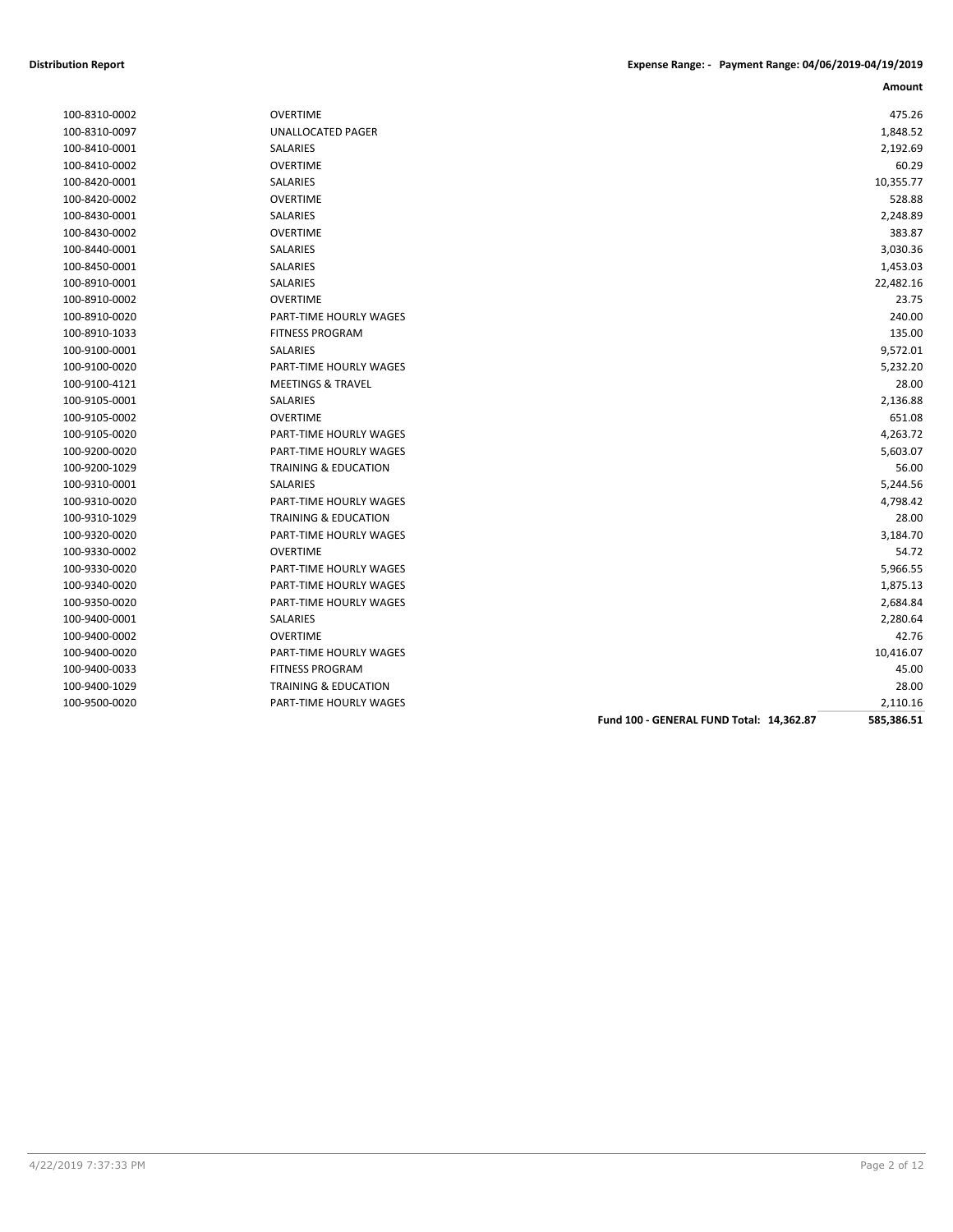**Distribution Report** | **Expense Range: - Payment Range: 04/06/2019-04/19/2019**

| Account | Description | | Amount |
|---|---|---|---|
| 100-8310-0002 | OVERTIME | | 475.26 |
| 100-8310-0097 | UNALLOCATED PAGER | | 1,848.52 |
| 100-8410-0001 | SALARIES | | 2,192.69 |
| 100-8410-0002 | OVERTIME | | 60.29 |
| 100-8420-0001 | SALARIES | | 10,355.77 |
| 100-8420-0002 | OVERTIME | | 528.88 |
| 100-8430-0001 | SALARIES | | 2,248.89 |
| 100-8430-0002 | OVERTIME | | 383.87 |
| 100-8440-0001 | SALARIES | | 3,030.36 |
| 100-8450-0001 | SALARIES | | 1,453.03 |
| 100-8910-0001 | SALARIES | | 22,482.16 |
| 100-8910-0002 | OVERTIME | | 23.75 |
| 100-8910-0020 | PART-TIME HOURLY WAGES | | 240.00 |
| 100-8910-1033 | FITNESS PROGRAM | | 135.00 |
| 100-9100-0001 | SALARIES | | 9,572.01 |
| 100-9100-0020 | PART-TIME HOURLY WAGES | | 5,232.20 |
| 100-9100-4121 | MEETINGS & TRAVEL | | 28.00 |
| 100-9105-0001 | SALARIES | | 2,136.88 |
| 100-9105-0002 | OVERTIME | | 651.08 |
| 100-9105-0020 | PART-TIME HOURLY WAGES | | 4,263.72 |
| 100-9200-0020 | PART-TIME HOURLY WAGES | | 5,603.07 |
| 100-9200-1029 | TRAINING & EDUCATION | | 56.00 |
| 100-9310-0001 | SALARIES | | 5,244.56 |
| 100-9310-0020 | PART-TIME HOURLY WAGES | | 4,798.42 |
| 100-9310-1029 | TRAINING & EDUCATION | | 28.00 |
| 100-9320-0020 | PART-TIME HOURLY WAGES | | 3,184.70 |
| 100-9330-0002 | OVERTIME | | 54.72 |
| 100-9330-0020 | PART-TIME HOURLY WAGES | | 5,966.55 |
| 100-9340-0020 | PART-TIME HOURLY WAGES | | 1,875.13 |
| 100-9350-0020 | PART-TIME HOURLY WAGES | | 2,684.84 |
| 100-9400-0001 | SALARIES | | 2,280.64 |
| 100-9400-0002 | OVERTIME | | 42.76 |
| 100-9400-0020 | PART-TIME HOURLY WAGES | | 10,416.07 |
| 100-9400-0033 | FITNESS PROGRAM | | 45.00 |
| 100-9400-1029 | TRAINING & EDUCATION | | 28.00 |
| 100-9500-0020 | PART-TIME HOURLY WAGES | | 2,110.16 |
| | | **Fund 100 - GENERAL FUND Total: 14,362.87** | **585,386.51** |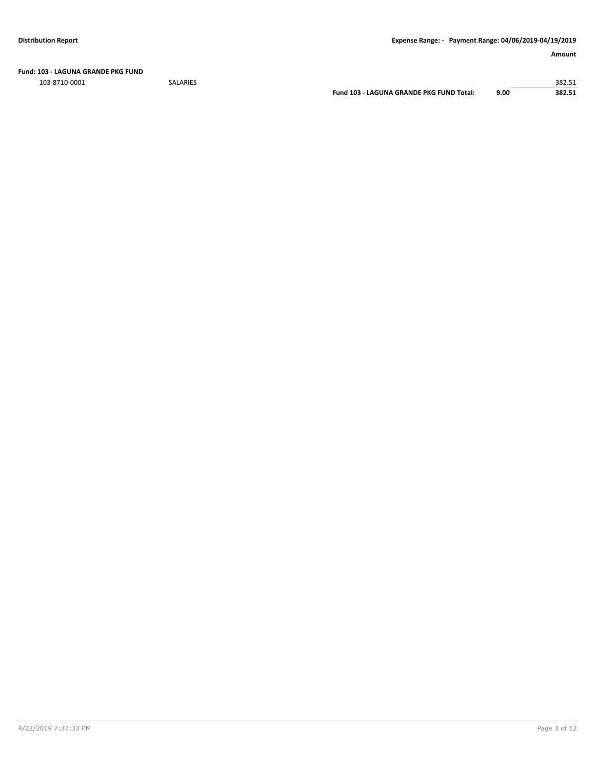**Fund: 103 - LAGUNA GRANDE PKG FUND**

| | | | | Amount |
|---|---|---|---|---|
| 103-8710-0001 | SALARIES | | | 382.51 |
| | | **Fund 103 - LAGUNA GRANDE PKG FUND Total:** | **9.00** | **382.51** |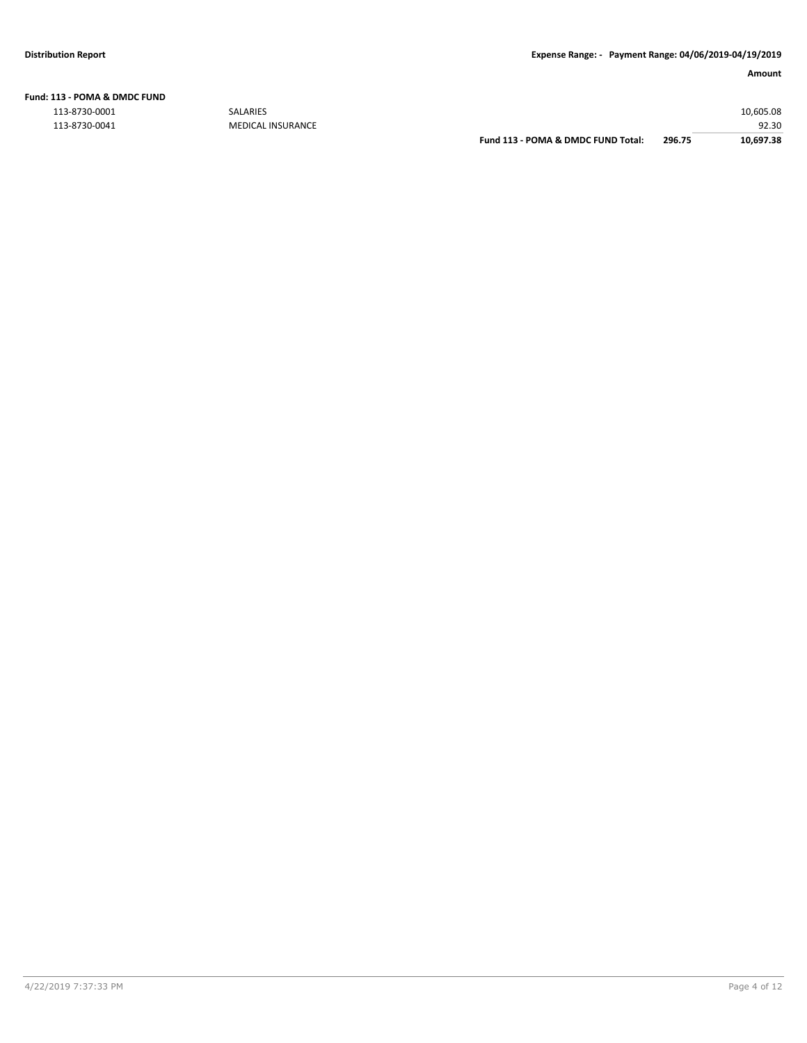**Distribution Report** | **Expense Range: - Payment Range: 04/06/2019-04/19/2019**

| | | | | **Amount** |
|---|---|---|---|---|
| **Fund: 113 - POMA & DMDC FUND** | | | | |
| 113-8730-0001 | SALARIES | | | 10,605.08 |
| 113-8730-0041 | MEDICAL INSURANCE | | | 92.30 |
| | | **Fund 113 - POMA & DMDC FUND Total:** | **296.75** | **10,697.38** |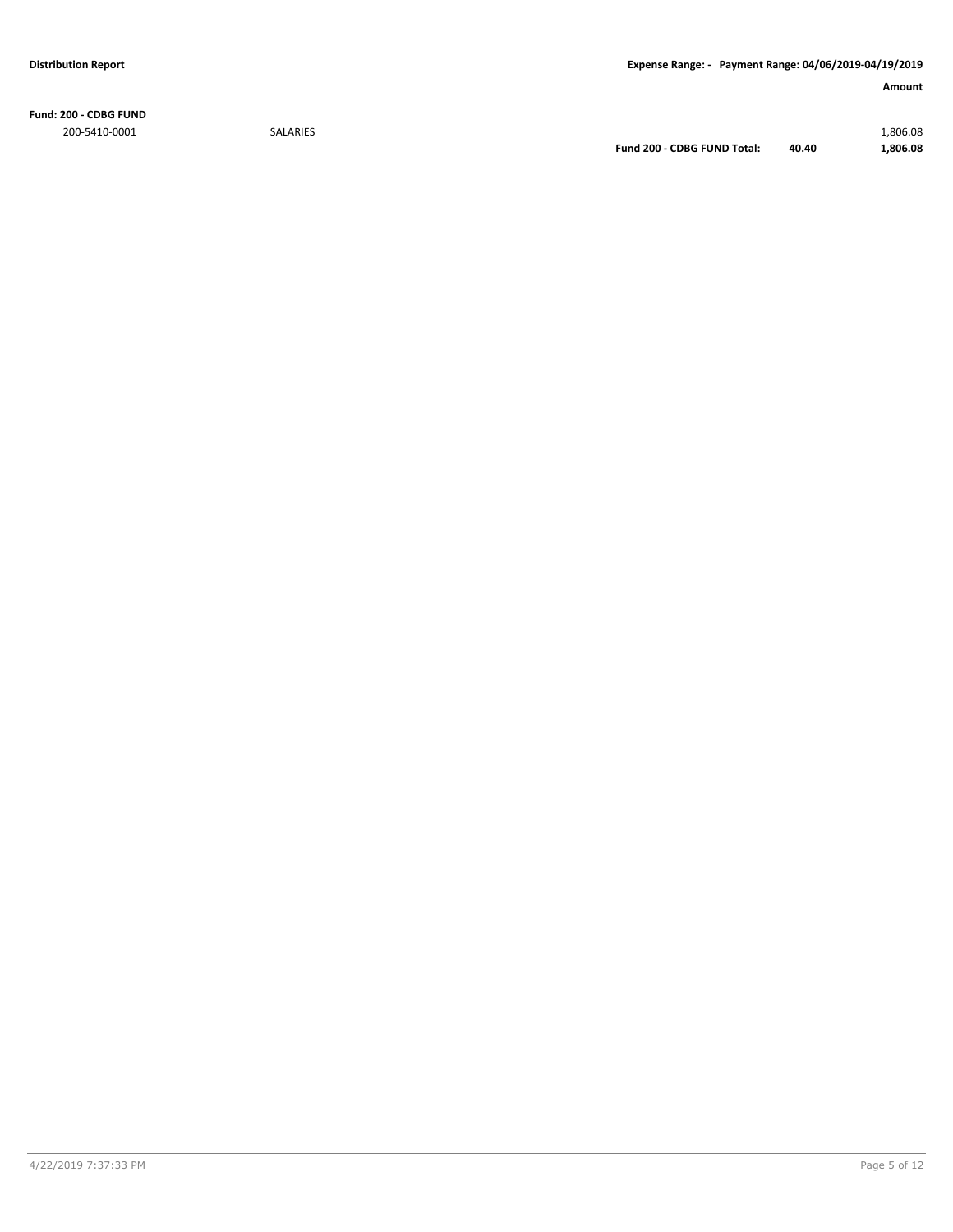**Distribution Report** | **Expense Range: - Payment Range: 04/06/2019-04/19/2019**

| | | | | **Amount** |
|---|---|---|---|---|
| **Fund: 200 - CDBG FUND** | | | | |
| 200-5410-0001 | SALARIES | | | 1,806.08 |
| | | **Fund 200 - CDBG FUND Total:** | **40.40** | **1,806.08** |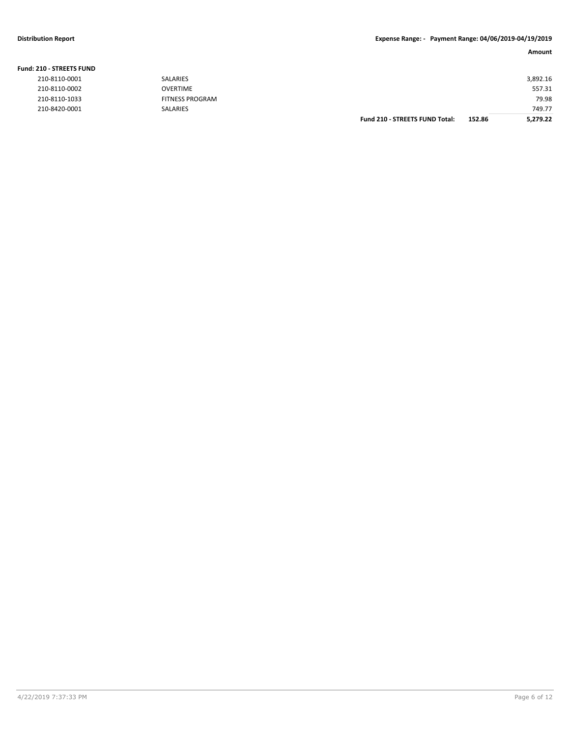| | | | Amount |
|---|---|---|---|
| **Fund: 210 - STREETS FUND** | | | |
| 210-8110-0001 | SALARIES | | 3,892.16 |
| 210-8110-0002 | OVERTIME | | 557.31 |
| 210-8110-1033 | FITNESS PROGRAM | | 79.98 |
| 210-8420-0001 | SALARIES | | 749.77 |
| | **Fund 210 - STREETS FUND Total:** | **152.86** | **5,279.22** |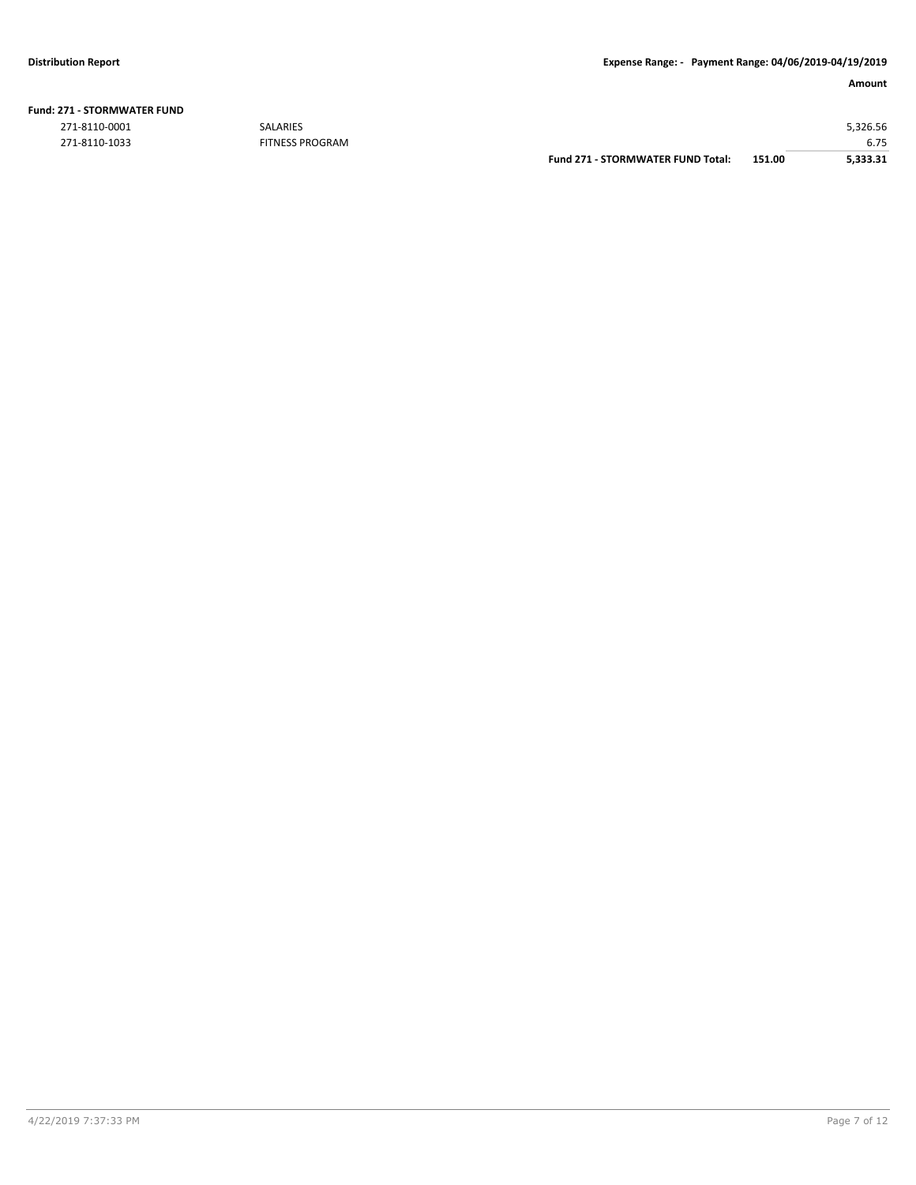**Distribution Report** | **Expense Range: - Payment Range: 04/06/2019-04/19/2019**

| | | | | **Amount** |
|---|---|---|---|---|
| **Fund: 271 - STORMWATER FUND** | | | | |
| 271-8110-0001 | SALARIES | | | 5,326.56 |
| 271-8110-1033 | FITNESS PROGRAM | | | 6.75 |
| | | **Fund 271 - STORMWATER FUND Total:** | **151.00** | **5,333.31** |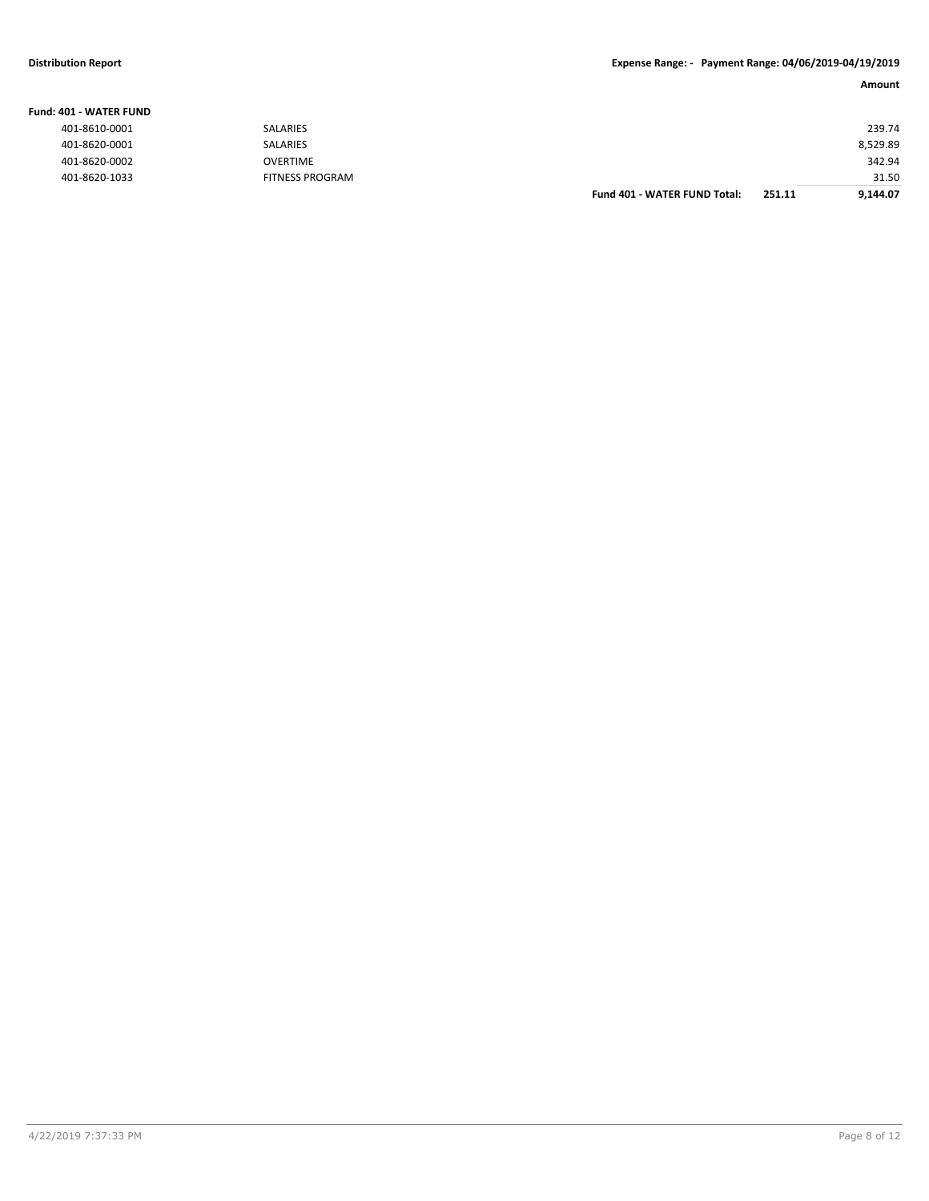**Fund: 401 - WATER FUND**

| Account | Description | | | Amount |
|---|---|---|---|---|
| 401-8610-0001 | SALARIES | | | 239.74 |
| 401-8620-0001 | SALARIES | | | 8,529.89 |
| 401-8620-0002 | OVERTIME | | | 342.94 |
| 401-8620-1033 | FITNESS PROGRAM | | | 31.50 |
| | | **Fund 401 - WATER FUND Total:** | **251.11** | **9,144.07** |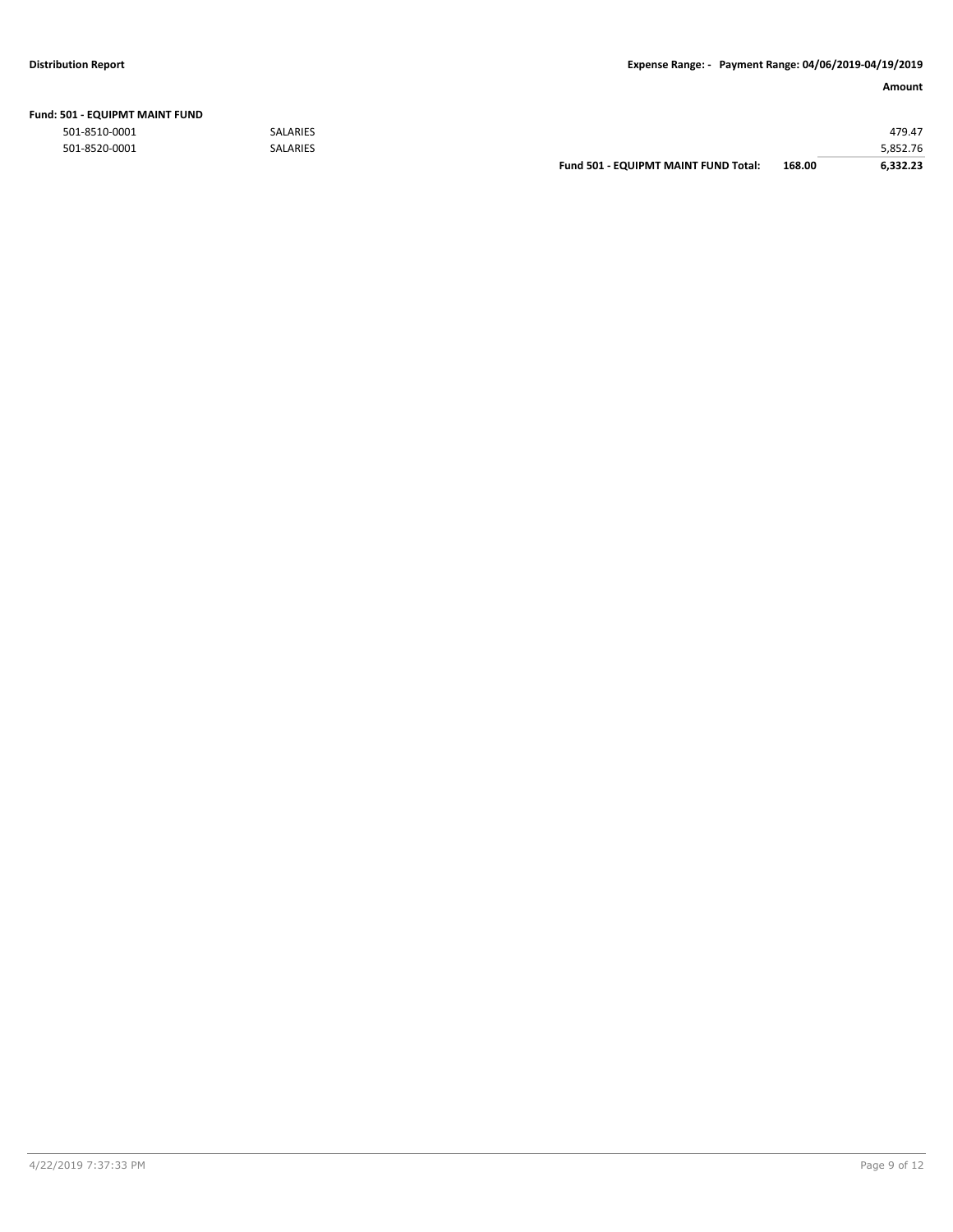**Distribution Report** | **Expense Range: - Payment Range: 04/06/2019-04/19/2019**

| | | | | Amount |
|---|---|---|---|---|
| **Fund: 501 - EQUIPMT MAINT FUND** | | | | |
| 501-8510-0001 | SALARIES | | | 479.47 |
| 501-8520-0001 | SALARIES | | | 5,852.76 |
| | | **Fund 501 - EQUIPMT MAINT FUND Total:** | **168.00** | **6,332.23** |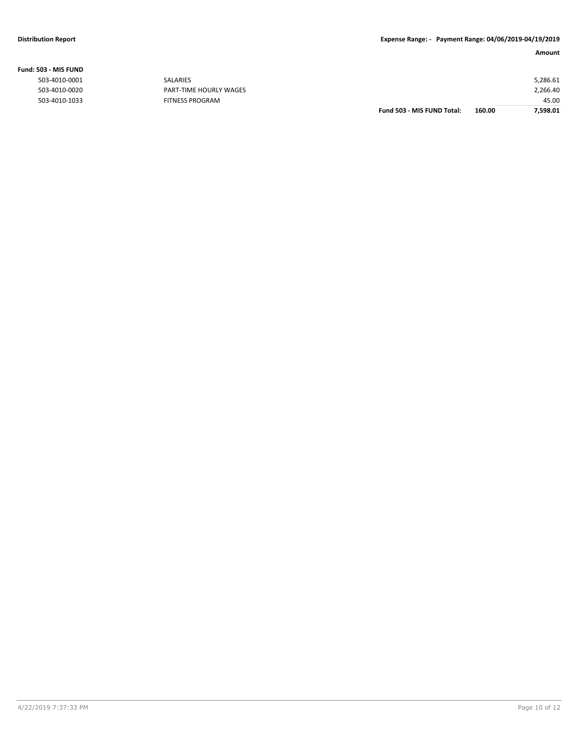**Distribution Report** | **Expense Range: - Payment Range: 04/06/2019-04/19/2019**

**Fund: 503 - MIS FUND**

| Account | Description | | | Amount |
|---|---|---|---|---|
| 503-4010-0001 | SALARIES | | | 5,286.61 |
| 503-4010-0020 | PART-TIME HOURLY WAGES | | | 2,266.40 |
| 503-4010-1033 | FITNESS PROGRAM | | | 45.00 |
| | | **Fund 503 - MIS FUND Total:** | **160.00** | **7,598.01** |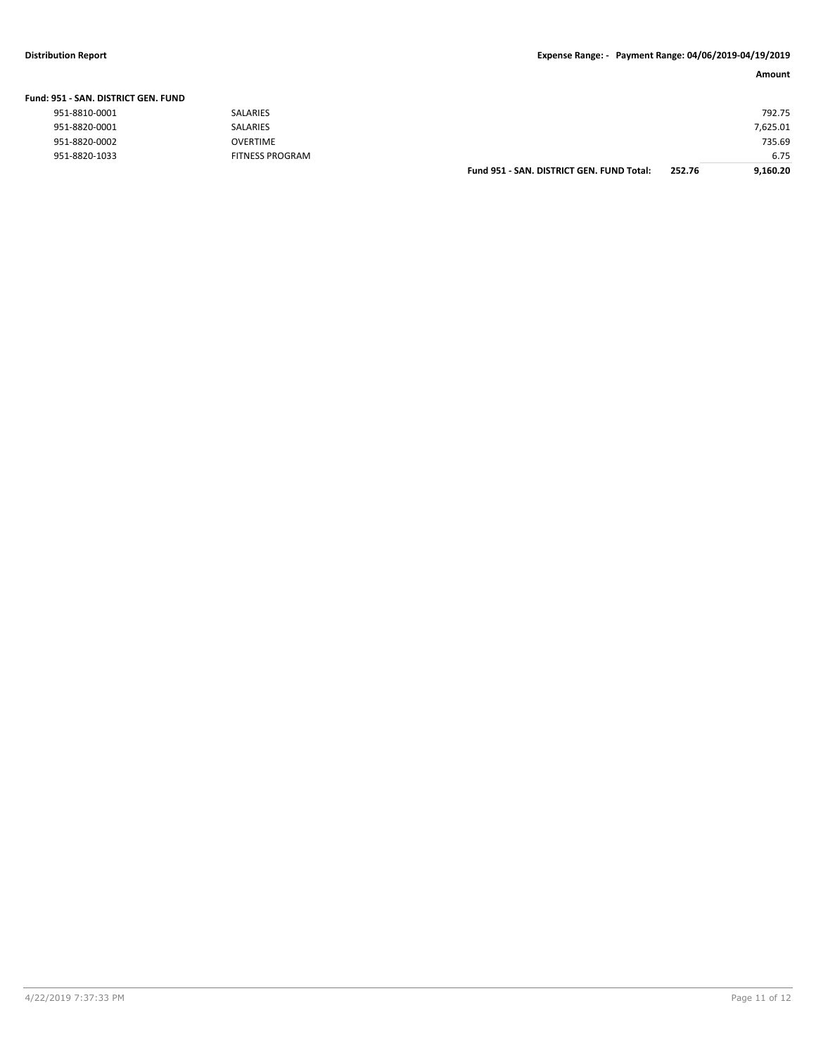**Distribution Report** | **Expense Range: - Payment Range: 04/06/2019-04/19/2019**

**Fund: 951 - SAN. DISTRICT GEN. FUND**

| | | | | Amount |
|---|---|---|---|---|
| 951-8810-0001 | SALARIES | | | 792.75 |
| 951-8820-0001 | SALARIES | | | 7,625.01 |
| 951-8820-0002 | OVERTIME | | | 735.69 |
| 951-8820-1033 | FITNESS PROGRAM | | | 6.75 |
| | | **Fund 951 - SAN. DISTRICT GEN. FUND Total:** | **252.76** | **9,160.20** |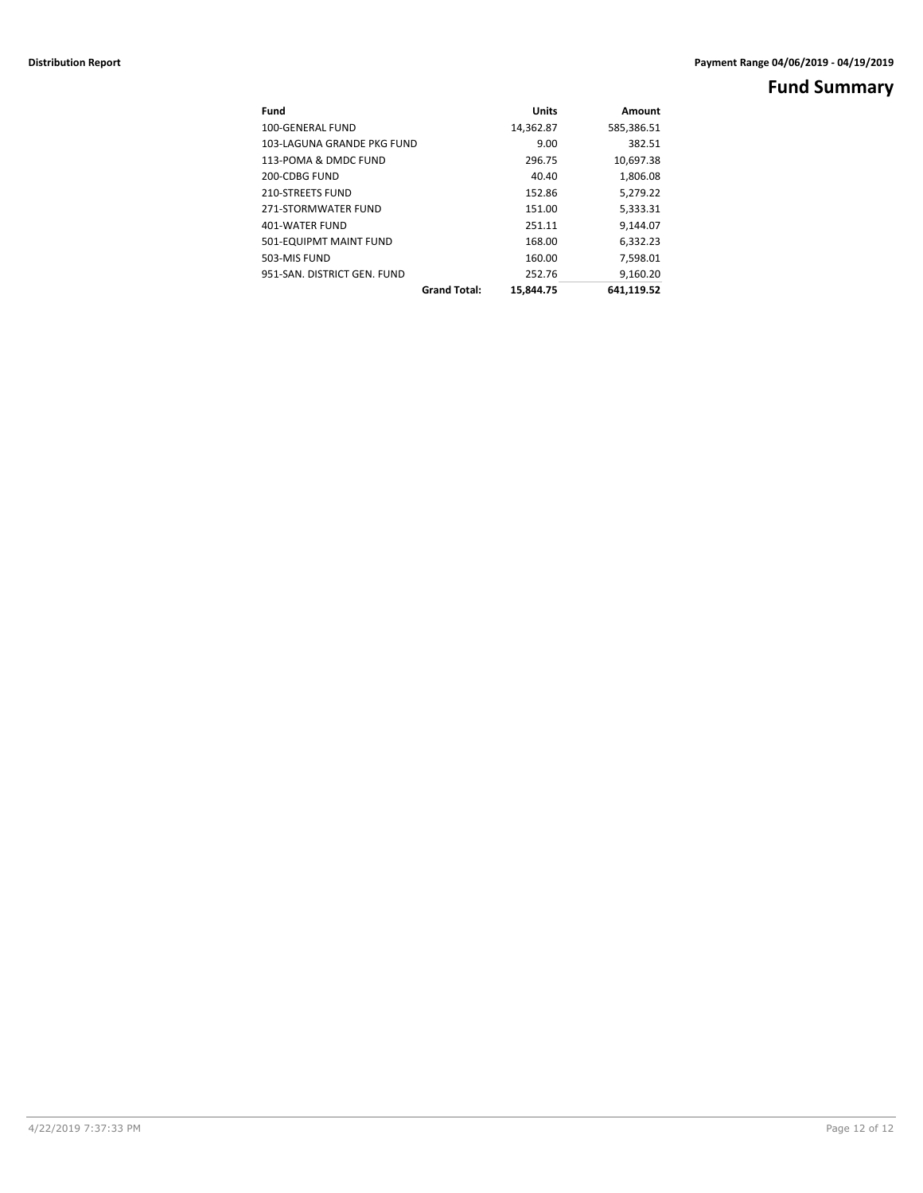# Fund Summary

| Fund | | Units | Amount |
|---|---|---|---|
| 100-GENERAL FUND | | 14,362.87 | 585,386.51 |
| 103-LAGUNA GRANDE PKG FUND | | 9.00 | 382.51 |
| 113-POMA & DMDC FUND | | 296.75 | 10,697.38 |
| 200-CDBG FUND | | 40.40 | 1,806.08 |
| 210-STREETS FUND | | 152.86 | 5,279.22 |
| 271-STORMWATER FUND | | 151.00 | 5,333.31 |
| 401-WATER FUND | | 251.11 | 9,144.07 |
| 501-EQUIPMT MAINT FUND | | 168.00 | 6,332.23 |
| 503-MIS FUND | | 160.00 | 7,598.01 |
| 951-SAN. DISTRICT GEN. FUND | | 252.76 | 9,160.20 |
| | **Grand Total:** | **15,844.75** | **641,119.52** |